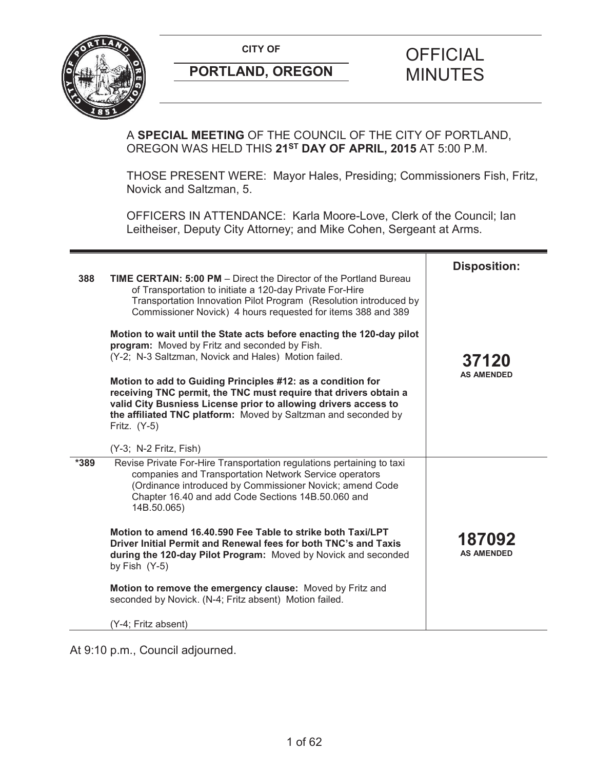**CITY OF**

**PORTLAND, OREGON**

# OFFICIAL MINUTES

A **SPECIAL MEETING** OF THE COUNCIL OF THE CITY OF PORTLAND, OREGON WAS HELD THIS **21ST DAY OF APRIL, 2015** AT 5:00 P.M.

THOSE PRESENT WERE: Mayor Hales, Presiding; Commissioners Fish, Fritz, Novick and Saltzman, 5.

OFFICERS IN ATTENDANCE: Karla Moore-Love, Clerk of the Council; Ian Leitheiser, Deputy City Attorney; and Mike Cohen, Sergeant at Arms.

| | | Disposition: |
|---|---|---|
| 388 | **TIME CERTAIN: 5:00 PM** – Direct the Director of the Portland Bureau of Transportation to initiate a 120-day Private For-Hire Transportation Innovation Pilot Program (Resolution introduced by Commissioner Novick) 4 hours requested for items 388 and 389<br><br>**Motion to wait until the State acts before enacting the 120-day pilot program:** Moved by Fritz and seconded by Fish. (Y-2; N-3 Saltzman, Novick and Hales) Motion failed.<br><br>**Motion to add to Guiding Principles #12: as a condition for receiving TNC permit, the TNC must require that drivers obtain a valid City Busniess License prior to allowing drivers access to the affiliated TNC platform:** Moved by Saltzman and seconded by Fritz. (Y-5)<br><br>(Y-3; N-2 Fritz, Fish) | **37120** AS AMENDED |
| *389 | Revise Private For-Hire Transportation regulations pertaining to taxi companies and Transportation Network Service operators (Ordinance introduced by Commissioner Novick; amend Code Chapter 16.40 and add Code Sections 14B.50.060 and 14B.50.065)<br><br>**Motion to amend 16.40.590 Fee Table to strike both Taxi/LPT Driver Initial Permit and Renewal fees for both TNC's and Taxis during the 120-day Pilot Program:** Moved by Novick and seconded by Fish (Y-5)<br><br>**Motion to remove the emergency clause:** Moved by Fritz and seconded by Novick. (N-4; Fritz absent) Motion failed.<br><br>(Y-4; Fritz absent) | **187092** AS AMENDED |

At 9:10 p.m., Council adjourned.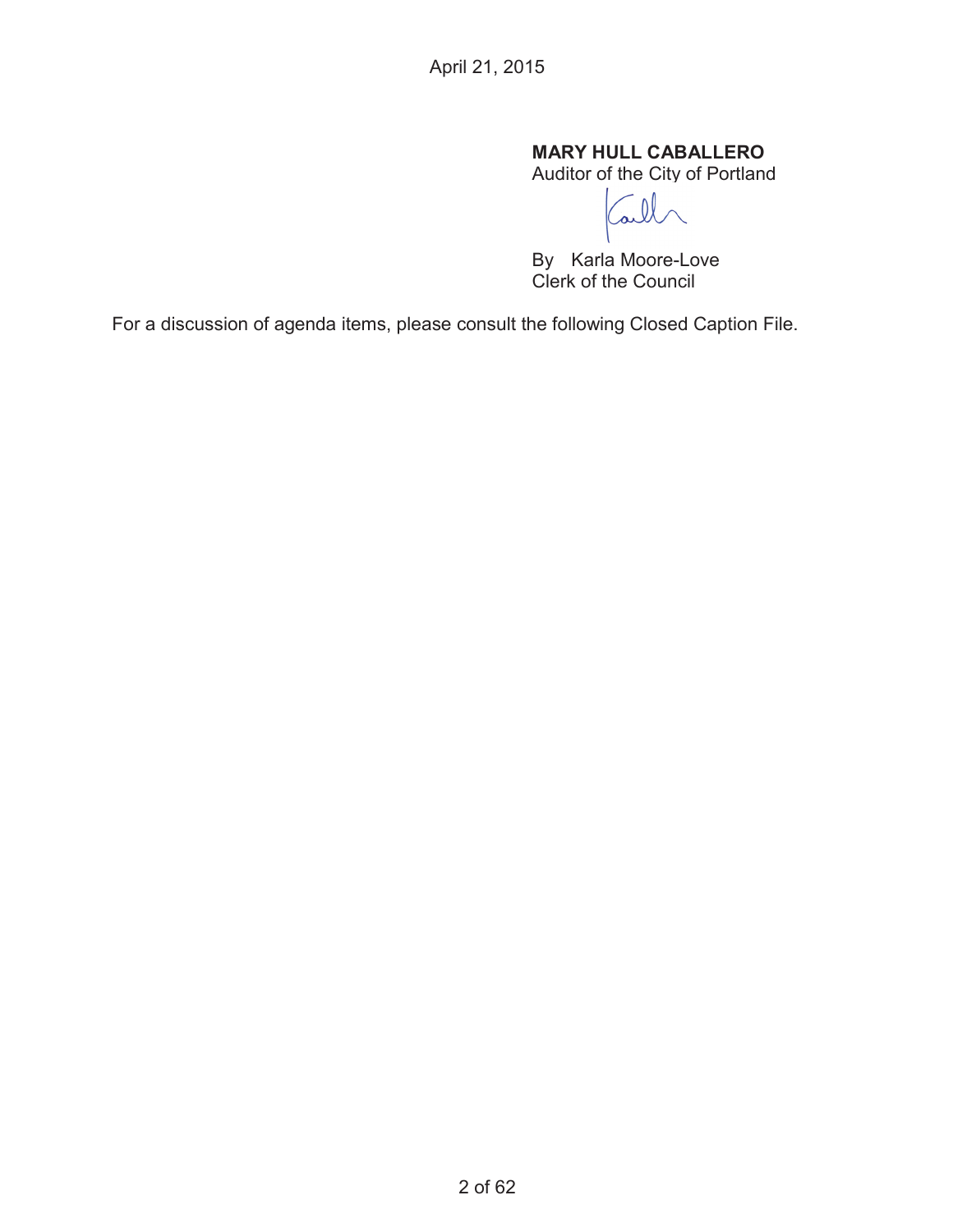April 21, 2015

**MARY HULL CABALLERO**
Auditor of the City of Portland

By Karla Moore-Love
Clerk of the Council

For a discussion of agenda items, please consult the following Closed Caption File.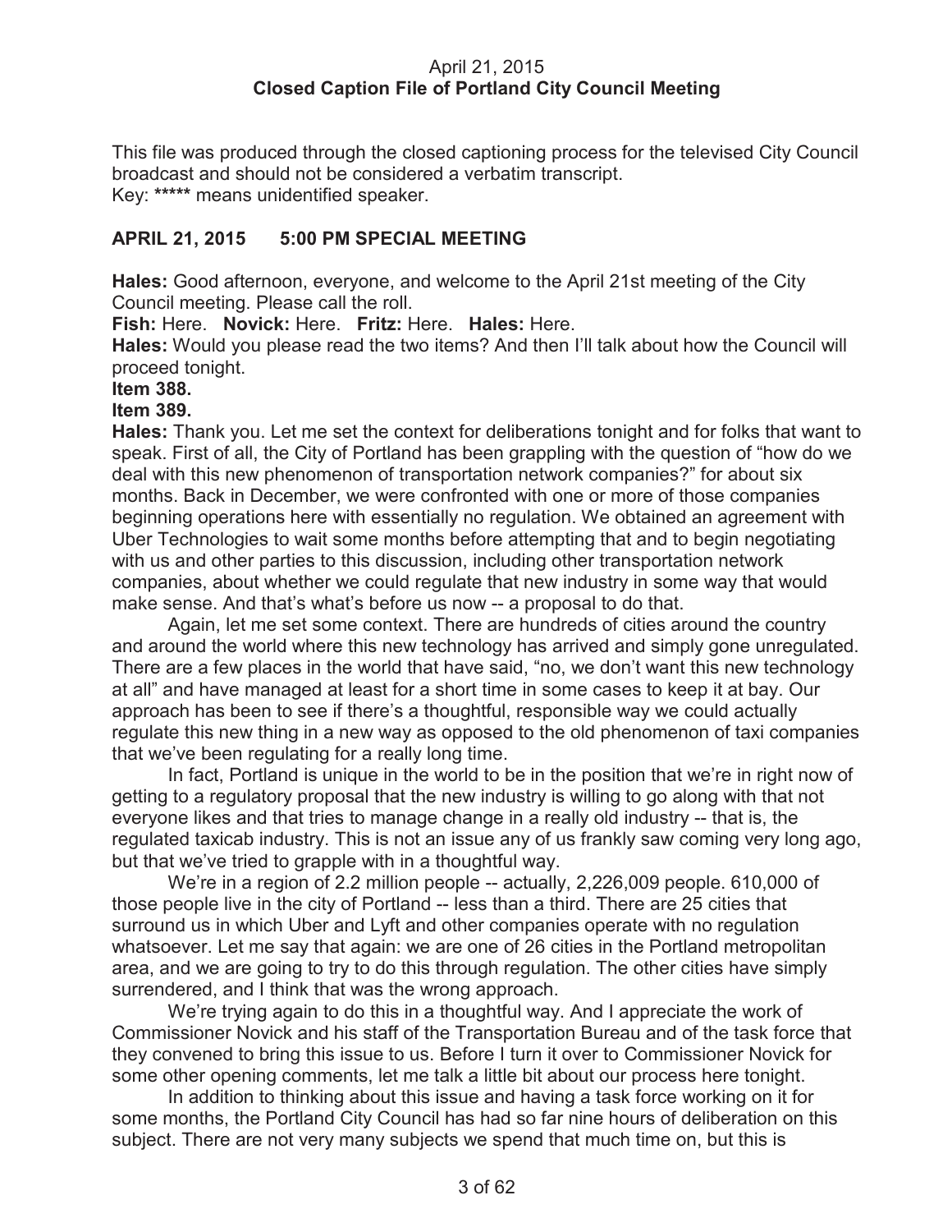April 21, 2015
**Closed Caption File of Portland City Council Meeting**

This file was produced through the closed captioning process for the televised City Council broadcast and should not be considered a verbatim transcript.
Key: ***** means unidentified speaker.

## APRIL 21, 2015 5:00 PM SPECIAL MEETING

**Hales:** Good afternoon, everyone, and welcome to the April 21st meeting of the City Council meeting. Please call the roll.

**Fish:** Here. **Novick:** Here. **Fritz:** Here. **Hales:** Here.

**Hales:** Would you please read the two items? And then I'll talk about how the Council will proceed tonight.

**Item 388.**

**Item 389.**

**Hales:** Thank you. Let me set the context for deliberations tonight and for folks that want to speak. First of all, the City of Portland has been grappling with the question of "how do we deal with this new phenomenon of transportation network companies?" for about six months. Back in December, we were confronted with one or more of those companies beginning operations here with essentially no regulation. We obtained an agreement with Uber Technologies to wait some months before attempting that and to begin negotiating with us and other parties to this discussion, including other transportation network companies, about whether we could regulate that new industry in some way that would make sense. And that's what's before us now -- a proposal to do that.

Again, let me set some context. There are hundreds of cities around the country and around the world where this new technology has arrived and simply gone unregulated. There are a few places in the world that have said, "no, we don't want this new technology at all" and have managed at least for a short time in some cases to keep it at bay. Our approach has been to see if there's a thoughtful, responsible way we could actually regulate this new thing in a new way as opposed to the old phenomenon of taxi companies that we've been regulating for a really long time.

In fact, Portland is unique in the world to be in the position that we're in right now of getting to a regulatory proposal that the new industry is willing to go along with that not everyone likes and that tries to manage change in a really old industry -- that is, the regulated taxicab industry. This is not an issue any of us frankly saw coming very long ago, but that we've tried to grapple with in a thoughtful way.

We're in a region of 2.2 million people -- actually, 2,226,009 people. 610,000 of those people live in the city of Portland -- less than a third. There are 25 cities that surround us in which Uber and Lyft and other companies operate with no regulation whatsoever. Let me say that again: we are one of 26 cities in the Portland metropolitan area, and we are going to try to do this through regulation. The other cities have simply surrendered, and I think that was the wrong approach.

We're trying again to do this in a thoughtful way. And I appreciate the work of Commissioner Novick and his staff of the Transportation Bureau and of the task force that they convened to bring this issue to us. Before I turn it over to Commissioner Novick for some other opening comments, let me talk a little bit about our process here tonight.

In addition to thinking about this issue and having a task force working on it for some months, the Portland City Council has had so far nine hours of deliberation on this subject. There are not very many subjects we spend that much time on, but this is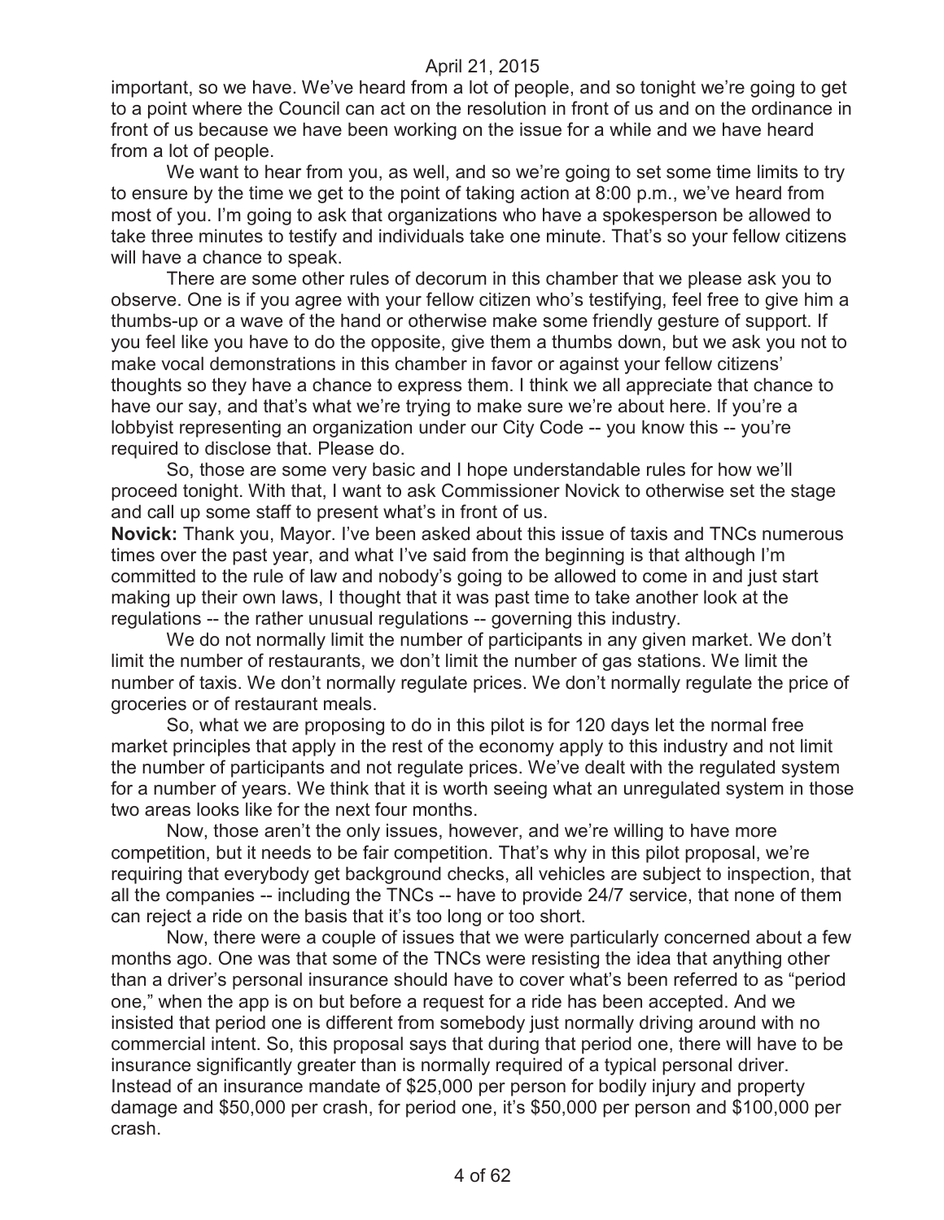important, so we have. We've heard from a lot of people, and so tonight we're going to get to a point where the Council can act on the resolution in front of us and on the ordinance in front of us because we have been working on the issue for a while and we have heard from a lot of people.

We want to hear from you, as well, and so we're going to set some time limits to try to ensure by the time we get to the point of taking action at 8:00 p.m., we've heard from most of you. I'm going to ask that organizations who have a spokesperson be allowed to take three minutes to testify and individuals take one minute. That's so your fellow citizens will have a chance to speak.

There are some other rules of decorum in this chamber that we please ask you to observe. One is if you agree with your fellow citizen who's testifying, feel free to give him a thumbs-up or a wave of the hand or otherwise make some friendly gesture of support. If you feel like you have to do the opposite, give them a thumbs down, but we ask you not to make vocal demonstrations in this chamber in favor or against your fellow citizens' thoughts so they have a chance to express them. I think we all appreciate that chance to have our say, and that's what we're trying to make sure we're about here. If you're a lobbyist representing an organization under our City Code -- you know this -- you're required to disclose that. Please do.

So, those are some very basic and I hope understandable rules for how we'll proceed tonight. With that, I want to ask Commissioner Novick to otherwise set the stage and call up some staff to present what's in front of us.

**Novick:** Thank you, Mayor. I've been asked about this issue of taxis and TNCs numerous times over the past year, and what I've said from the beginning is that although I'm committed to the rule of law and nobody's going to be allowed to come in and just start making up their own laws, I thought that it was past time to take another look at the regulations -- the rather unusual regulations -- governing this industry.

We do not normally limit the number of participants in any given market. We don't limit the number of restaurants, we don't limit the number of gas stations. We limit the number of taxis. We don't normally regulate prices. We don't normally regulate the price of groceries or of restaurant meals.

So, what we are proposing to do in this pilot is for 120 days let the normal free market principles that apply in the rest of the economy apply to this industry and not limit the number of participants and not regulate prices. We've dealt with the regulated system for a number of years. We think that it is worth seeing what an unregulated system in those two areas looks like for the next four months.

Now, those aren't the only issues, however, and we're willing to have more competition, but it needs to be fair competition. That's why in this pilot proposal, we're requiring that everybody get background checks, all vehicles are subject to inspection, that all the companies -- including the TNCs -- have to provide 24/7 service, that none of them can reject a ride on the basis that it's too long or too short.

Now, there were a couple of issues that we were particularly concerned about a few months ago. One was that some of the TNCs were resisting the idea that anything other than a driver's personal insurance should have to cover what's been referred to as "period one," when the app is on but before a request for a ride has been accepted. And we insisted that period one is different from somebody just normally driving around with no commercial intent. So, this proposal says that during that period one, there will have to be insurance significantly greater than is normally required of a typical personal driver. Instead of an insurance mandate of $25,000 per person for bodily injury and property damage and $50,000 per crash, for period one, it's $50,000 per person and $100,000 per crash.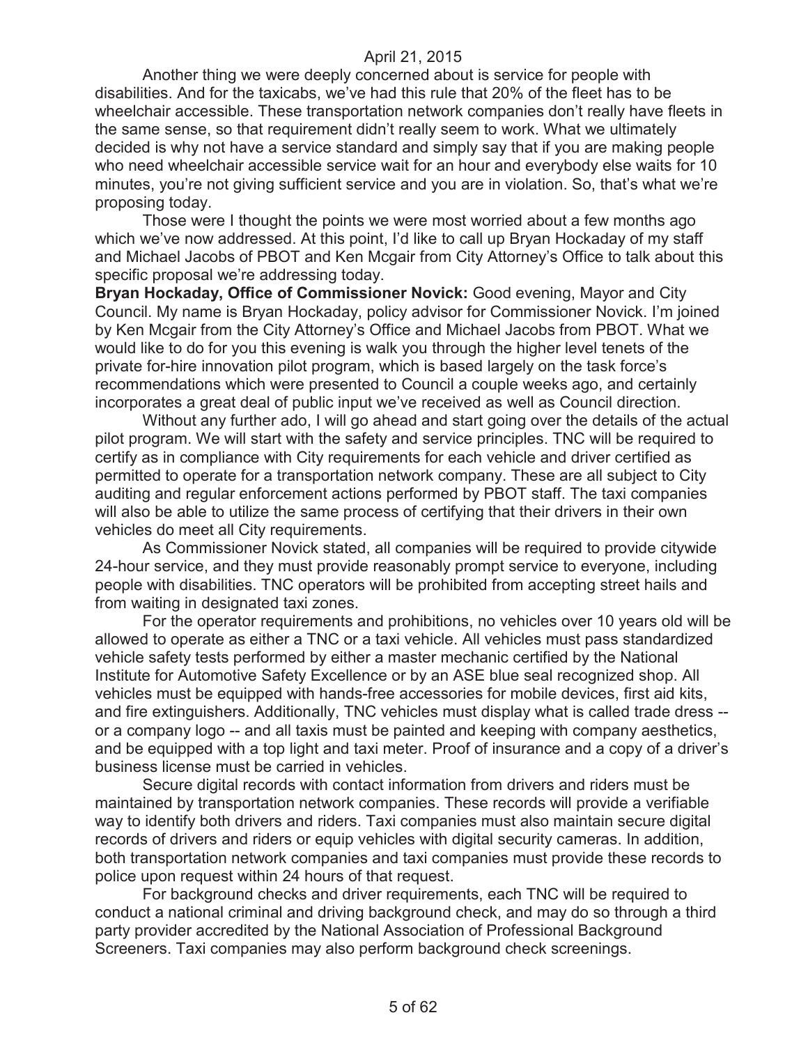Another thing we were deeply concerned about is service for people with disabilities. And for the taxicabs, we've had this rule that 20% of the fleet has to be wheelchair accessible. These transportation network companies don't really have fleets in the same sense, so that requirement didn't really seem to work. What we ultimately decided is why not have a service standard and simply say that if you are making people who need wheelchair accessible service wait for an hour and everybody else waits for 10 minutes, you're not giving sufficient service and you are in violation. So, that's what we're proposing today.

Those were I thought the points we were most worried about a few months ago which we've now addressed. At this point, I'd like to call up Bryan Hockaday of my staff and Michael Jacobs of PBOT and Ken Mcgair from City Attorney's Office to talk about this specific proposal we're addressing today.

**Bryan Hockaday, Office of Commissioner Novick:** Good evening, Mayor and City Council. My name is Bryan Hockaday, policy advisor for Commissioner Novick. I'm joined by Ken Mcgair from the City Attorney's Office and Michael Jacobs from PBOT. What we would like to do for you this evening is walk you through the higher level tenets of the private for-hire innovation pilot program, which is based largely on the task force's recommendations which were presented to Council a couple weeks ago, and certainly incorporates a great deal of public input we've received as well as Council direction.

Without any further ado, I will go ahead and start going over the details of the actual pilot program. We will start with the safety and service principles. TNC will be required to certify as in compliance with City requirements for each vehicle and driver certified as permitted to operate for a transportation network company. These are all subject to City auditing and regular enforcement actions performed by PBOT staff. The taxi companies will also be able to utilize the same process of certifying that their drivers in their own vehicles do meet all City requirements.

As Commissioner Novick stated, all companies will be required to provide citywide 24-hour service, and they must provide reasonably prompt service to everyone, including people with disabilities. TNC operators will be prohibited from accepting street hails and from waiting in designated taxi zones.

For the operator requirements and prohibitions, no vehicles over 10 years old will be allowed to operate as either a TNC or a taxi vehicle. All vehicles must pass standardized vehicle safety tests performed by either a master mechanic certified by the National Institute for Automotive Safety Excellence or by an ASE blue seal recognized shop. All vehicles must be equipped with hands-free accessories for mobile devices, first aid kits, and fire extinguishers. Additionally, TNC vehicles must display what is called trade dress -- or a company logo -- and all taxis must be painted and keeping with company aesthetics, and be equipped with a top light and taxi meter. Proof of insurance and a copy of a driver's business license must be carried in vehicles.

Secure digital records with contact information from drivers and riders must be maintained by transportation network companies. These records will provide a verifiable way to identify both drivers and riders. Taxi companies must also maintain secure digital records of drivers and riders or equip vehicles with digital security cameras. In addition, both transportation network companies and taxi companies must provide these records to police upon request within 24 hours of that request.

For background checks and driver requirements, each TNC will be required to conduct a national criminal and driving background check, and may do so through a third party provider accredited by the National Association of Professional Background Screeners. Taxi companies may also perform background check screenings.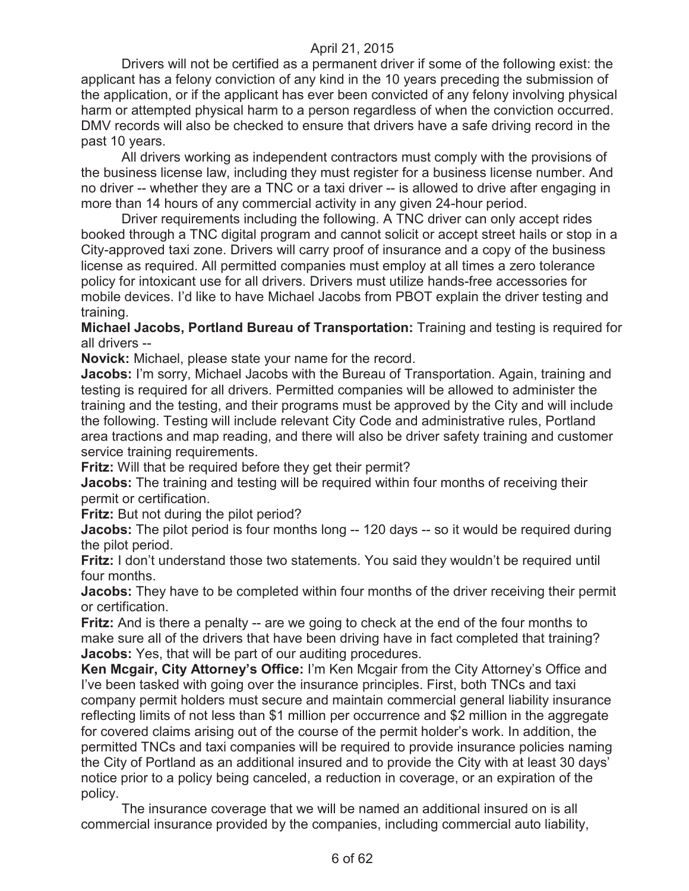Drivers will not be certified as a permanent driver if some of the following exist: the applicant has a felony conviction of any kind in the 10 years preceding the submission of the application, or if the applicant has ever been convicted of any felony involving physical harm or attempted physical harm to a person regardless of when the conviction occurred. DMV records will also be checked to ensure that drivers have a safe driving record in the past 10 years.

All drivers working as independent contractors must comply with the provisions of the business license law, including they must register for a business license number. And no driver -- whether they are a TNC or a taxi driver -- is allowed to drive after engaging in more than 14 hours of any commercial activity in any given 24-hour period.

Driver requirements including the following. A TNC driver can only accept rides booked through a TNC digital program and cannot solicit or accept street hails or stop in a City-approved taxi zone. Drivers will carry proof of insurance and a copy of the business license as required. All permitted companies must employ at all times a zero tolerance policy for intoxicant use for all drivers. Drivers must utilize hands-free accessories for mobile devices. I'd like to have Michael Jacobs from PBOT explain the driver testing and training.

**Michael Jacobs, Portland Bureau of Transportation:** Training and testing is required for all drivers --

**Novick:** Michael, please state your name for the record.

**Jacobs:** I'm sorry, Michael Jacobs with the Bureau of Transportation. Again, training and testing is required for all drivers. Permitted companies will be allowed to administer the training and the testing, and their programs must be approved by the City and will include the following. Testing will include relevant City Code and administrative rules, Portland area tractions and map reading, and there will also be driver safety training and customer service training requirements.

**Fritz:** Will that be required before they get their permit?

**Jacobs:** The training and testing will be required within four months of receiving their permit or certification.

**Fritz:** But not during the pilot period?

**Jacobs:** The pilot period is four months long -- 120 days -- so it would be required during the pilot period.

**Fritz:** I don't understand those two statements. You said they wouldn't be required until four months.

**Jacobs:** They have to be completed within four months of the driver receiving their permit or certification.

**Fritz:** And is there a penalty -- are we going to check at the end of the four months to make sure all of the drivers that have been driving have in fact completed that training?

**Jacobs:** Yes, that will be part of our auditing procedures.

**Ken Mcgair, City Attorney's Office:** I'm Ken Mcgair from the City Attorney's Office and I've been tasked with going over the insurance principles. First, both TNCs and taxi company permit holders must secure and maintain commercial general liability insurance reflecting limits of not less than $1 million per occurrence and $2 million in the aggregate for covered claims arising out of the course of the permit holder's work. In addition, the permitted TNCs and taxi companies will be required to provide insurance policies naming the City of Portland as an additional insured and to provide the City with at least 30 days' notice prior to a policy being canceled, a reduction in coverage, or an expiration of the policy.

The insurance coverage that we will be named an additional insured on is all commercial insurance provided by the companies, including commercial auto liability,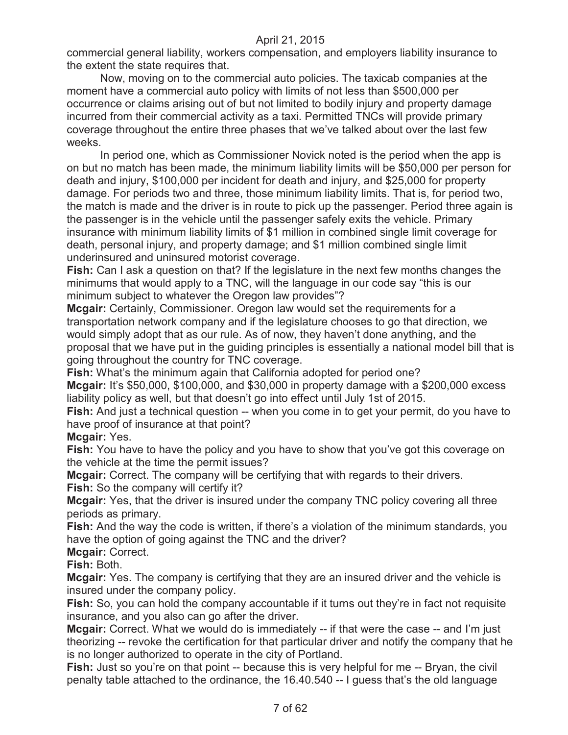commercial general liability, workers compensation, and employers liability insurance to the extent the state requires that.

Now, moving on to the commercial auto policies. The taxicab companies at the moment have a commercial auto policy with limits of not less than $500,000 per occurrence or claims arising out of but not limited to bodily injury and property damage incurred from their commercial activity as a taxi. Permitted TNCs will provide primary coverage throughout the entire three phases that we've talked about over the last few weeks.

In period one, which as Commissioner Novick noted is the period when the app is on but no match has been made, the minimum liability limits will be $50,000 per person for death and injury, $100,000 per incident for death and injury, and $25,000 for property damage. For periods two and three, those minimum liability limits. That is, for period two, the match is made and the driver is in route to pick up the passenger. Period three again is the passenger is in the vehicle until the passenger safely exits the vehicle. Primary insurance with minimum liability limits of $1 million in combined single limit coverage for death, personal injury, and property damage; and $1 million combined single limit underinsured and uninsured motorist coverage.

**Fish:** Can I ask a question on that? If the legislature in the next few months changes the minimums that would apply to a TNC, will the language in our code say "this is our minimum subject to whatever the Oregon law provides"?

**Mcgair:** Certainly, Commissioner. Oregon law would set the requirements for a transportation network company and if the legislature chooses to go that direction, we would simply adopt that as our rule. As of now, they haven't done anything, and the proposal that we have put in the guiding principles is essentially a national model bill that is going throughout the country for TNC coverage.

**Fish:** What's the minimum again that California adopted for period one?

**Mcgair:** It's $50,000, $100,000, and $30,000 in property damage with a $200,000 excess liability policy as well, but that doesn't go into effect until July 1st of 2015.

**Fish:** And just a technical question -- when you come in to get your permit, do you have to have proof of insurance at that point?

**Mcgair:** Yes.

**Fish:** You have to have the policy and you have to show that you've got this coverage on the vehicle at the time the permit issues?

**Mcgair:** Correct. The company will be certifying that with regards to their drivers.

**Fish:** So the company will certify it?

**Mcgair:** Yes, that the driver is insured under the company TNC policy covering all three periods as primary.

**Fish:** And the way the code is written, if there's a violation of the minimum standards, you have the option of going against the TNC and the driver?

**Mcgair:** Correct.

**Fish:** Both.

**Mcgair:** Yes. The company is certifying that they are an insured driver and the vehicle is insured under the company policy.

**Fish:** So, you can hold the company accountable if it turns out they're in fact not requisite insurance, and you also can go after the driver.

**Mcgair:** Correct. What we would do is immediately -- if that were the case -- and I'm just theorizing -- revoke the certification for that particular driver and notify the company that he is no longer authorized to operate in the city of Portland.

**Fish:** Just so you're on that point -- because this is very helpful for me -- Bryan, the civil penalty table attached to the ordinance, the 16.40.540 -- I guess that's the old language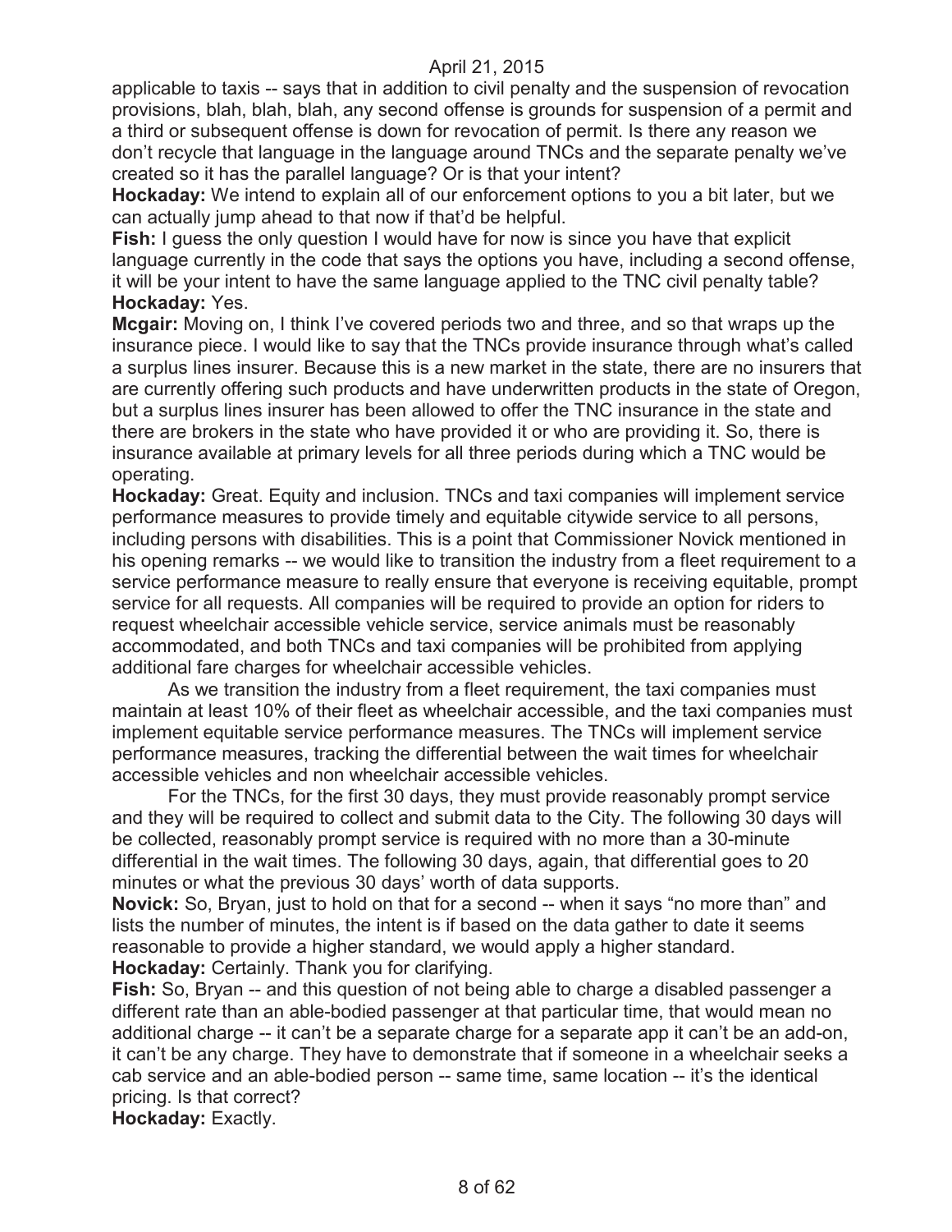applicable to taxis -- says that in addition to civil penalty and the suspension of revocation provisions, blah, blah, blah, any second offense is grounds for suspension of a permit and a third or subsequent offense is down for revocation of permit. Is there any reason we don't recycle that language in the language around TNCs and the separate penalty we've created so it has the parallel language? Or is that your intent?

**Hockaday:** We intend to explain all of our enforcement options to you a bit later, but we can actually jump ahead to that now if that'd be helpful.

**Fish:** I guess the only question I would have for now is since you have that explicit language currently in the code that says the options you have, including a second offense, it will be your intent to have the same language applied to the TNC civil penalty table?

**Hockaday:** Yes.

**Mcgair:** Moving on, I think I've covered periods two and three, and so that wraps up the insurance piece. I would like to say that the TNCs provide insurance through what's called a surplus lines insurer. Because this is a new market in the state, there are no insurers that are currently offering such products and have underwritten products in the state of Oregon, but a surplus lines insurer has been allowed to offer the TNC insurance in the state and there are brokers in the state who have provided it or who are providing it. So, there is insurance available at primary levels for all three periods during which a TNC would be operating.

**Hockaday:** Great. Equity and inclusion. TNCs and taxi companies will implement service performance measures to provide timely and equitable citywide service to all persons, including persons with disabilities. This is a point that Commissioner Novick mentioned in his opening remarks -- we would like to transition the industry from a fleet requirement to a service performance measure to really ensure that everyone is receiving equitable, prompt service for all requests. All companies will be required to provide an option for riders to request wheelchair accessible vehicle service, service animals must be reasonably accommodated, and both TNCs and taxi companies will be prohibited from applying additional fare charges for wheelchair accessible vehicles.

As we transition the industry from a fleet requirement, the taxi companies must maintain at least 10% of their fleet as wheelchair accessible, and the taxi companies must implement equitable service performance measures. The TNCs will implement service performance measures, tracking the differential between the wait times for wheelchair accessible vehicles and non wheelchair accessible vehicles.

For the TNCs, for the first 30 days, they must provide reasonably prompt service and they will be required to collect and submit data to the City. The following 30 days will be collected, reasonably prompt service is required with no more than a 30-minute differential in the wait times. The following 30 days, again, that differential goes to 20 minutes or what the previous 30 days' worth of data supports.

**Novick:** So, Bryan, just to hold on that for a second -- when it says "no more than" and lists the number of minutes, the intent is if based on the data gather to date it seems reasonable to provide a higher standard, we would apply a higher standard.

**Hockaday:** Certainly. Thank you for clarifying.

**Fish:** So, Bryan -- and this question of not being able to charge a disabled passenger a different rate than an able-bodied passenger at that particular time, that would mean no additional charge -- it can't be a separate charge for a separate app it can't be an add-on, it can't be any charge. They have to demonstrate that if someone in a wheelchair seeks a cab service and an able-bodied person -- same time, same location -- it's the identical pricing. Is that correct?

**Hockaday:** Exactly.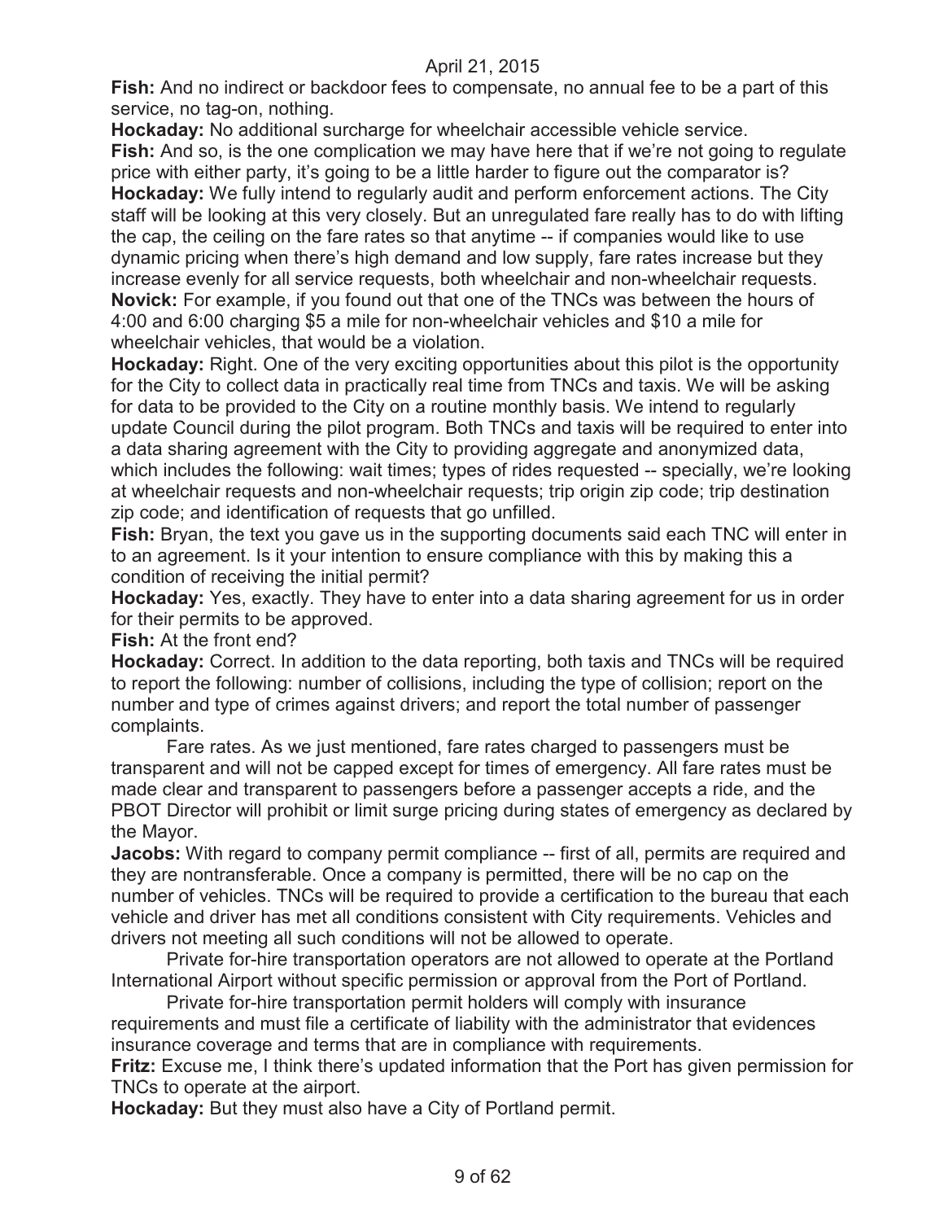**Fish:** And no indirect or backdoor fees to compensate, no annual fee to be a part of this service, no tag-on, nothing.

**Hockaday:** No additional surcharge for wheelchair accessible vehicle service.

**Fish:** And so, is the one complication we may have here that if we're not going to regulate price with either party, it's going to be a little harder to figure out the comparator is?

**Hockaday:** We fully intend to regularly audit and perform enforcement actions. The City staff will be looking at this very closely. But an unregulated fare really has to do with lifting the cap, the ceiling on the fare rates so that anytime -- if companies would like to use dynamic pricing when there's high demand and low supply, fare rates increase but they increase evenly for all service requests, both wheelchair and non-wheelchair requests.

**Novick:** For example, if you found out that one of the TNCs was between the hours of 4:00 and 6:00 charging $5 a mile for non-wheelchair vehicles and $10 a mile for wheelchair vehicles, that would be a violation.

**Hockaday:** Right. One of the very exciting opportunities about this pilot is the opportunity for the City to collect data in practically real time from TNCs and taxis. We will be asking for data to be provided to the City on a routine monthly basis. We intend to regularly update Council during the pilot program. Both TNCs and taxis will be required to enter into a data sharing agreement with the City to providing aggregate and anonymized data, which includes the following: wait times; types of rides requested -- specially, we're looking at wheelchair requests and non-wheelchair requests; trip origin zip code; trip destination zip code; and identification of requests that go unfilled.

**Fish:** Bryan, the text you gave us in the supporting documents said each TNC will enter in to an agreement. Is it your intention to ensure compliance with this by making this a condition of receiving the initial permit?

**Hockaday:** Yes, exactly. They have to enter into a data sharing agreement for us in order for their permits to be approved.

**Fish:** At the front end?

**Hockaday:** Correct. In addition to the data reporting, both taxis and TNCs will be required to report the following: number of collisions, including the type of collision; report on the number and type of crimes against drivers; and report the total number of passenger complaints.

Fare rates. As we just mentioned, fare rates charged to passengers must be transparent and will not be capped except for times of emergency. All fare rates must be made clear and transparent to passengers before a passenger accepts a ride, and the PBOT Director will prohibit or limit surge pricing during states of emergency as declared by the Mayor.

**Jacobs:** With regard to company permit compliance -- first of all, permits are required and they are nontransferable. Once a company is permitted, there will be no cap on the number of vehicles. TNCs will be required to provide a certification to the bureau that each vehicle and driver has met all conditions consistent with City requirements. Vehicles and drivers not meeting all such conditions will not be allowed to operate.

Private for-hire transportation operators are not allowed to operate at the Portland International Airport without specific permission or approval from the Port of Portland.

Private for-hire transportation permit holders will comply with insurance requirements and must file a certificate of liability with the administrator that evidences insurance coverage and terms that are in compliance with requirements.

**Fritz:** Excuse me, I think there's updated information that the Port has given permission for TNCs to operate at the airport.

**Hockaday:** But they must also have a City of Portland permit.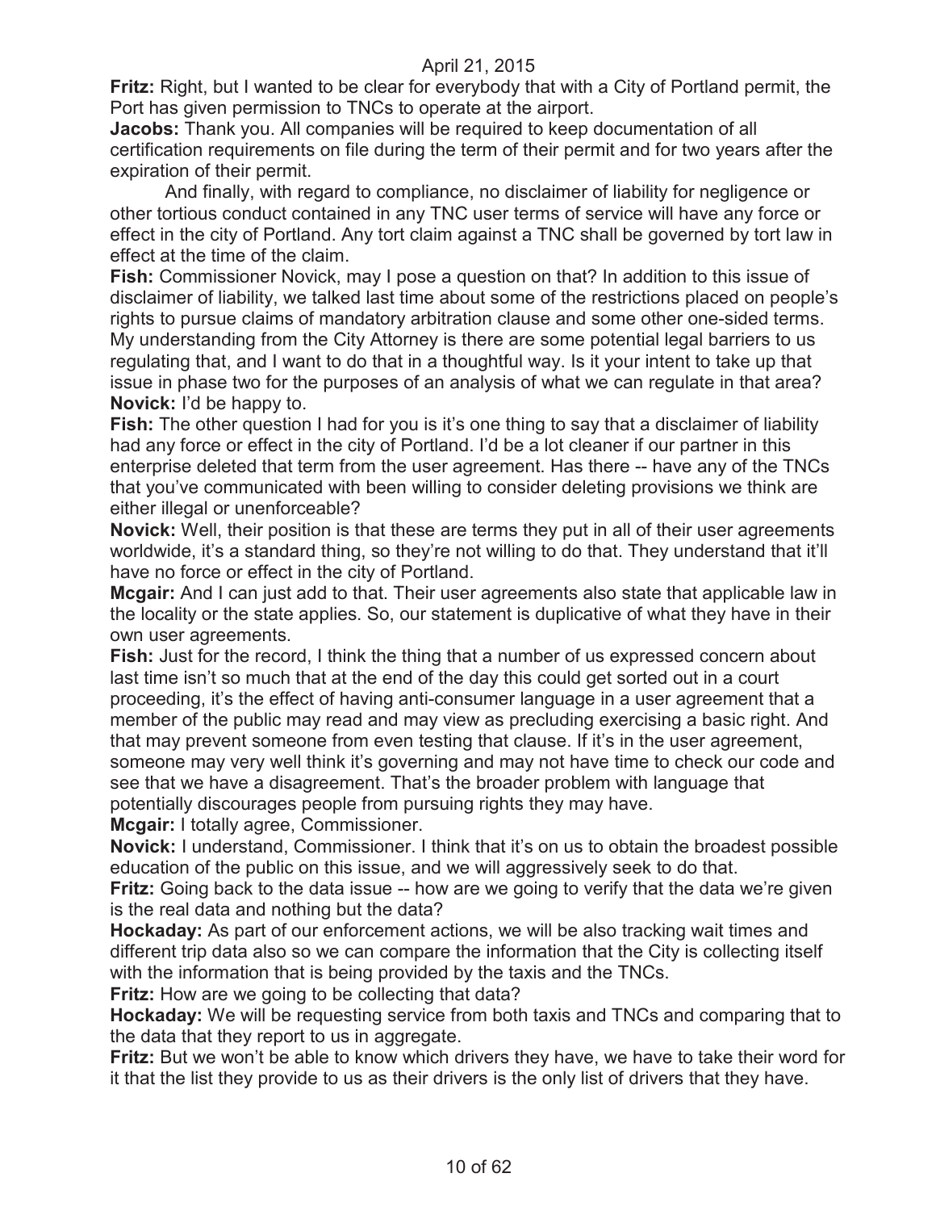**Fritz:** Right, but I wanted to be clear for everybody that with a City of Portland permit, the Port has given permission to TNCs to operate at the airport.

**Jacobs:** Thank you. All companies will be required to keep documentation of all certification requirements on file during the term of their permit and for two years after the expiration of their permit.

And finally, with regard to compliance, no disclaimer of liability for negligence or other tortious conduct contained in any TNC user terms of service will have any force or effect in the city of Portland. Any tort claim against a TNC shall be governed by tort law in effect at the time of the claim.

**Fish:** Commissioner Novick, may I pose a question on that? In addition to this issue of disclaimer of liability, we talked last time about some of the restrictions placed on people's rights to pursue claims of mandatory arbitration clause and some other one-sided terms. My understanding from the City Attorney is there are some potential legal barriers to us regulating that, and I want to do that in a thoughtful way. Is it your intent to take up that issue in phase two for the purposes of an analysis of what we can regulate in that area?

**Novick:** I'd be happy to.

**Fish:** The other question I had for you is it's one thing to say that a disclaimer of liability had any force or effect in the city of Portland. I'd be a lot cleaner if our partner in this enterprise deleted that term from the user agreement. Has there -- have any of the TNCs that you've communicated with been willing to consider deleting provisions we think are either illegal or unenforceable?

**Novick:** Well, their position is that these are terms they put in all of their user agreements worldwide, it's a standard thing, so they're not willing to do that. They understand that it'll have no force or effect in the city of Portland.

**Mcgair:** And I can just add to that. Their user agreements also state that applicable law in the locality or the state applies. So, our statement is duplicative of what they have in their own user agreements.

**Fish:** Just for the record, I think the thing that a number of us expressed concern about last time isn't so much that at the end of the day this could get sorted out in a court proceeding, it's the effect of having anti-consumer language in a user agreement that a member of the public may read and may view as precluding exercising a basic right. And that may prevent someone from even testing that clause. If it's in the user agreement, someone may very well think it's governing and may not have time to check our code and see that we have a disagreement. That's the broader problem with language that potentially discourages people from pursuing rights they may have.

**Mcgair:** I totally agree, Commissioner.

**Novick:** I understand, Commissioner. I think that it's on us to obtain the broadest possible education of the public on this issue, and we will aggressively seek to do that.

**Fritz:** Going back to the data issue -- how are we going to verify that the data we're given is the real data and nothing but the data?

**Hockaday:** As part of our enforcement actions, we will be also tracking wait times and different trip data also so we can compare the information that the City is collecting itself with the information that is being provided by the taxis and the TNCs.

**Fritz:** How are we going to be collecting that data?

**Hockaday:** We will be requesting service from both taxis and TNCs and comparing that to the data that they report to us in aggregate.

**Fritz:** But we won't be able to know which drivers they have, we have to take their word for it that the list they provide to us as their drivers is the only list of drivers that they have.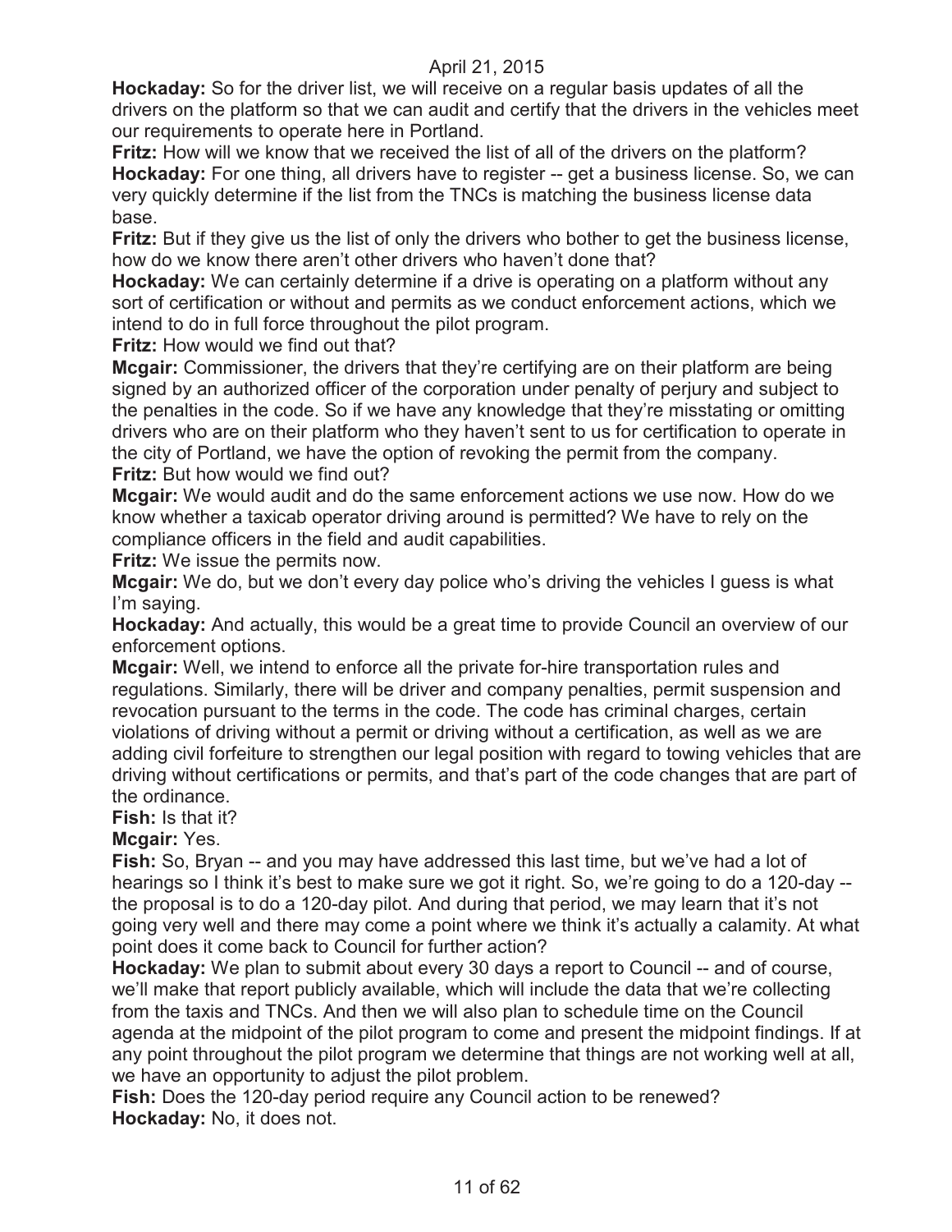**Hockaday:** So for the driver list, we will receive on a regular basis updates of all the drivers on the platform so that we can audit and certify that the drivers in the vehicles meet our requirements to operate here in Portland.

**Fritz:** How will we know that we received the list of all of the drivers on the platform?

**Hockaday:** For one thing, all drivers have to register -- get a business license. So, we can very quickly determine if the list from the TNCs is matching the business license data base.

**Fritz:** But if they give us the list of only the drivers who bother to get the business license, how do we know there aren't other drivers who haven't done that?

**Hockaday:** We can certainly determine if a drive is operating on a platform without any sort of certification or without and permits as we conduct enforcement actions, which we intend to do in full force throughout the pilot program.

**Fritz:** How would we find out that?

**Mcgair:** Commissioner, the drivers that they're certifying are on their platform are being signed by an authorized officer of the corporation under penalty of perjury and subject to the penalties in the code. So if we have any knowledge that they're misstating or omitting drivers who are on their platform who they haven't sent to us for certification to operate in the city of Portland, we have the option of revoking the permit from the company.

**Fritz:** But how would we find out?

**Mcgair:** We would audit and do the same enforcement actions we use now. How do we know whether a taxicab operator driving around is permitted? We have to rely on the compliance officers in the field and audit capabilities.

**Fritz:** We issue the permits now.

**Mcgair:** We do, but we don't every day police who's driving the vehicles I guess is what I'm saying.

**Hockaday:** And actually, this would be a great time to provide Council an overview of our enforcement options.

**Mcgair:** Well, we intend to enforce all the private for-hire transportation rules and regulations. Similarly, there will be driver and company penalties, permit suspension and revocation pursuant to the terms in the code. The code has criminal charges, certain violations of driving without a permit or driving without a certification, as well as we are adding civil forfeiture to strengthen our legal position with regard to towing vehicles that are driving without certifications or permits, and that's part of the code changes that are part of the ordinance.

**Fish:** Is that it?

**Mcgair:** Yes.

**Fish:** So, Bryan -- and you may have addressed this last time, but we've had a lot of hearings so I think it's best to make sure we got it right. So, we're going to do a 120-day -- the proposal is to do a 120-day pilot. And during that period, we may learn that it's not going very well and there may come a point where we think it's actually a calamity. At what point does it come back to Council for further action?

**Hockaday:** We plan to submit about every 30 days a report to Council -- and of course, we'll make that report publicly available, which will include the data that we're collecting from the taxis and TNCs. And then we will also plan to schedule time on the Council agenda at the midpoint of the pilot program to come and present the midpoint findings. If at any point throughout the pilot program we determine that things are not working well at all, we have an opportunity to adjust the pilot problem.

**Fish:** Does the 120-day period require any Council action to be renewed?

**Hockaday:** No, it does not.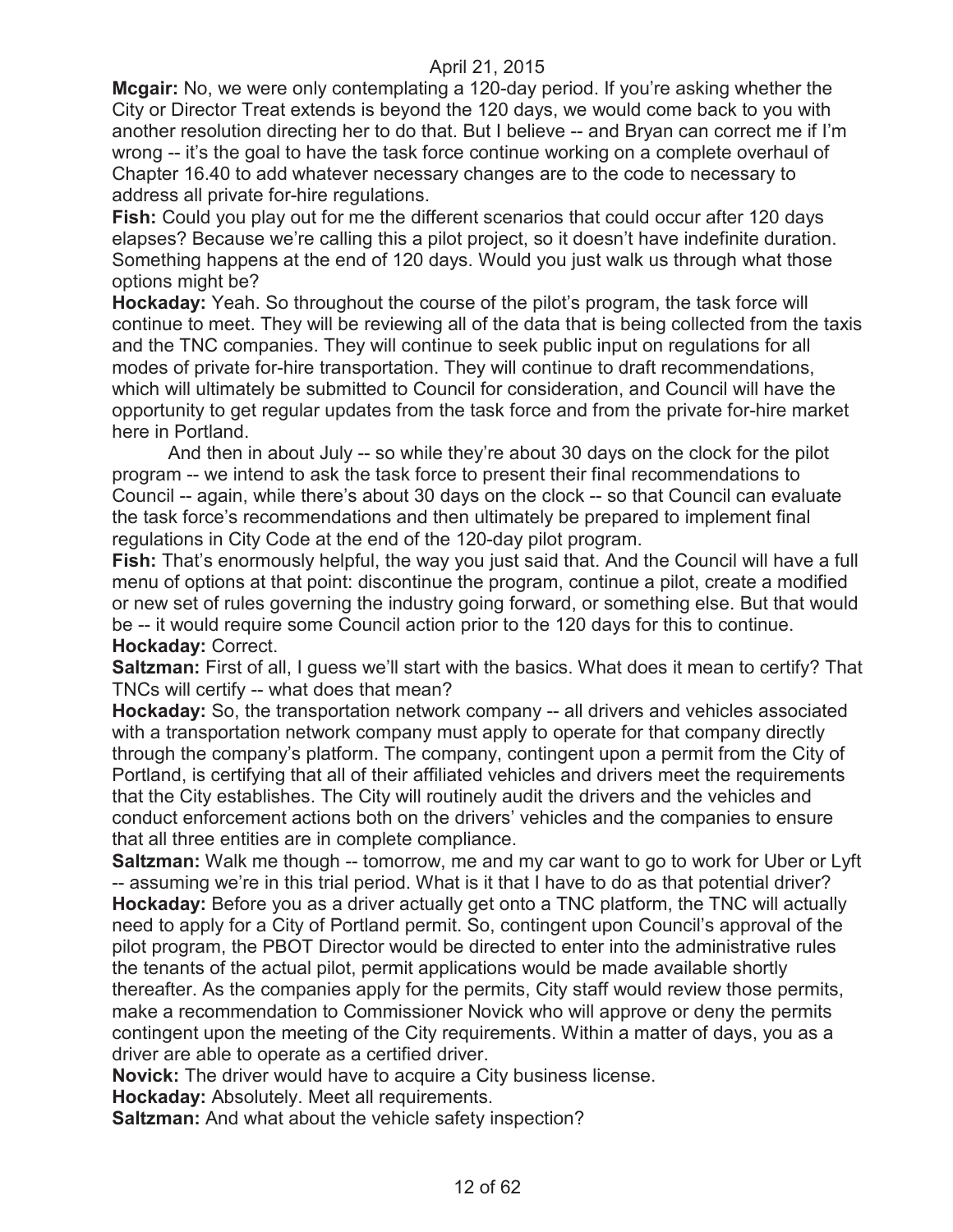**Mcgair:** No, we were only contemplating a 120-day period. If you're asking whether the City or Director Treat extends is beyond the 120 days, we would come back to you with another resolution directing her to do that. But I believe -- and Bryan can correct me if I'm wrong -- it's the goal to have the task force continue working on a complete overhaul of Chapter 16.40 to add whatever necessary changes are to the code to necessary to address all private for-hire regulations.

**Fish:** Could you play out for me the different scenarios that could occur after 120 days elapses? Because we're calling this a pilot project, so it doesn't have indefinite duration. Something happens at the end of 120 days. Would you just walk us through what those options might be?

**Hockaday:** Yeah. So throughout the course of the pilot's program, the task force will continue to meet. They will be reviewing all of the data that is being collected from the taxis and the TNC companies. They will continue to seek public input on regulations for all modes of private for-hire transportation. They will continue to draft recommendations, which will ultimately be submitted to Council for consideration, and Council will have the opportunity to get regular updates from the task force and from the private for-hire market here in Portland.

And then in about July -- so while they're about 30 days on the clock for the pilot program -- we intend to ask the task force to present their final recommendations to Council -- again, while there's about 30 days on the clock -- so that Council can evaluate the task force's recommendations and then ultimately be prepared to implement final regulations in City Code at the end of the 120-day pilot program.

**Fish:** That's enormously helpful, the way you just said that. And the Council will have a full menu of options at that point: discontinue the program, continue a pilot, create a modified or new set of rules governing the industry going forward, or something else. But that would be -- it would require some Council action prior to the 120 days for this to continue.

**Hockaday:** Correct.

**Saltzman:** First of all, I guess we'll start with the basics. What does it mean to certify? That TNCs will certify -- what does that mean?

**Hockaday:** So, the transportation network company -- all drivers and vehicles associated with a transportation network company must apply to operate for that company directly through the company's platform. The company, contingent upon a permit from the City of Portland, is certifying that all of their affiliated vehicles and drivers meet the requirements that the City establishes. The City will routinely audit the drivers and the vehicles and conduct enforcement actions both on the drivers' vehicles and the companies to ensure that all three entities are in complete compliance.

**Saltzman:** Walk me though -- tomorrow, me and my car want to go to work for Uber or Lyft -- assuming we're in this trial period. What is it that I have to do as that potential driver?

**Hockaday:** Before you as a driver actually get onto a TNC platform, the TNC will actually need to apply for a City of Portland permit. So, contingent upon Council's approval of the pilot program, the PBOT Director would be directed to enter into the administrative rules the tenants of the actual pilot, permit applications would be made available shortly thereafter. As the companies apply for the permits, City staff would review those permits, make a recommendation to Commissioner Novick who will approve or deny the permits contingent upon the meeting of the City requirements. Within a matter of days, you as a driver are able to operate as a certified driver.

**Novick:** The driver would have to acquire a City business license.

**Hockaday:** Absolutely. Meet all requirements.

**Saltzman:** And what about the vehicle safety inspection?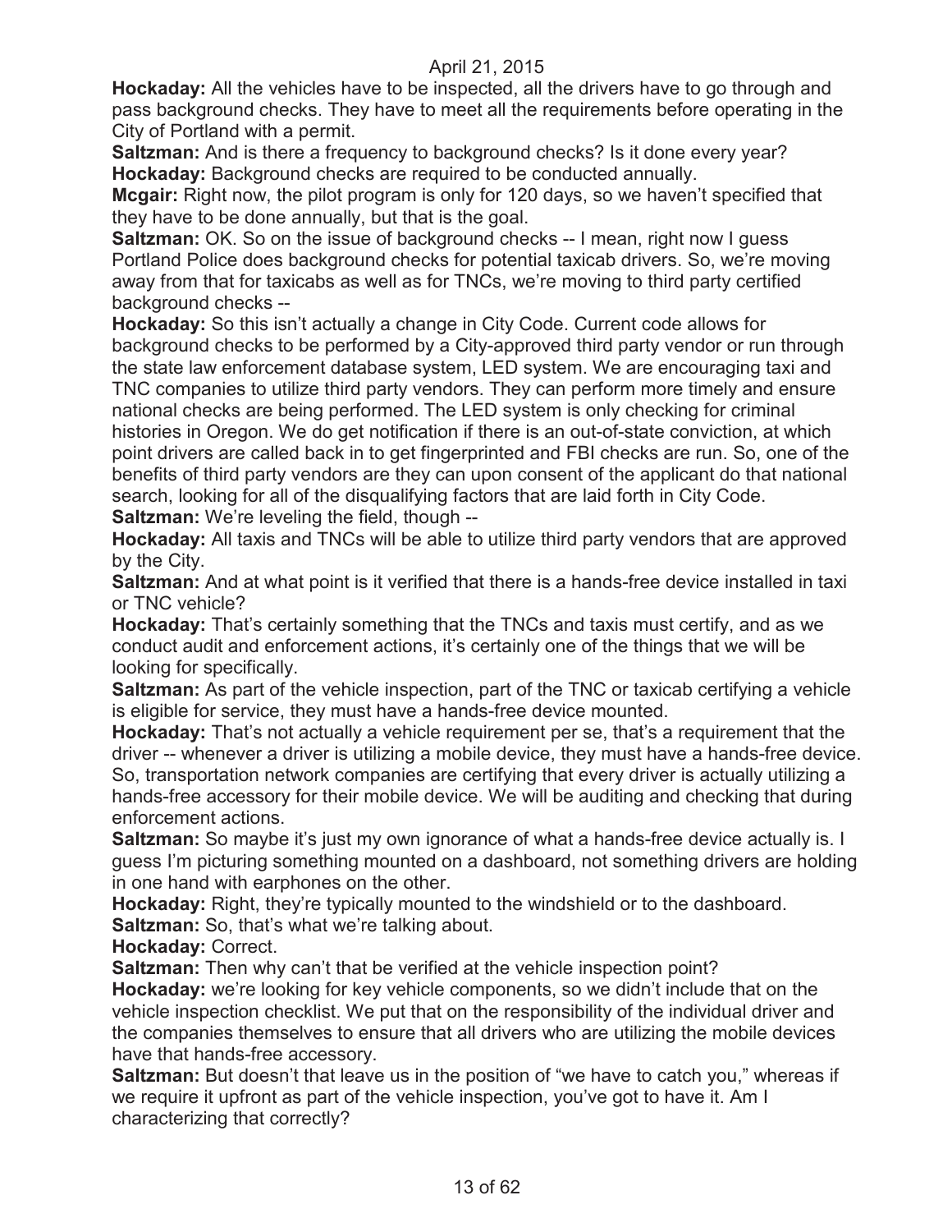**Hockaday:** All the vehicles have to be inspected, all the drivers have to go through and pass background checks. They have to meet all the requirements before operating in the City of Portland with a permit.

**Saltzman:** And is there a frequency to background checks? Is it done every year?

**Hockaday:** Background checks are required to be conducted annually.

**Mcgair:** Right now, the pilot program is only for 120 days, so we haven't specified that they have to be done annually, but that is the goal.

**Saltzman:** OK. So on the issue of background checks -- I mean, right now I guess Portland Police does background checks for potential taxicab drivers. So, we're moving away from that for taxicabs as well as for TNCs, we're moving to third party certified background checks --

**Hockaday:** So this isn't actually a change in City Code. Current code allows for background checks to be performed by a City-approved third party vendor or run through the state law enforcement database system, LED system. We are encouraging taxi and TNC companies to utilize third party vendors. They can perform more timely and ensure national checks are being performed. The LED system is only checking for criminal histories in Oregon. We do get notification if there is an out-of-state conviction, at which point drivers are called back in to get fingerprinted and FBI checks are run. So, one of the benefits of third party vendors are they can upon consent of the applicant do that national search, looking for all of the disqualifying factors that are laid forth in City Code.

**Saltzman:** We're leveling the field, though --

**Hockaday:** All taxis and TNCs will be able to utilize third party vendors that are approved by the City.

**Saltzman:** And at what point is it verified that there is a hands-free device installed in taxi or TNC vehicle?

**Hockaday:** That's certainly something that the TNCs and taxis must certify, and as we conduct audit and enforcement actions, it's certainly one of the things that we will be looking for specifically.

**Saltzman:** As part of the vehicle inspection, part of the TNC or taxicab certifying a vehicle is eligible for service, they must have a hands-free device mounted.

**Hockaday:** That's not actually a vehicle requirement per se, that's a requirement that the driver -- whenever a driver is utilizing a mobile device, they must have a hands-free device. So, transportation network companies are certifying that every driver is actually utilizing a hands-free accessory for their mobile device. We will be auditing and checking that during enforcement actions.

**Saltzman:** So maybe it's just my own ignorance of what a hands-free device actually is. I guess I'm picturing something mounted on a dashboard, not something drivers are holding in one hand with earphones on the other.

**Hockaday:** Right, they're typically mounted to the windshield or to the dashboard.

**Saltzman:** So, that's what we're talking about.

**Hockaday:** Correct.

**Saltzman:** Then why can't that be verified at the vehicle inspection point?

**Hockaday:** we're looking for key vehicle components, so we didn't include that on the vehicle inspection checklist. We put that on the responsibility of the individual driver and the companies themselves to ensure that all drivers who are utilizing the mobile devices have that hands-free accessory.

**Saltzman:** But doesn't that leave us in the position of "we have to catch you," whereas if we require it upfront as part of the vehicle inspection, you've got to have it. Am I characterizing that correctly?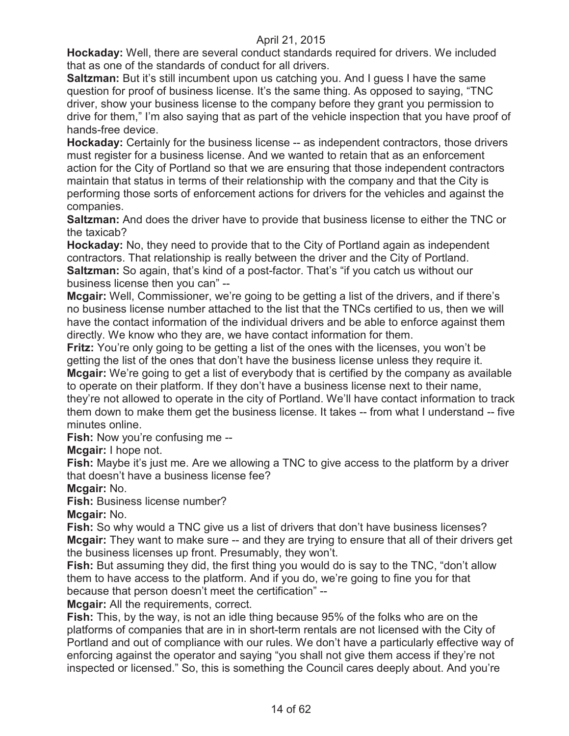**Hockaday:** Well, there are several conduct standards required for drivers. We included that as one of the standards of conduct for all drivers.

**Saltzman:** But it's still incumbent upon us catching you. And I guess I have the same question for proof of business license. It's the same thing. As opposed to saying, "TNC driver, show your business license to the company before they grant you permission to drive for them," I'm also saying that as part of the vehicle inspection that you have proof of hands-free device.

**Hockaday:** Certainly for the business license -- as independent contractors, those drivers must register for a business license. And we wanted to retain that as an enforcement action for the City of Portland so that we are ensuring that those independent contractors maintain that status in terms of their relationship with the company and that the City is performing those sorts of enforcement actions for drivers for the vehicles and against the companies.

**Saltzman:** And does the driver have to provide that business license to either the TNC or the taxicab?

**Hockaday:** No, they need to provide that to the City of Portland again as independent contractors. That relationship is really between the driver and the City of Portland.

**Saltzman:** So again, that's kind of a post-factor. That's "if you catch us without our business license then you can" --

**Mcgair:** Well, Commissioner, we're going to be getting a list of the drivers, and if there's no business license number attached to the list that the TNCs certified to us, then we will have the contact information of the individual drivers and be able to enforce against them directly. We know who they are, we have contact information for them.

**Fritz:** You're only going to be getting a list of the ones with the licenses, you won't be getting the list of the ones that don't have the business license unless they require it.

**Mcgair:** We're going to get a list of everybody that is certified by the company as available to operate on their platform. If they don't have a business license next to their name, they're not allowed to operate in the city of Portland. We'll have contact information to track them down to make them get the business license. It takes -- from what I understand -- five minutes online.

**Fish:** Now you're confusing me --

**Mcgair:** I hope not.

**Fish:** Maybe it's just me. Are we allowing a TNC to give access to the platform by a driver that doesn't have a business license fee?

**Mcgair:** No.

**Fish:** Business license number?

**Mcgair:** No.

**Fish:** So why would a TNC give us a list of drivers that don't have business licenses?

**Mcgair:** They want to make sure -- and they are trying to ensure that all of their drivers get the business licenses up front. Presumably, they won't.

**Fish:** But assuming they did, the first thing you would do is say to the TNC, "don't allow them to have access to the platform. And if you do, we're going to fine you for that because that person doesn't meet the certification" --

**Mcgair:** All the requirements, correct.

**Fish:** This, by the way, is not an idle thing because 95% of the folks who are on the platforms of companies that are in in short-term rentals are not licensed with the City of Portland and out of compliance with our rules. We don't have a particularly effective way of enforcing against the operator and saying "you shall not give them access if they're not inspected or licensed." So, this is something the Council cares deeply about. And you're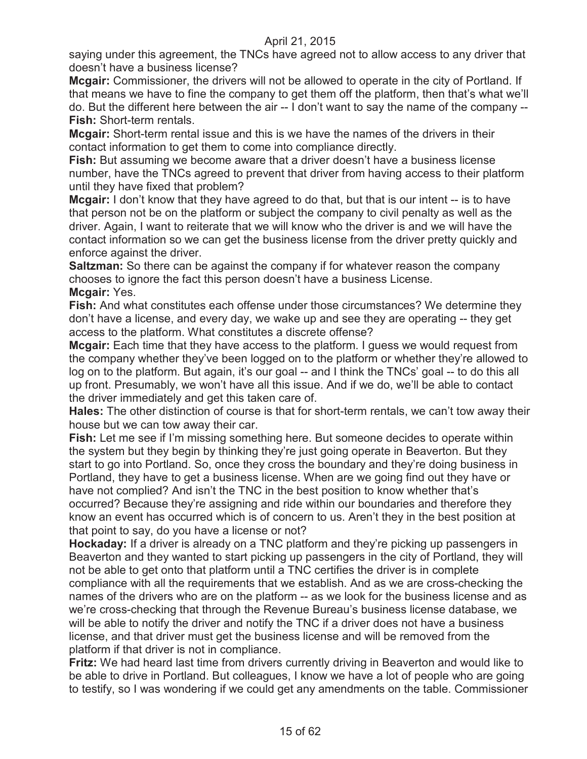saying under this agreement, the TNCs have agreed not to allow access to any driver that doesn't have a business license?

**Mcgair:** Commissioner, the drivers will not be allowed to operate in the city of Portland. If that means we have to fine the company to get them off the platform, then that's what we'll do. But the different here between the air -- I don't want to say the name of the company --

**Fish:** Short-term rentals.

**Mcgair:** Short-term rental issue and this is we have the names of the drivers in their contact information to get them to come into compliance directly.

**Fish:** But assuming we become aware that a driver doesn't have a business license number, have the TNCs agreed to prevent that driver from having access to their platform until they have fixed that problem?

**Mcgair:** I don't know that they have agreed to do that, but that is our intent -- is to have that person not be on the platform or subject the company to civil penalty as well as the driver. Again, I want to reiterate that we will know who the driver is and we will have the contact information so we can get the business license from the driver pretty quickly and enforce against the driver.

**Saltzman:** So there can be against the company if for whatever reason the company chooses to ignore the fact this person doesn't have a business License.

**Mcgair:** Yes.

**Fish:** And what constitutes each offense under those circumstances? We determine they don't have a license, and every day, we wake up and see they are operating -- they get access to the platform. What constitutes a discrete offense?

**Mcgair:** Each time that they have access to the platform. I guess we would request from the company whether they've been logged on to the platform or whether they're allowed to log on to the platform. But again, it's our goal -- and I think the TNCs' goal -- to do this all up front. Presumably, we won't have all this issue. And if we do, we'll be able to contact the driver immediately and get this taken care of.

**Hales:** The other distinction of course is that for short-term rentals, we can't tow away their house but we can tow away their car.

**Fish:** Let me see if I'm missing something here. But someone decides to operate within the system but they begin by thinking they're just going operate in Beaverton. But they start to go into Portland. So, once they cross the boundary and they're doing business in Portland, they have to get a business license. When are we going find out they have or have not complied? And isn't the TNC in the best position to know whether that's occurred? Because they're assigning and ride within our boundaries and therefore they know an event has occurred which is of concern to us. Aren't they in the best position at that point to say, do you have a license or not?

**Hockaday:** If a driver is already on a TNC platform and they're picking up passengers in Beaverton and they wanted to start picking up passengers in the city of Portland, they will not be able to get onto that platform until a TNC certifies the driver is in complete compliance with all the requirements that we establish. And as we are cross-checking the names of the drivers who are on the platform -- as we look for the business license and as we're cross-checking that through the Revenue Bureau's business license database, we will be able to notify the driver and notify the TNC if a driver does not have a business license, and that driver must get the business license and will be removed from the platform if that driver is not in compliance.

**Fritz:** We had heard last time from drivers currently driving in Beaverton and would like to be able to drive in Portland. But colleagues, I know we have a lot of people who are going to testify, so I was wondering if we could get any amendments on the table. Commissioner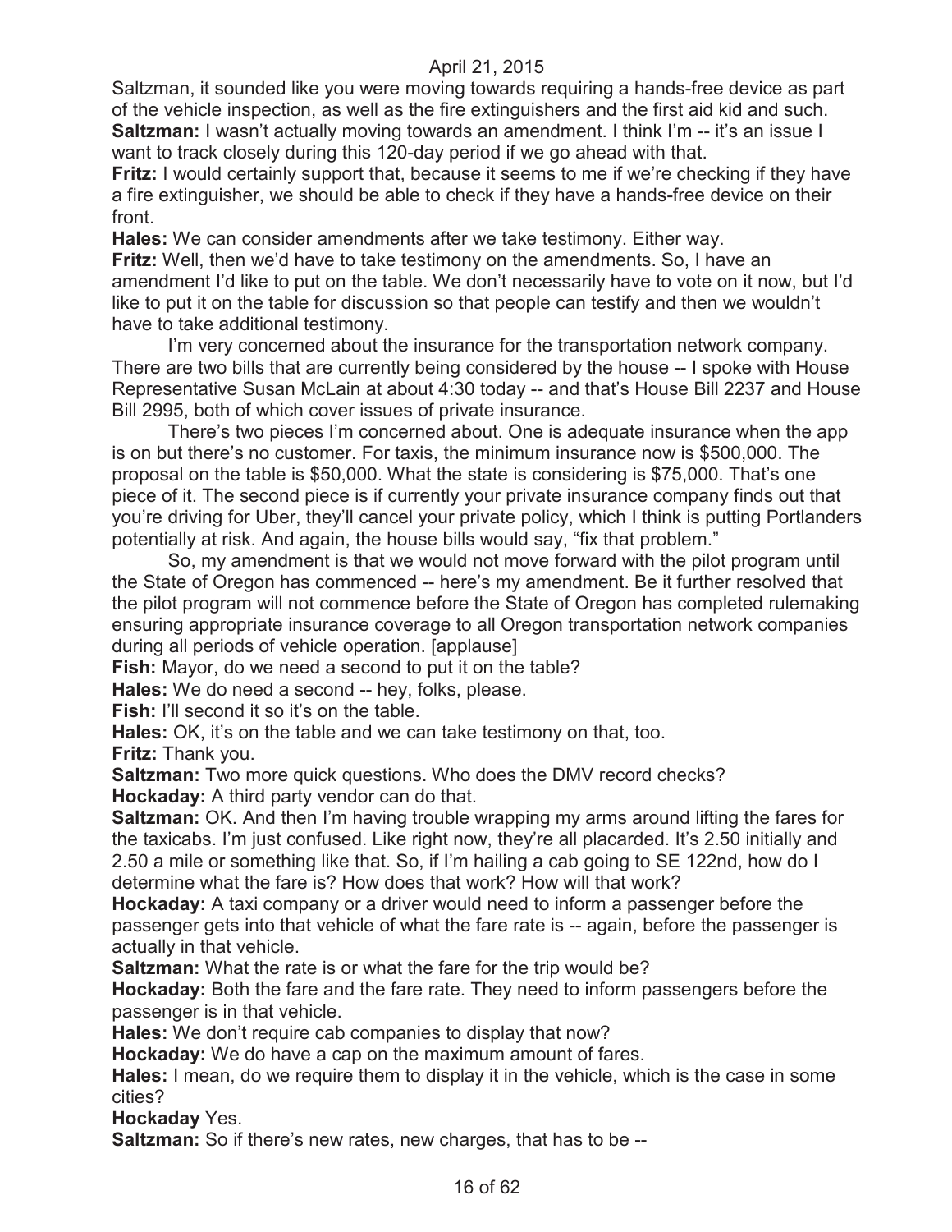Saltzman, it sounded like you were moving towards requiring a hands-free device as part of the vehicle inspection, as well as the fire extinguishers and the first aid kid and such.

**Saltzman:** I wasn't actually moving towards an amendment. I think I'm -- it's an issue I want to track closely during this 120-day period if we go ahead with that.

**Fritz:** I would certainly support that, because it seems to me if we're checking if they have a fire extinguisher, we should be able to check if they have a hands-free device on their front.

**Hales:** We can consider amendments after we take testimony. Either way.

**Fritz:** Well, then we'd have to take testimony on the amendments. So, I have an amendment I'd like to put on the table. We don't necessarily have to vote on it now, but I'd like to put it on the table for discussion so that people can testify and then we wouldn't have to take additional testimony.

I'm very concerned about the insurance for the transportation network company. There are two bills that are currently being considered by the house -- I spoke with House Representative Susan McLain at about 4:30 today -- and that's House Bill 2237 and House Bill 2995, both of which cover issues of private insurance.

There's two pieces I'm concerned about. One is adequate insurance when the app is on but there's no customer. For taxis, the minimum insurance now is $500,000. The proposal on the table is $50,000. What the state is considering is $75,000. That's one piece of it. The second piece is if currently your private insurance company finds out that you're driving for Uber, they'll cancel your private policy, which I think is putting Portlanders potentially at risk. And again, the house bills would say, "fix that problem."

So, my amendment is that we would not move forward with the pilot program until the State of Oregon has commenced -- here's my amendment. Be it further resolved that the pilot program will not commence before the State of Oregon has completed rulemaking ensuring appropriate insurance coverage to all Oregon transportation network companies during all periods of vehicle operation. [applause]

**Fish:** Mayor, do we need a second to put it on the table?

**Hales:** We do need a second -- hey, folks, please.

**Fish:** I'll second it so it's on the table.

**Hales:** OK, it's on the table and we can take testimony on that, too.

**Fritz:** Thank you.

**Saltzman:** Two more quick questions. Who does the DMV record checks?

**Hockaday:** A third party vendor can do that.

**Saltzman:** OK. And then I'm having trouble wrapping my arms around lifting the fares for the taxicabs. I'm just confused. Like right now, they're all placarded. It's 2.50 initially and 2.50 a mile or something like that. So, if I'm hailing a cab going to SE 122nd, how do I determine what the fare is? How does that work? How will that work?

**Hockaday:** A taxi company or a driver would need to inform a passenger before the passenger gets into that vehicle of what the fare rate is -- again, before the passenger is actually in that vehicle.

**Saltzman:** What the rate is or what the fare for the trip would be?

**Hockaday:** Both the fare and the fare rate. They need to inform passengers before the passenger is in that vehicle.

**Hales:** We don't require cab companies to display that now?

**Hockaday:** We do have a cap on the maximum amount of fares.

**Hales:** I mean, do we require them to display it in the vehicle, which is the case in some cities?

**Hockaday** Yes.

**Saltzman:** So if there's new rates, new charges, that has to be --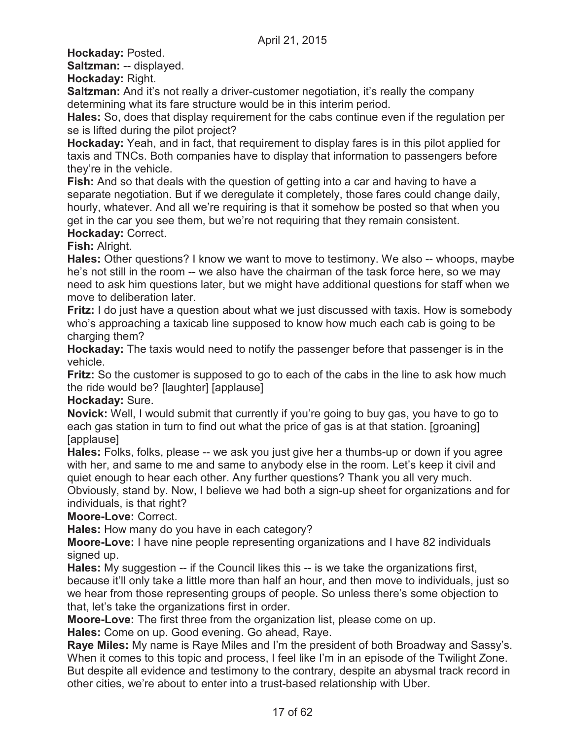**Hockaday:** Posted.

**Saltzman:** -- displayed.

**Hockaday:** Right.

**Saltzman:** And it's not really a driver-customer negotiation, it's really the company determining what its fare structure would be in this interim period.

**Hales:** So, does that display requirement for the cabs continue even if the regulation per se is lifted during the pilot project?

**Hockaday:** Yeah, and in fact, that requirement to display fares is in this pilot applied for taxis and TNCs. Both companies have to display that information to passengers before they're in the vehicle.

**Fish:** And so that deals with the question of getting into a car and having to have a separate negotiation. But if we deregulate it completely, those fares could change daily, hourly, whatever. And all we're requiring is that it somehow be posted so that when you get in the car you see them, but we're not requiring that they remain consistent.

**Hockaday:** Correct.

**Fish:** Alright.

**Hales:** Other questions? I know we want to move to testimony. We also -- whoops, maybe he's not still in the room -- we also have the chairman of the task force here, so we may need to ask him questions later, but we might have additional questions for staff when we move to deliberation later.

**Fritz:** I do just have a question about what we just discussed with taxis. How is somebody who's approaching a taxicab line supposed to know how much each cab is going to be charging them?

**Hockaday:** The taxis would need to notify the passenger before that passenger is in the vehicle.

**Fritz:** So the customer is supposed to go to each of the cabs in the line to ask how much the ride would be? [laughter] [applause]

**Hockaday:** Sure.

**Novick:** Well, I would submit that currently if you're going to buy gas, you have to go to each gas station in turn to find out what the price of gas is at that station. [groaning] [applause]

**Hales:** Folks, folks, please -- we ask you just give her a thumbs-up or down if you agree with her, and same to me and same to anybody else in the room. Let's keep it civil and quiet enough to hear each other. Any further questions? Thank you all very much. Obviously, stand by. Now, I believe we had both a sign-up sheet for organizations and for individuals, is that right?

**Moore-Love:** Correct.

**Hales:** How many do you have in each category?

**Moore-Love:** I have nine people representing organizations and I have 82 individuals signed up.

**Hales:** My suggestion -- if the Council likes this -- is we take the organizations first, because it'll only take a little more than half an hour, and then move to individuals, just so we hear from those representing groups of people. So unless there's some objection to that, let's take the organizations first in order.

**Moore-Love:** The first three from the organization list, please come on up.

**Hales:** Come on up. Good evening. Go ahead, Raye.

**Raye Miles:** My name is Raye Miles and I'm the president of both Broadway and Sassy's. When it comes to this topic and process, I feel like I'm in an episode of the Twilight Zone. But despite all evidence and testimony to the contrary, despite an abysmal track record in other cities, we're about to enter into a trust-based relationship with Uber.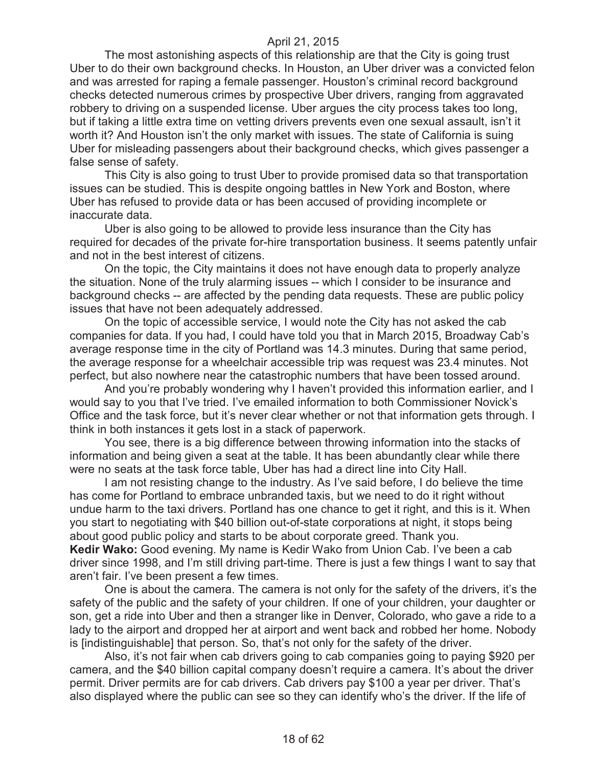The most astonishing aspects of this relationship are that the City is going trust Uber to do their own background checks. In Houston, an Uber driver was a convicted felon and was arrested for raping a female passenger. Houston's criminal record background checks detected numerous crimes by prospective Uber drivers, ranging from aggravated robbery to driving on a suspended license. Uber argues the city process takes too long, but if taking a little extra time on vetting drivers prevents even one sexual assault, isn't it worth it? And Houston isn't the only market with issues. The state of California is suing Uber for misleading passengers about their background checks, which gives passenger a false sense of safety.

This City is also going to trust Uber to provide promised data so that transportation issues can be studied. This is despite ongoing battles in New York and Boston, where Uber has refused to provide data or has been accused of providing incomplete or inaccurate data.

Uber is also going to be allowed to provide less insurance than the City has required for decades of the private for-hire transportation business. It seems patently unfair and not in the best interest of citizens.

On the topic, the City maintains it does not have enough data to properly analyze the situation. None of the truly alarming issues -- which I consider to be insurance and background checks -- are affected by the pending data requests. These are public policy issues that have not been adequately addressed.

On the topic of accessible service, I would note the City has not asked the cab companies for data. If you had, I could have told you that in March 2015, Broadway Cab's average response time in the city of Portland was 14.3 minutes. During that same period, the average response for a wheelchair accessible trip was request was 23.4 minutes. Not perfect, but also nowhere near the catastrophic numbers that have been tossed around.

And you're probably wondering why I haven't provided this information earlier, and I would say to you that I've tried. I've emailed information to both Commissioner Novick's Office and the task force, but it's never clear whether or not that information gets through. I think in both instances it gets lost in a stack of paperwork.

You see, there is a big difference between throwing information into the stacks of information and being given a seat at the table. It has been abundantly clear while there were no seats at the task force table, Uber has had a direct line into City Hall.

I am not resisting change to the industry. As I've said before, I do believe the time has come for Portland to embrace unbranded taxis, but we need to do it right without undue harm to the taxi drivers. Portland has one chance to get it right, and this is it. When you start to negotiating with $40 billion out-of-state corporations at night, it stops being about good public policy and starts to be about corporate greed. Thank you.

**Kedir Wako:** Good evening. My name is Kedir Wako from Union Cab. I've been a cab driver since 1998, and I'm still driving part-time. There is just a few things I want to say that aren't fair. I've been present a few times.

One is about the camera. The camera is not only for the safety of the drivers, it's the safety of the public and the safety of your children. If one of your children, your daughter or son, get a ride into Uber and then a stranger like in Denver, Colorado, who gave a ride to a lady to the airport and dropped her at airport and went back and robbed her home. Nobody is [indistinguishable] that person. So, that's not only for the safety of the driver.

Also, it's not fair when cab drivers going to cab companies going to paying $920 per camera, and the $40 billion capital company doesn't require a camera. It's about the driver permit. Driver permits are for cab drivers. Cab drivers pay $100 a year per driver. That's also displayed where the public can see so they can identify who's the driver. If the life of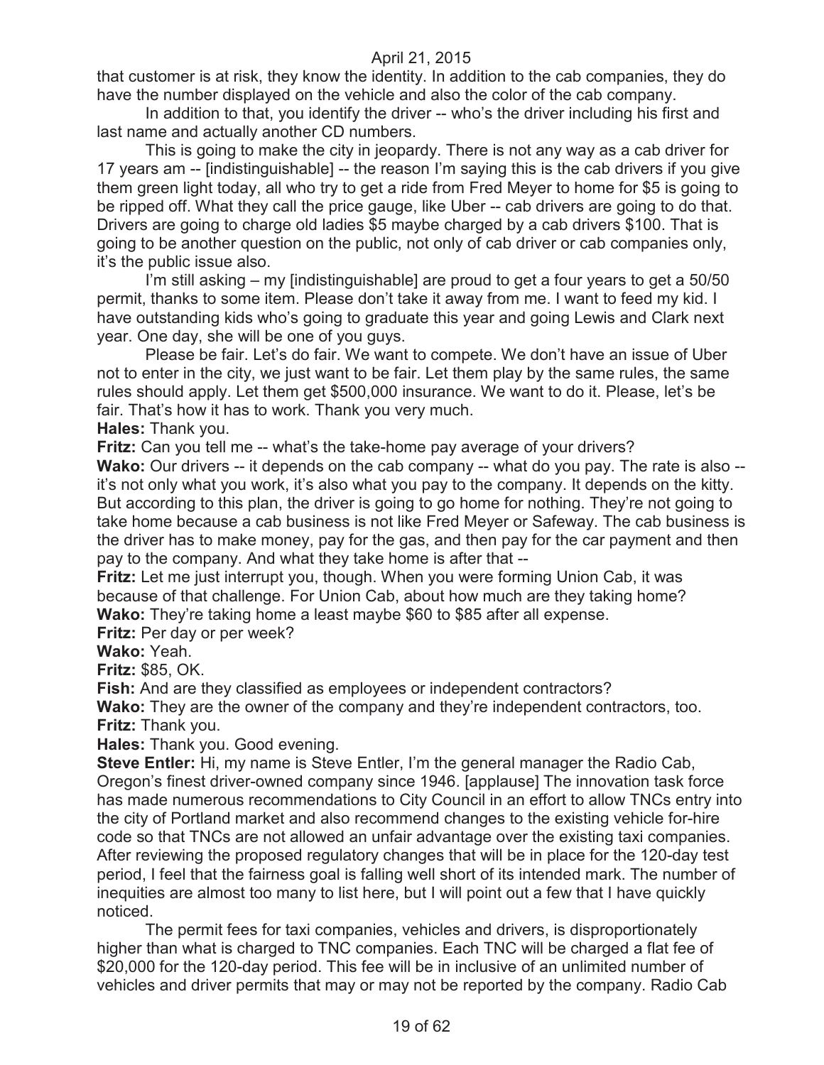that customer is at risk, they know the identity. In addition to the cab companies, they do have the number displayed on the vehicle and also the color of the cab company.

In addition to that, you identify the driver -- who's the driver including his first and last name and actually another CD numbers.

This is going to make the city in jeopardy. There is not any way as a cab driver for 17 years am -- [indistinguishable] -- the reason I'm saying this is the cab drivers if you give them green light today, all who try to get a ride from Fred Meyer to home for $5 is going to be ripped off. What they call the price gauge, like Uber -- cab drivers are going to do that. Drivers are going to charge old ladies $5 maybe charged by a cab drivers $100. That is going to be another question on the public, not only of cab driver or cab companies only, it's the public issue also.

I'm still asking – my [indistinguishable] are proud to get a four years to get a 50/50 permit, thanks to some item. Please don't take it away from me. I want to feed my kid. I have outstanding kids who's going to graduate this year and going Lewis and Clark next year. One day, she will be one of you guys.

Please be fair. Let's do fair. We want to compete. We don't have an issue of Uber not to enter in the city, we just want to be fair. Let them play by the same rules, the same rules should apply. Let them get $500,000 insurance. We want to do it. Please, let's be fair. That's how it has to work. Thank you very much.

**Hales:** Thank you.

**Fritz:** Can you tell me -- what's the take-home pay average of your drivers?

**Wako:** Our drivers -- it depends on the cab company -- what do you pay. The rate is also -- it's not only what you work, it's also what you pay to the company. It depends on the kitty. But according to this plan, the driver is going to go home for nothing. They're not going to take home because a cab business is not like Fred Meyer or Safeway. The cab business is the driver has to make money, pay for the gas, and then pay for the car payment and then pay to the company. And what they take home is after that --

**Fritz:** Let me just interrupt you, though. When you were forming Union Cab, it was because of that challenge. For Union Cab, about how much are they taking home?

**Wako:** They're taking home a least maybe $60 to $85 after all expense.

**Fritz:** Per day or per week?

**Wako:** Yeah.

**Fritz:** $85, OK.

**Fish:** And are they classified as employees or independent contractors?

**Wako:** They are the owner of the company and they're independent contractors, too.

**Fritz:** Thank you.

**Hales:** Thank you. Good evening.

**Steve Entler:** Hi, my name is Steve Entler, I'm the general manager the Radio Cab, Oregon's finest driver-owned company since 1946. [applause] The innovation task force has made numerous recommendations to City Council in an effort to allow TNCs entry into the city of Portland market and also recommend changes to the existing vehicle for-hire code so that TNCs are not allowed an unfair advantage over the existing taxi companies. After reviewing the proposed regulatory changes that will be in place for the 120-day test period, I feel that the fairness goal is falling well short of its intended mark. The number of inequities are almost too many to list here, but I will point out a few that I have quickly noticed.

The permit fees for taxi companies, vehicles and drivers, is disproportionately higher than what is charged to TNC companies. Each TNC will be charged a flat fee of $20,000 for the 120-day period. This fee will be in inclusive of an unlimited number of vehicles and driver permits that may or may not be reported by the company. Radio Cab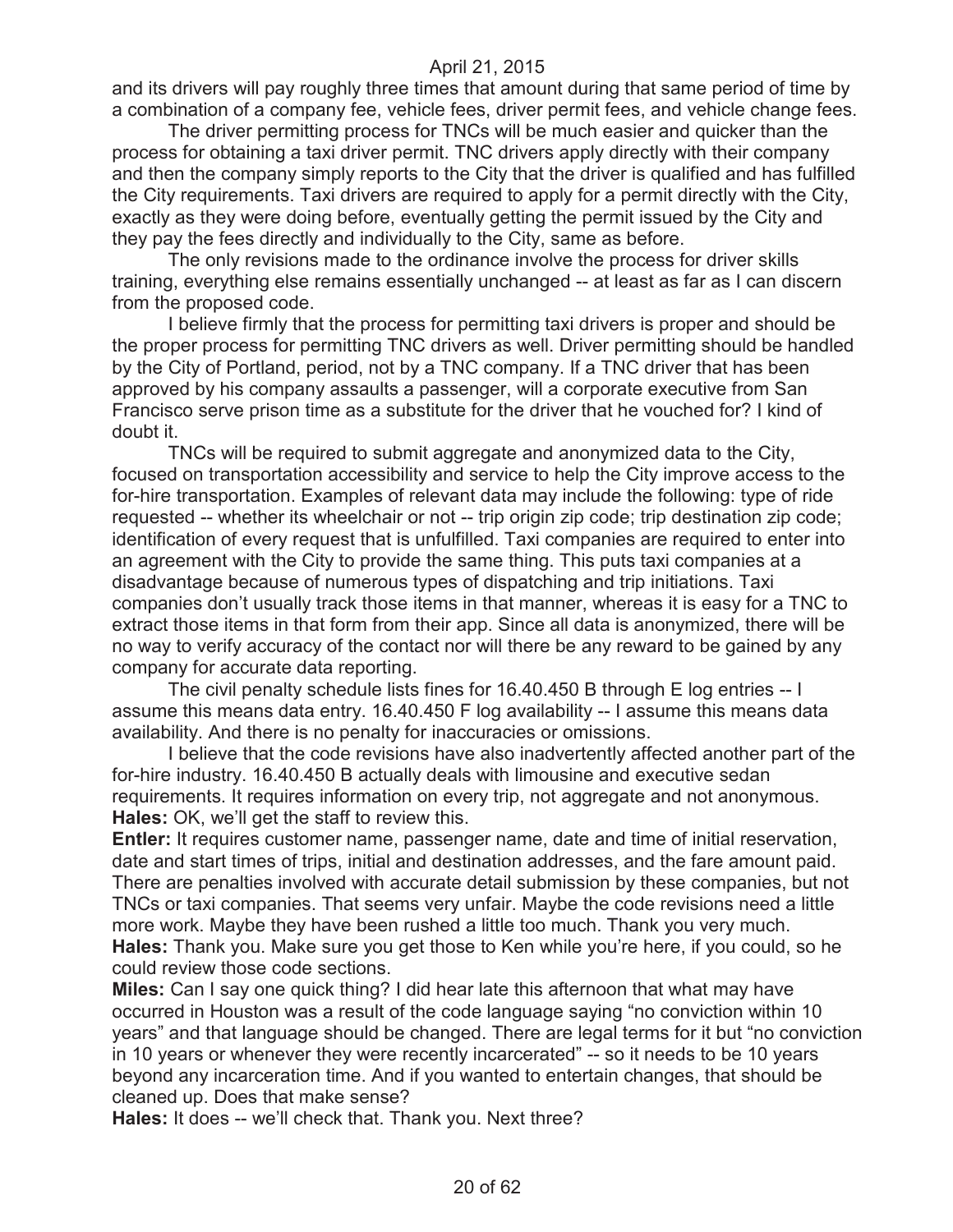and its drivers will pay roughly three times that amount during that same period of time by a combination of a company fee, vehicle fees, driver permit fees, and vehicle change fees.

The driver permitting process for TNCs will be much easier and quicker than the process for obtaining a taxi driver permit. TNC drivers apply directly with their company and then the company simply reports to the City that the driver is qualified and has fulfilled the City requirements. Taxi drivers are required to apply for a permit directly with the City, exactly as they were doing before, eventually getting the permit issued by the City and they pay the fees directly and individually to the City, same as before.

The only revisions made to the ordinance involve the process for driver skills training, everything else remains essentially unchanged -- at least as far as I can discern from the proposed code.

I believe firmly that the process for permitting taxi drivers is proper and should be the proper process for permitting TNC drivers as well. Driver permitting should be handled by the City of Portland, period, not by a TNC company. If a TNC driver that has been approved by his company assaults a passenger, will a corporate executive from San Francisco serve prison time as a substitute for the driver that he vouched for? I kind of doubt it.

TNCs will be required to submit aggregate and anonymized data to the City, focused on transportation accessibility and service to help the City improve access to the for-hire transportation. Examples of relevant data may include the following: type of ride requested -- whether its wheelchair or not -- trip origin zip code; trip destination zip code; identification of every request that is unfulfilled. Taxi companies are required to enter into an agreement with the City to provide the same thing. This puts taxi companies at a disadvantage because of numerous types of dispatching and trip initiations. Taxi companies don't usually track those items in that manner, whereas it is easy for a TNC to extract those items in that form from their app. Since all data is anonymized, there will be no way to verify accuracy of the contact nor will there be any reward to be gained by any company for accurate data reporting.

The civil penalty schedule lists fines for 16.40.450 B through E log entries -- I assume this means data entry. 16.40.450 F log availability -- I assume this means data availability. And there is no penalty for inaccuracies or omissions.

I believe that the code revisions have also inadvertently affected another part of the for-hire industry. 16.40.450 B actually deals with limousine and executive sedan requirements. It requires information on every trip, not aggregate and not anonymous.

**Hales:** OK, we'll get the staff to review this.

**Entler:** It requires customer name, passenger name, date and time of initial reservation, date and start times of trips, initial and destination addresses, and the fare amount paid. There are penalties involved with accurate detail submission by these companies, but not TNCs or taxi companies. That seems very unfair. Maybe the code revisions need a little more work. Maybe they have been rushed a little too much. Thank you very much.

**Hales:** Thank you. Make sure you get those to Ken while you're here, if you could, so he could review those code sections.

**Miles:** Can I say one quick thing? I did hear late this afternoon that what may have occurred in Houston was a result of the code language saying "no conviction within 10 years" and that language should be changed. There are legal terms for it but "no conviction in 10 years or whenever they were recently incarcerated" -- so it needs to be 10 years beyond any incarceration time. And if you wanted to entertain changes, that should be cleaned up. Does that make sense?

**Hales:** It does -- we'll check that. Thank you. Next three?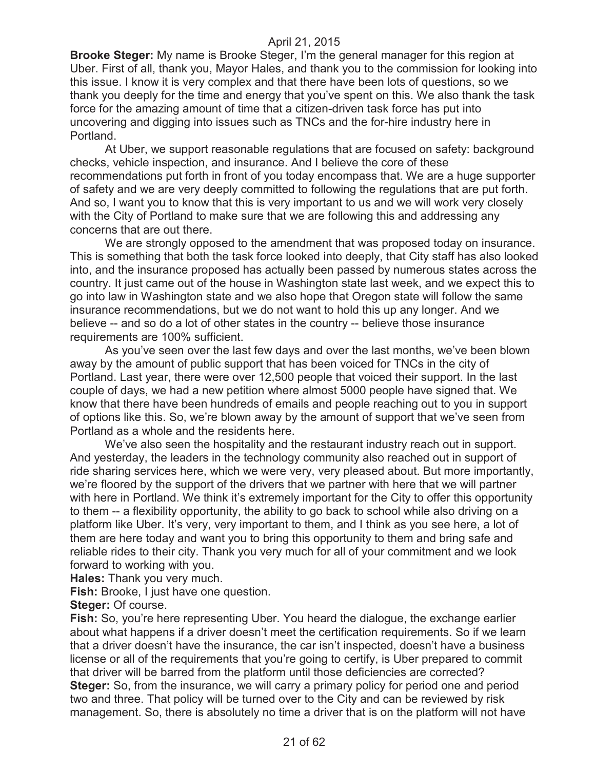**Brooke Steger:** My name is Brooke Steger, I'm the general manager for this region at Uber. First of all, thank you, Mayor Hales, and thank you to the commission for looking into this issue. I know it is very complex and that there have been lots of questions, so we thank you deeply for the time and energy that you've spent on this. We also thank the task force for the amazing amount of time that a citizen-driven task force has put into uncovering and digging into issues such as TNCs and the for-hire industry here in Portland.

At Uber, we support reasonable regulations that are focused on safety: background checks, vehicle inspection, and insurance. And I believe the core of these recommendations put forth in front of you today encompass that. We are a huge supporter of safety and we are very deeply committed to following the regulations that are put forth. And so, I want you to know that this is very important to us and we will work very closely with the City of Portland to make sure that we are following this and addressing any concerns that are out there.

We are strongly opposed to the amendment that was proposed today on insurance. This is something that both the task force looked into deeply, that City staff has also looked into, and the insurance proposed has actually been passed by numerous states across the country. It just came out of the house in Washington state last week, and we expect this to go into law in Washington state and we also hope that Oregon state will follow the same insurance recommendations, but we do not want to hold this up any longer. And we believe -- and so do a lot of other states in the country -- believe those insurance requirements are 100% sufficient.

As you've seen over the last few days and over the last months, we've been blown away by the amount of public support that has been voiced for TNCs in the city of Portland. Last year, there were over 12,500 people that voiced their support. In the last couple of days, we had a new petition where almost 5000 people have signed that. We know that there have been hundreds of emails and people reaching out to you in support of options like this. So, we're blown away by the amount of support that we've seen from Portland as a whole and the residents here.

We've also seen the hospitality and the restaurant industry reach out in support. And yesterday, the leaders in the technology community also reached out in support of ride sharing services here, which we were very, very pleased about. But more importantly, we're floored by the support of the drivers that we partner with here that we will partner with here in Portland. We think it's extremely important for the City to offer this opportunity to them -- a flexibility opportunity, the ability to go back to school while also driving on a platform like Uber. It's very, very important to them, and I think as you see here, a lot of them are here today and want you to bring this opportunity to them and bring safe and reliable rides to their city. Thank you very much for all of your commitment and we look forward to working with you.

**Hales:** Thank you very much.

**Fish:** Brooke, I just have one question.

**Steger:** Of course.

**Fish:** So, you're here representing Uber. You heard the dialogue, the exchange earlier about what happens if a driver doesn't meet the certification requirements. So if we learn that a driver doesn't have the insurance, the car isn't inspected, doesn't have a business license or all of the requirements that you're going to certify, is Uber prepared to commit that driver will be barred from the platform until those deficiencies are corrected?

**Steger:** So, from the insurance, we will carry a primary policy for period one and period two and three. That policy will be turned over to the City and can be reviewed by risk management. So, there is absolutely no time a driver that is on the platform will not have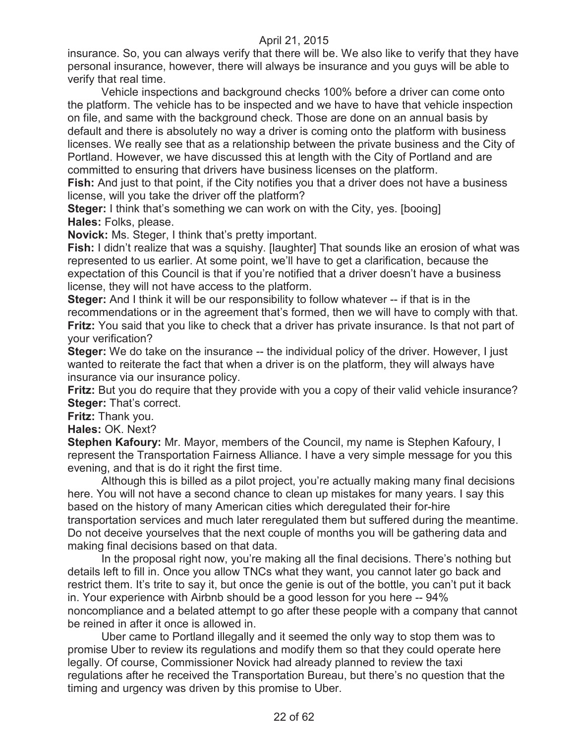insurance. So, you can always verify that there will be. We also like to verify that they have personal insurance, however, there will always be insurance and you guys will be able to verify that real time.

Vehicle inspections and background checks 100% before a driver can come onto the platform. The vehicle has to be inspected and we have to have that vehicle inspection on file, and same with the background check. Those are done on an annual basis by default and there is absolutely no way a driver is coming onto the platform with business licenses. We really see that as a relationship between the private business and the City of Portland. However, we have discussed this at length with the City of Portland and are committed to ensuring that drivers have business licenses on the platform.

**Fish:** And just to that point, if the City notifies you that a driver does not have a business license, will you take the driver off the platform?

**Steger:** I think that's something we can work on with the City, yes. [booing]

**Hales:** Folks, please.

**Novick:** Ms. Steger, I think that's pretty important.

**Fish:** I didn't realize that was a squishy. [laughter] That sounds like an erosion of what was represented to us earlier. At some point, we'll have to get a clarification, because the expectation of this Council is that if you're notified that a driver doesn't have a business license, they will not have access to the platform.

**Steger:** And I think it will be our responsibility to follow whatever -- if that is in the recommendations or in the agreement that's formed, then we will have to comply with that.

**Fritz:** You said that you like to check that a driver has private insurance. Is that not part of your verification?

**Steger:** We do take on the insurance -- the individual policy of the driver. However, I just wanted to reiterate the fact that when a driver is on the platform, they will always have insurance via our insurance policy.

**Fritz:** But you do require that they provide with you a copy of their valid vehicle insurance?

**Steger:** That's correct.

**Fritz:** Thank you.

**Hales:** OK. Next?

**Stephen Kafoury:** Mr. Mayor, members of the Council, my name is Stephen Kafoury, I represent the Transportation Fairness Alliance. I have a very simple message for you this evening, and that is do it right the first time.

Although this is billed as a pilot project, you're actually making many final decisions here. You will not have a second chance to clean up mistakes for many years. I say this based on the history of many American cities which deregulated their for-hire transportation services and much later reregulated them but suffered during the meantime. Do not deceive yourselves that the next couple of months you will be gathering data and making final decisions based on that data.

In the proposal right now, you're making all the final decisions. There's nothing but details left to fill in. Once you allow TNCs what they want, you cannot later go back and restrict them. It's trite to say it, but once the genie is out of the bottle, you can't put it back in. Your experience with Airbnb should be a good lesson for you here -- 94% noncompliance and a belated attempt to go after these people with a company that cannot be reined in after it once is allowed in.

Uber came to Portland illegally and it seemed the only way to stop them was to promise Uber to review its regulations and modify them so that they could operate here legally. Of course, Commissioner Novick had already planned to review the taxi regulations after he received the Transportation Bureau, but there's no question that the timing and urgency was driven by this promise to Uber.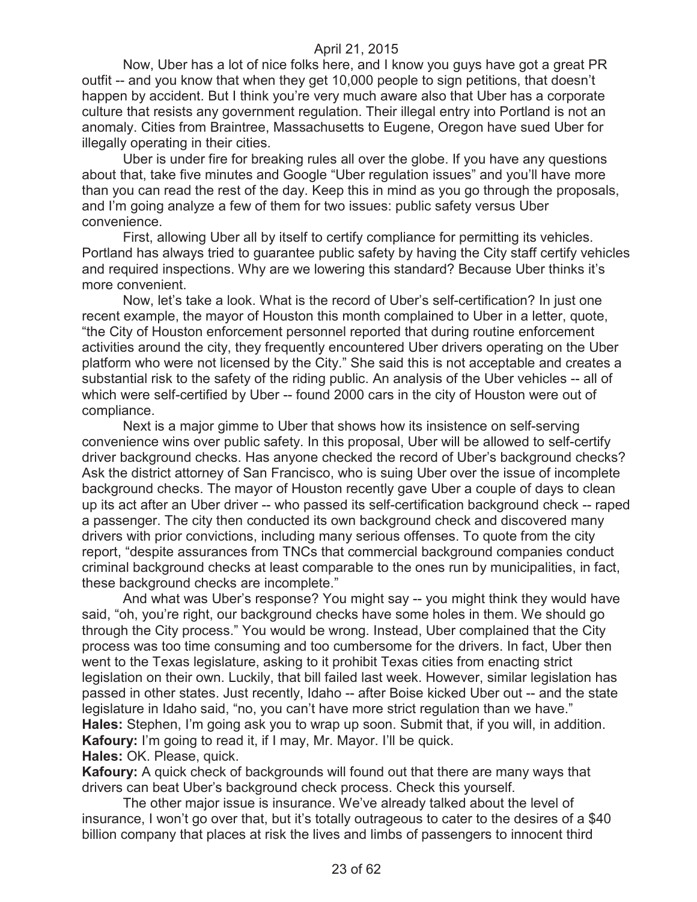Now, Uber has a lot of nice folks here, and I know you guys have got a great PR outfit -- and you know that when they get 10,000 people to sign petitions, that doesn't happen by accident. But I think you're very much aware also that Uber has a corporate culture that resists any government regulation. Their illegal entry into Portland is not an anomaly. Cities from Braintree, Massachusetts to Eugene, Oregon have sued Uber for illegally operating in their cities.

Uber is under fire for breaking rules all over the globe. If you have any questions about that, take five minutes and Google "Uber regulation issues" and you'll have more than you can read the rest of the day. Keep this in mind as you go through the proposals, and I'm going analyze a few of them for two issues: public safety versus Uber convenience.

First, allowing Uber all by itself to certify compliance for permitting its vehicles. Portland has always tried to guarantee public safety by having the City staff certify vehicles and required inspections. Why are we lowering this standard? Because Uber thinks it's more convenient.

Now, let's take a look. What is the record of Uber's self-certification? In just one recent example, the mayor of Houston this month complained to Uber in a letter, quote, "the City of Houston enforcement personnel reported that during routine enforcement activities around the city, they frequently encountered Uber drivers operating on the Uber platform who were not licensed by the City." She said this is not acceptable and creates a substantial risk to the safety of the riding public. An analysis of the Uber vehicles -- all of which were self-certified by Uber -- found 2000 cars in the city of Houston were out of compliance.

Next is a major gimme to Uber that shows how its insistence on self-serving convenience wins over public safety. In this proposal, Uber will be allowed to self-certify driver background checks. Has anyone checked the record of Uber's background checks? Ask the district attorney of San Francisco, who is suing Uber over the issue of incomplete background checks. The mayor of Houston recently gave Uber a couple of days to clean up its act after an Uber driver -- who passed its self-certification background check -- raped a passenger. The city then conducted its own background check and discovered many drivers with prior convictions, including many serious offenses. To quote from the city report, "despite assurances from TNCs that commercial background companies conduct criminal background checks at least comparable to the ones run by municipalities, in fact, these background checks are incomplete."

And what was Uber's response? You might say -- you might think they would have said, "oh, you're right, our background checks have some holes in them. We should go through the City process." You would be wrong. Instead, Uber complained that the City process was too time consuming and too cumbersome for the drivers. In fact, Uber then went to the Texas legislature, asking to it prohibit Texas cities from enacting strict legislation on their own. Luckily, that bill failed last week. However, similar legislation has passed in other states. Just recently, Idaho -- after Boise kicked Uber out -- and the state legislature in Idaho said, "no, you can't have more strict regulation than we have."

**Hales:** Stephen, I'm going ask you to wrap up soon. Submit that, if you will, in addition.

**Kafoury:** I'm going to read it, if I may, Mr. Mayor. I'll be quick.

**Hales:** OK. Please, quick.

**Kafoury:** A quick check of backgrounds will found out that there are many ways that drivers can beat Uber's background check process. Check this yourself.

The other major issue is insurance. We've already talked about the level of insurance, I won't go over that, but it's totally outrageous to cater to the desires of a $40 billion company that places at risk the lives and limbs of passengers to innocent third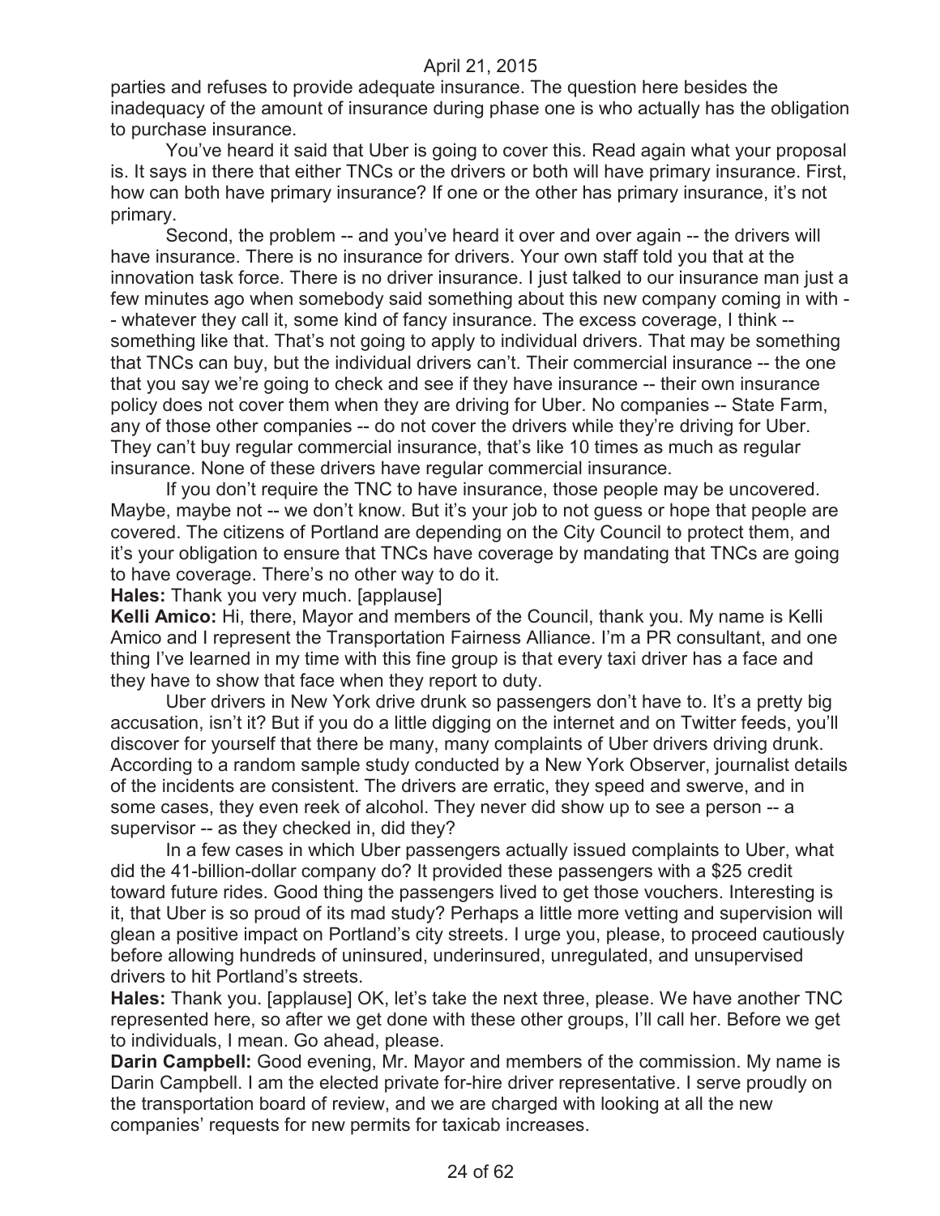parties and refuses to provide adequate insurance. The question here besides the inadequacy of the amount of insurance during phase one is who actually has the obligation to purchase insurance.

You've heard it said that Uber is going to cover this. Read again what your proposal is. It says in there that either TNCs or the drivers or both will have primary insurance. First, how can both have primary insurance? If one or the other has primary insurance, it's not primary.

Second, the problem -- and you've heard it over and over again -- the drivers will have insurance. There is no insurance for drivers. Your own staff told you that at the innovation task force. There is no driver insurance. I just talked to our insurance man just a few minutes ago when somebody said something about this new company coming in with -- whatever they call it, some kind of fancy insurance. The excess coverage, I think -- something like that. That's not going to apply to individual drivers. That may be something that TNCs can buy, but the individual drivers can't. Their commercial insurance -- the one that you say we're going to check and see if they have insurance -- their own insurance policy does not cover them when they are driving for Uber. No companies -- State Farm, any of those other companies -- do not cover the drivers while they're driving for Uber. They can't buy regular commercial insurance, that's like 10 times as much as regular insurance. None of these drivers have regular commercial insurance.

If you don't require the TNC to have insurance, those people may be uncovered. Maybe, maybe not -- we don't know. But it's your job to not guess or hope that people are covered. The citizens of Portland are depending on the City Council to protect them, and it's your obligation to ensure that TNCs have coverage by mandating that TNCs are going to have coverage. There's no other way to do it.

**Hales:** Thank you very much. [applause]

**Kelli Amico:** Hi, there, Mayor and members of the Council, thank you. My name is Kelli Amico and I represent the Transportation Fairness Alliance. I'm a PR consultant, and one thing I've learned in my time with this fine group is that every taxi driver has a face and they have to show that face when they report to duty.

Uber drivers in New York drive drunk so passengers don't have to. It's a pretty big accusation, isn't it? But if you do a little digging on the internet and on Twitter feeds, you'll discover for yourself that there be many, many complaints of Uber drivers driving drunk. According to a random sample study conducted by a New York Observer, journalist details of the incidents are consistent. The drivers are erratic, they speed and swerve, and in some cases, they even reek of alcohol. They never did show up to see a person -- a supervisor -- as they checked in, did they?

In a few cases in which Uber passengers actually issued complaints to Uber, what did the 41-billion-dollar company do? It provided these passengers with a $25 credit toward future rides. Good thing the passengers lived to get those vouchers. Interesting is it, that Uber is so proud of its mad study? Perhaps a little more vetting and supervision will glean a positive impact on Portland's city streets. I urge you, please, to proceed cautiously before allowing hundreds of uninsured, underinsured, unregulated, and unsupervised drivers to hit Portland's streets.

**Hales:** Thank you. [applause] OK, let's take the next three, please. We have another TNC represented here, so after we get done with these other groups, I'll call her. Before we get to individuals, I mean. Go ahead, please.

**Darin Campbell:** Good evening, Mr. Mayor and members of the commission. My name is Darin Campbell. I am the elected private for-hire driver representative. I serve proudly on the transportation board of review, and we are charged with looking at all the new companies' requests for new permits for taxicab increases.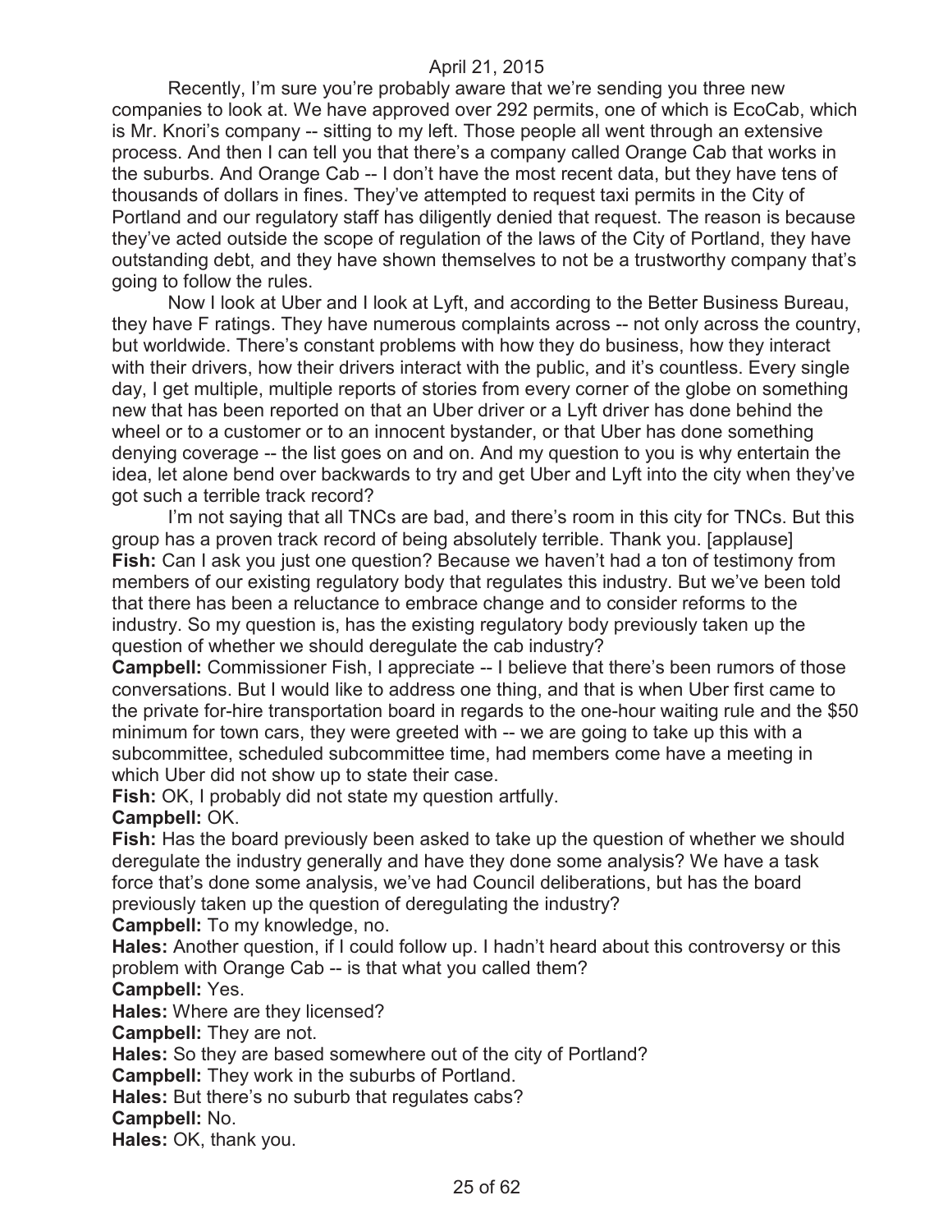Recently, I'm sure you're probably aware that we're sending you three new companies to look at. We have approved over 292 permits, one of which is EcoCab, which is Mr. Knori's company -- sitting to my left. Those people all went through an extensive process. And then I can tell you that there's a company called Orange Cab that works in the suburbs. And Orange Cab -- I don't have the most recent data, but they have tens of thousands of dollars in fines. They've attempted to request taxi permits in the City of Portland and our regulatory staff has diligently denied that request. The reason is because they've acted outside the scope of regulation of the laws of the City of Portland, they have outstanding debt, and they have shown themselves to not be a trustworthy company that's going to follow the rules.

Now I look at Uber and I look at Lyft, and according to the Better Business Bureau, they have F ratings. They have numerous complaints across -- not only across the country, but worldwide. There's constant problems with how they do business, how they interact with their drivers, how their drivers interact with the public, and it's countless. Every single day, I get multiple, multiple reports of stories from every corner of the globe on something new that has been reported on that an Uber driver or a Lyft driver has done behind the wheel or to a customer or to an innocent bystander, or that Uber has done something denying coverage -- the list goes on and on. And my question to you is why entertain the idea, let alone bend over backwards to try and get Uber and Lyft into the city when they've got such a terrible track record?

I'm not saying that all TNCs are bad, and there's room in this city for TNCs. But this group has a proven track record of being absolutely terrible. Thank you. [applause]

**Fish:** Can I ask you just one question? Because we haven't had a ton of testimony from members of our existing regulatory body that regulates this industry. But we've been told that there has been a reluctance to embrace change and to consider reforms to the industry. So my question is, has the existing regulatory body previously taken up the question of whether we should deregulate the cab industry?

**Campbell:** Commissioner Fish, I appreciate -- I believe that there's been rumors of those conversations. But I would like to address one thing, and that is when Uber first came to the private for-hire transportation board in regards to the one-hour waiting rule and the $50 minimum for town cars, they were greeted with -- we are going to take up this with a subcommittee, scheduled subcommittee time, had members come have a meeting in which Uber did not show up to state their case.

**Fish:** OK, I probably did not state my question artfully.

**Campbell:** OK.

**Fish:** Has the board previously been asked to take up the question of whether we should deregulate the industry generally and have they done some analysis? We have a task force that's done some analysis, we've had Council deliberations, but has the board previously taken up the question of deregulating the industry?

**Campbell:** To my knowledge, no.

**Hales:** Another question, if I could follow up. I hadn't heard about this controversy or this problem with Orange Cab -- is that what you called them?

**Campbell:** Yes.

**Hales:** Where are they licensed?

**Campbell:** They are not.

**Hales:** So they are based somewhere out of the city of Portland?

**Campbell:** They work in the suburbs of Portland.

**Hales:** But there's no suburb that regulates cabs?

**Campbell:** No.

**Hales:** OK, thank you.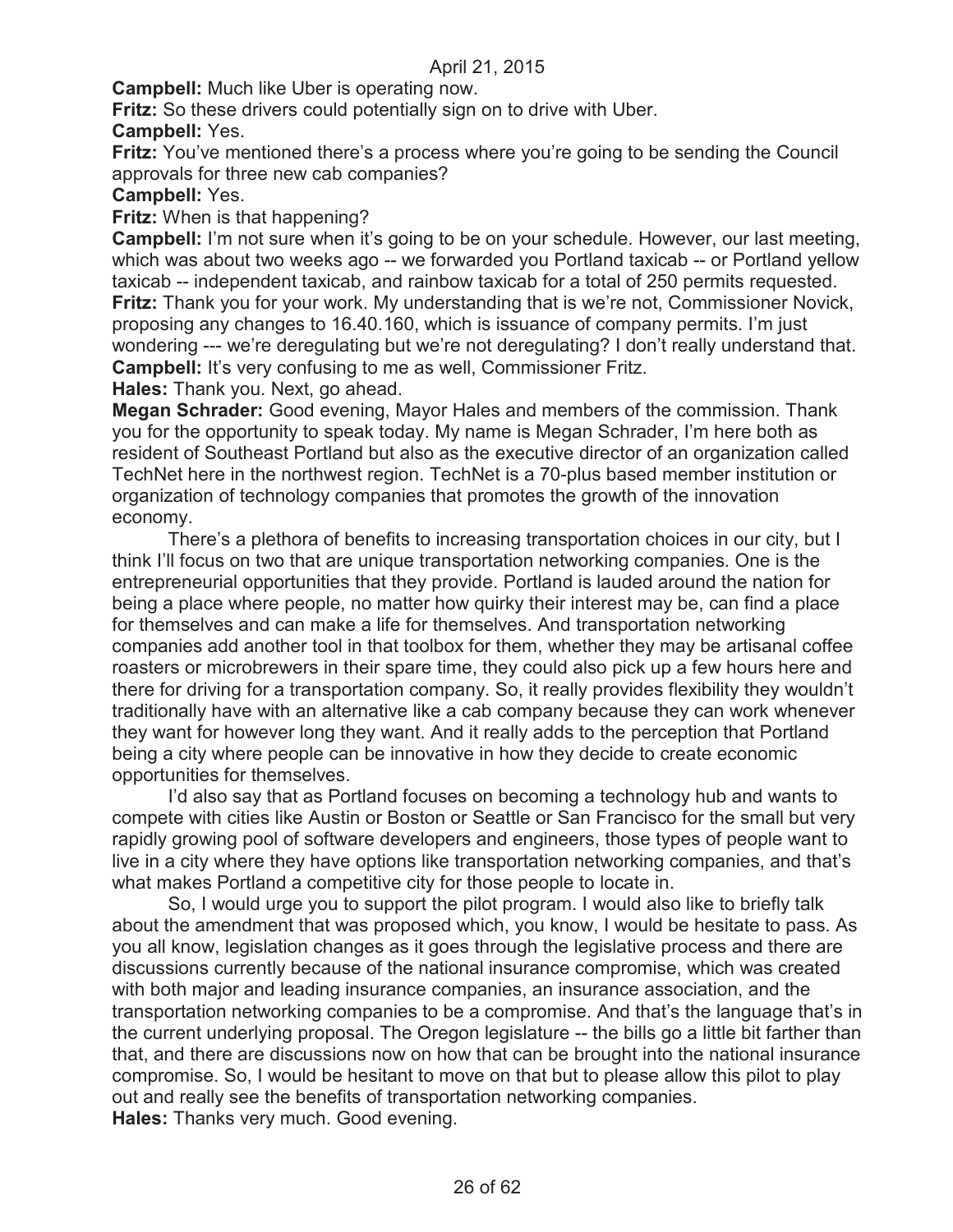**Campbell:** Much like Uber is operating now.

**Fritz:** So these drivers could potentially sign on to drive with Uber.

**Campbell:** Yes.

**Fritz:** You've mentioned there's a process where you're going to be sending the Council approvals for three new cab companies?

**Campbell:** Yes.

**Fritz:** When is that happening?

**Campbell:** I'm not sure when it's going to be on your schedule. However, our last meeting, which was about two weeks ago -- we forwarded you Portland taxicab -- or Portland yellow taxicab -- independent taxicab, and rainbow taxicab for a total of 250 permits requested.

**Fritz:** Thank you for your work. My understanding that is we're not, Commissioner Novick, proposing any changes to 16.40.160, which is issuance of company permits. I'm just wondering --- we're deregulating but we're not deregulating? I don't really understand that.

**Campbell:** It's very confusing to me as well, Commissioner Fritz.

**Hales:** Thank you. Next, go ahead.

**Megan Schrader:** Good evening, Mayor Hales and members of the commission. Thank you for the opportunity to speak today. My name is Megan Schrader, I'm here both as resident of Southeast Portland but also as the executive director of an organization called TechNet here in the northwest region. TechNet is a 70-plus based member institution or organization of technology companies that promotes the growth of the innovation economy.

There's a plethora of benefits to increasing transportation choices in our city, but I think I'll focus on two that are unique transportation networking companies. One is the entrepreneurial opportunities that they provide. Portland is lauded around the nation for being a place where people, no matter how quirky their interest may be, can find a place for themselves and can make a life for themselves. And transportation networking companies add another tool in that toolbox for them, whether they may be artisanal coffee roasters or microbrewers in their spare time, they could also pick up a few hours here and there for driving for a transportation company. So, it really provides flexibility they wouldn't traditionally have with an alternative like a cab company because they can work whenever they want for however long they want. And it really adds to the perception that Portland being a city where people can be innovative in how they decide to create economic opportunities for themselves.

I'd also say that as Portland focuses on becoming a technology hub and wants to compete with cities like Austin or Boston or Seattle or San Francisco for the small but very rapidly growing pool of software developers and engineers, those types of people want to live in a city where they have options like transportation networking companies, and that's what makes Portland a competitive city for those people to locate in.

So, I would urge you to support the pilot program. I would also like to briefly talk about the amendment that was proposed which, you know, I would be hesitate to pass. As you all know, legislation changes as it goes through the legislative process and there are discussions currently because of the national insurance compromise, which was created with both major and leading insurance companies, an insurance association, and the transportation networking companies to be a compromise. And that's the language that's in the current underlying proposal. The Oregon legislature -- the bills go a little bit farther than that, and there are discussions now on how that can be brought into the national insurance compromise. So, I would be hesitant to move on that but to please allow this pilot to play out and really see the benefits of transportation networking companies.

**Hales:** Thanks very much. Good evening.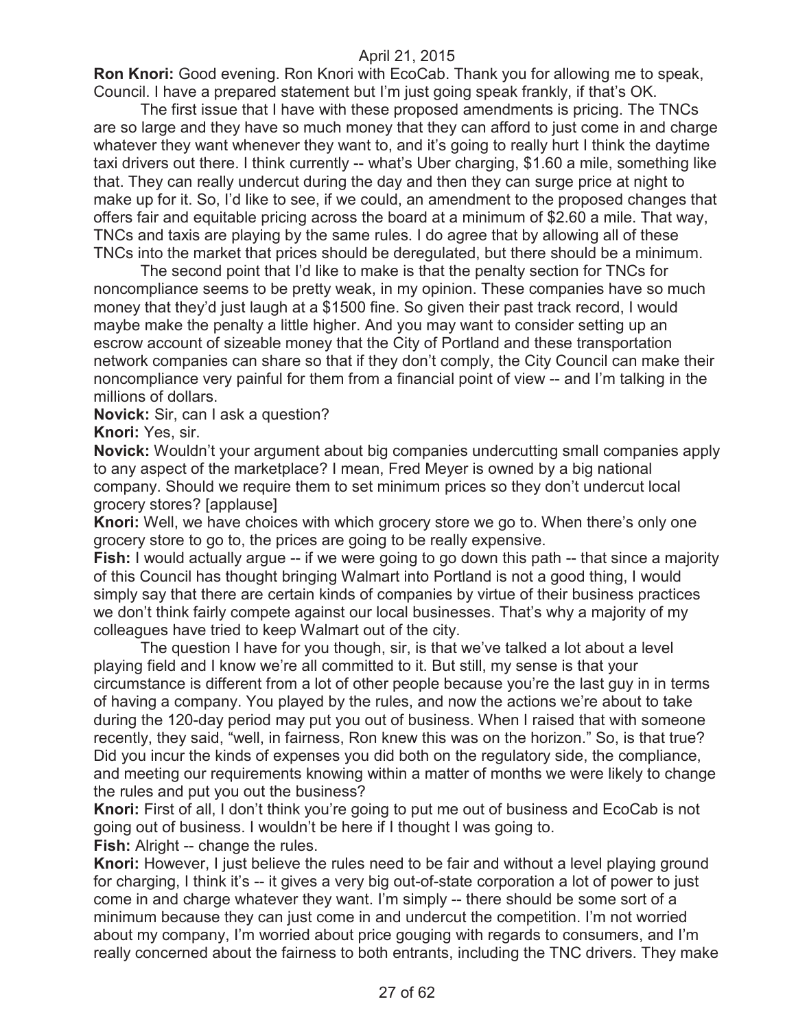**Ron Knori:** Good evening. Ron Knori with EcoCab. Thank you for allowing me to speak, Council. I have a prepared statement but I'm just going speak frankly, if that's OK.

The first issue that I have with these proposed amendments is pricing. The TNCs are so large and they have so much money that they can afford to just come in and charge whatever they want whenever they want to, and it's going to really hurt I think the daytime taxi drivers out there. I think currently -- what's Uber charging, $1.60 a mile, something like that. They can really undercut during the day and then they can surge price at night to make up for it. So, I'd like to see, if we could, an amendment to the proposed changes that offers fair and equitable pricing across the board at a minimum of $2.60 a mile. That way, TNCs and taxis are playing by the same rules. I do agree that by allowing all of these TNCs into the market that prices should be deregulated, but there should be a minimum.

The second point that I'd like to make is that the penalty section for TNCs for noncompliance seems to be pretty weak, in my opinion. These companies have so much money that they'd just laugh at a $1500 fine. So given their past track record, I would maybe make the penalty a little higher. And you may want to consider setting up an escrow account of sizeable money that the City of Portland and these transportation network companies can share so that if they don't comply, the City Council can make their noncompliance very painful for them from a financial point of view -- and I'm talking in the millions of dollars.

**Novick:** Sir, can I ask a question?

**Knori:** Yes, sir.

**Novick:** Wouldn't your argument about big companies undercutting small companies apply to any aspect of the marketplace? I mean, Fred Meyer is owned by a big national company. Should we require them to set minimum prices so they don't undercut local grocery stores? [applause]

**Knori:** Well, we have choices with which grocery store we go to. When there's only one grocery store to go to, the prices are going to be really expensive.

**Fish:** I would actually argue -- if we were going to go down this path -- that since a majority of this Council has thought bringing Walmart into Portland is not a good thing, I would simply say that there are certain kinds of companies by virtue of their business practices we don't think fairly compete against our local businesses. That's why a majority of my colleagues have tried to keep Walmart out of the city.

The question I have for you though, sir, is that we've talked a lot about a level playing field and I know we're all committed to it. But still, my sense is that your circumstance is different from a lot of other people because you're the last guy in in terms of having a company. You played by the rules, and now the actions we're about to take during the 120-day period may put you out of business. When I raised that with someone recently, they said, "well, in fairness, Ron knew this was on the horizon." So, is that true? Did you incur the kinds of expenses you did both on the regulatory side, the compliance, and meeting our requirements knowing within a matter of months we were likely to change the rules and put you out the business?

**Knori:** First of all, I don't think you're going to put me out of business and EcoCab is not going out of business. I wouldn't be here if I thought I was going to.

**Fish:** Alright -- change the rules.

**Knori:** However, I just believe the rules need to be fair and without a level playing ground for charging, I think it's -- it gives a very big out-of-state corporation a lot of power to just come in and charge whatever they want. I'm simply -- there should be some sort of a minimum because they can just come in and undercut the competition. I'm not worried about my company, I'm worried about price gouging with regards to consumers, and I'm really concerned about the fairness to both entrants, including the TNC drivers. They make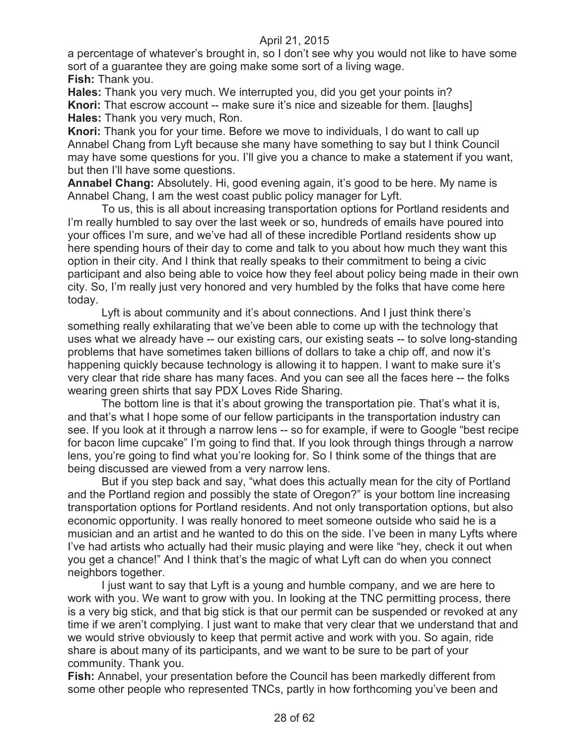a percentage of whatever's brought in, so I don't see why you would not like to have some sort of a guarantee they are going make some sort of a living wage.

**Fish:** Thank you.

**Hales:** Thank you very much. We interrupted you, did you get your points in?

**Knori:** That escrow account -- make sure it's nice and sizeable for them. [laughs]

**Hales:** Thank you very much, Ron.

**Knori:** Thank you for your time. Before we move to individuals, I do want to call up Annabel Chang from Lyft because she many have something to say but I think Council may have some questions for you. I'll give you a chance to make a statement if you want, but then I'll have some questions.

**Annabel Chang:** Absolutely. Hi, good evening again, it's good to be here. My name is Annabel Chang, I am the west coast public policy manager for Lyft.

To us, this is all about increasing transportation options for Portland residents and I'm really humbled to say over the last week or so, hundreds of emails have poured into your offices I'm sure, and we've had all of these incredible Portland residents show up here spending hours of their day to come and talk to you about how much they want this option in their city. And I think that really speaks to their commitment to being a civic participant and also being able to voice how they feel about policy being made in their own city. So, I'm really just very honored and very humbled by the folks that have come here today.

Lyft is about community and it's about connections. And I just think there's something really exhilarating that we've been able to come up with the technology that uses what we already have -- our existing cars, our existing seats -- to solve long-standing problems that have sometimes taken billions of dollars to take a chip off, and now it's happening quickly because technology is allowing it to happen. I want to make sure it's very clear that ride share has many faces. And you can see all the faces here -- the folks wearing green shirts that say PDX Loves Ride Sharing.

The bottom line is that it's about growing the transportation pie. That's what it is, and that's what I hope some of our fellow participants in the transportation industry can see. If you look at it through a narrow lens -- so for example, if were to Google "best recipe for bacon lime cupcake" I'm going to find that. If you look through things through a narrow lens, you're going to find what you're looking for. So I think some of the things that are being discussed are viewed from a very narrow lens.

But if you step back and say, "what does this actually mean for the city of Portland and the Portland region and possibly the state of Oregon?" is your bottom line increasing transportation options for Portland residents. And not only transportation options, but also economic opportunity. I was really honored to meet someone outside who said he is a musician and an artist and he wanted to do this on the side. I've been in many Lyfts where I've had artists who actually had their music playing and were like "hey, check it out when you get a chance!" And I think that's the magic of what Lyft can do when you connect neighbors together.

I just want to say that Lyft is a young and humble company, and we are here to work with you. We want to grow with you. In looking at the TNC permitting process, there is a very big stick, and that big stick is that our permit can be suspended or revoked at any time if we aren't complying. I just want to make that very clear that we understand that and we would strive obviously to keep that permit active and work with you. So again, ride share is about many of its participants, and we want to be sure to be part of your community. Thank you.

**Fish:** Annabel, your presentation before the Council has been markedly different from some other people who represented TNCs, partly in how forthcoming you've been and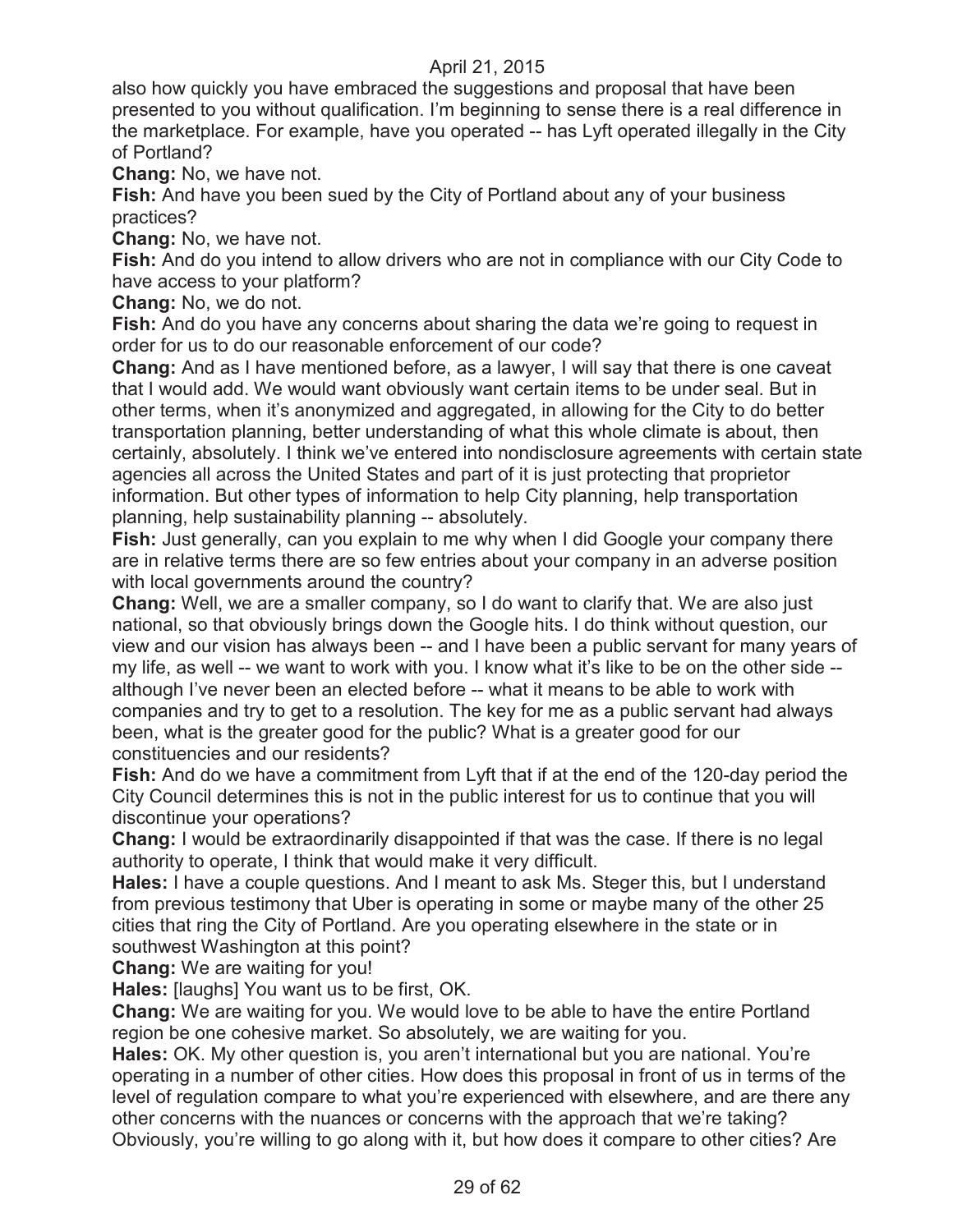also how quickly you have embraced the suggestions and proposal that have been presented to you without qualification. I'm beginning to sense there is a real difference in the marketplace. For example, have you operated -- has Lyft operated illegally in the City of Portland?

**Chang:** No, we have not.

**Fish:** And have you been sued by the City of Portland about any of your business practices?

**Chang:** No, we have not.

**Fish:** And do you intend to allow drivers who are not in compliance with our City Code to have access to your platform?

**Chang:** No, we do not.

**Fish:** And do you have any concerns about sharing the data we're going to request in order for us to do our reasonable enforcement of our code?

**Chang:** And as I have mentioned before, as a lawyer, I will say that there is one caveat that I would add. We would want obviously want certain items to be under seal. But in other terms, when it's anonymized and aggregated, in allowing for the City to do better transportation planning, better understanding of what this whole climate is about, then certainly, absolutely. I think we've entered into nondisclosure agreements with certain state agencies all across the United States and part of it is just protecting that proprietor information. But other types of information to help City planning, help transportation planning, help sustainability planning -- absolutely.

**Fish:** Just generally, can you explain to me why when I did Google your company there are in relative terms there are so few entries about your company in an adverse position with local governments around the country?

**Chang:** Well, we are a smaller company, so I do want to clarify that. We are also just national, so that obviously brings down the Google hits. I do think without question, our view and our vision has always been -- and I have been a public servant for many years of my life, as well -- we want to work with you. I know what it's like to be on the other side -- although I've never been an elected before -- what it means to be able to work with companies and try to get to a resolution. The key for me as a public servant had always been, what is the greater good for the public? What is a greater good for our constituencies and our residents?

**Fish:** And do we have a commitment from Lyft that if at the end of the 120-day period the City Council determines this is not in the public interest for us to continue that you will discontinue your operations?

**Chang:** I would be extraordinarily disappointed if that was the case. If there is no legal authority to operate, I think that would make it very difficult.

**Hales:** I have a couple questions. And I meant to ask Ms. Steger this, but I understand from previous testimony that Uber is operating in some or maybe many of the other 25 cities that ring the City of Portland. Are you operating elsewhere in the state or in southwest Washington at this point?

**Chang:** We are waiting for you!

**Hales:** [laughs] You want us to be first, OK.

**Chang:** We are waiting for you. We would love to be able to have the entire Portland region be one cohesive market. So absolutely, we are waiting for you.

**Hales:** OK. My other question is, you aren't international but you are national. You're operating in a number of other cities. How does this proposal in front of us in terms of the level of regulation compare to what you're experienced with elsewhere, and are there any other concerns with the nuances or concerns with the approach that we're taking? Obviously, you're willing to go along with it, but how does it compare to other cities? Are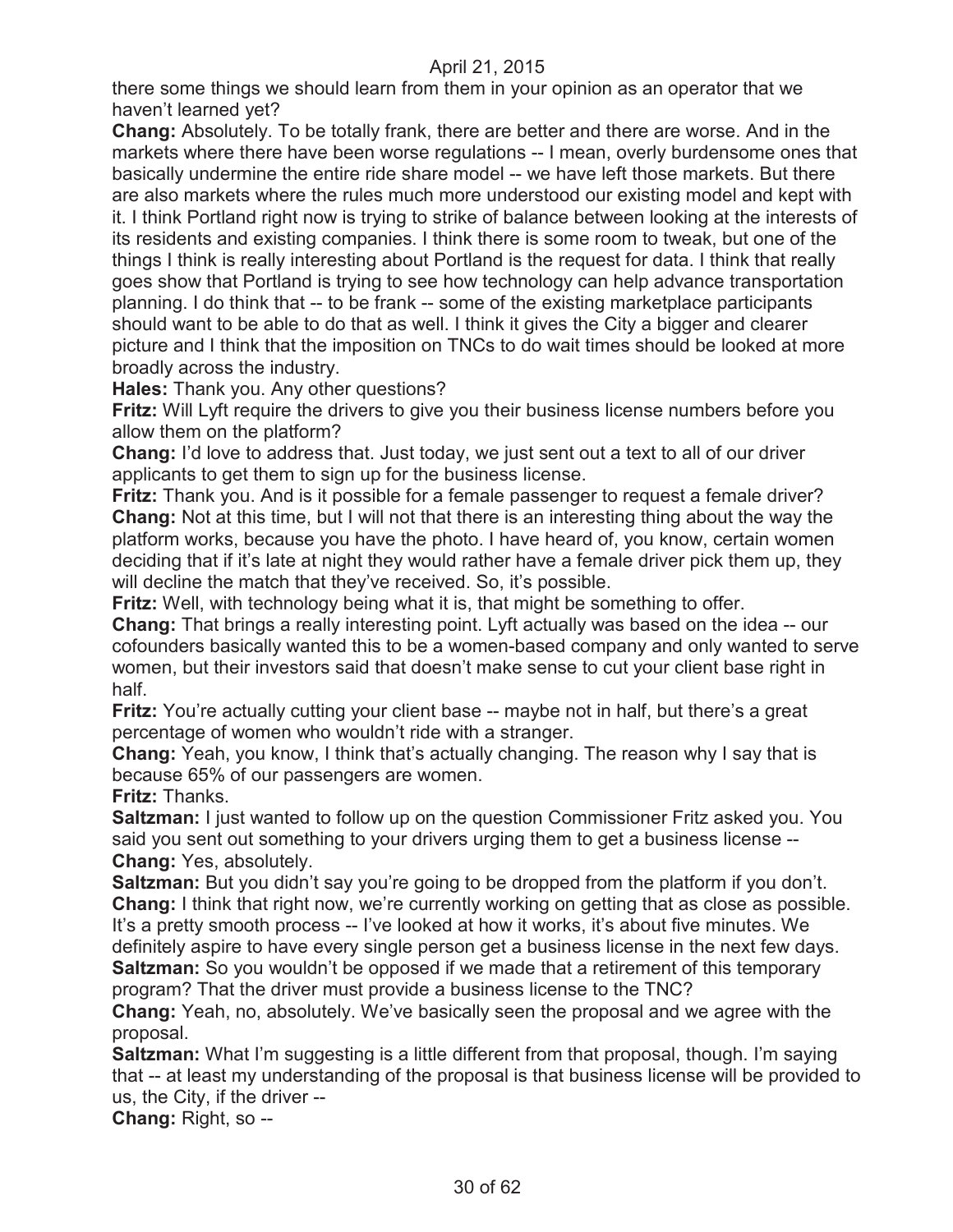there some things we should learn from them in your opinion as an operator that we haven't learned yet?

**Chang:** Absolutely. To be totally frank, there are better and there are worse. And in the markets where there have been worse regulations -- I mean, overly burdensome ones that basically undermine the entire ride share model -- we have left those markets. But there are also markets where the rules much more understood our existing model and kept with it. I think Portland right now is trying to strike of balance between looking at the interests of its residents and existing companies. I think there is some room to tweak, but one of the things I think is really interesting about Portland is the request for data. I think that really goes show that Portland is trying to see how technology can help advance transportation planning. I do think that -- to be frank -- some of the existing marketplace participants should want to be able to do that as well. I think it gives the City a bigger and clearer picture and I think that the imposition on TNCs to do wait times should be looked at more broadly across the industry.

**Hales:** Thank you. Any other questions?

**Fritz:** Will Lyft require the drivers to give you their business license numbers before you allow them on the platform?

**Chang:** I'd love to address that. Just today, we just sent out a text to all of our driver applicants to get them to sign up for the business license.

**Fritz:** Thank you. And is it possible for a female passenger to request a female driver?

**Chang:** Not at this time, but I will not that there is an interesting thing about the way the platform works, because you have the photo. I have heard of, you know, certain women deciding that if it's late at night they would rather have a female driver pick them up, they will decline the match that they've received. So, it's possible.

**Fritz:** Well, with technology being what it is, that might be something to offer.

**Chang:** That brings a really interesting point. Lyft actually was based on the idea -- our cofounders basically wanted this to be a women-based company and only wanted to serve women, but their investors said that doesn't make sense to cut your client base right in half.

**Fritz:** You're actually cutting your client base -- maybe not in half, but there's a great percentage of women who wouldn't ride with a stranger.

**Chang:** Yeah, you know, I think that's actually changing. The reason why I say that is because 65% of our passengers are women.

**Fritz:** Thanks.

**Saltzman:** I just wanted to follow up on the question Commissioner Fritz asked you. You said you sent out something to your drivers urging them to get a business license --

**Chang:** Yes, absolutely.

**Saltzman:** But you didn't say you're going to be dropped from the platform if you don't.

**Chang:** I think that right now, we're currently working on getting that as close as possible. It's a pretty smooth process -- I've looked at how it works, it's about five minutes. We definitely aspire to have every single person get a business license in the next few days.

**Saltzman:** So you wouldn't be opposed if we made that a retirement of this temporary program? That the driver must provide a business license to the TNC?

**Chang:** Yeah, no, absolutely. We've basically seen the proposal and we agree with the proposal.

**Saltzman:** What I'm suggesting is a little different from that proposal, though. I'm saying that -- at least my understanding of the proposal is that business license will be provided to us, the City, if the driver --

**Chang:** Right, so --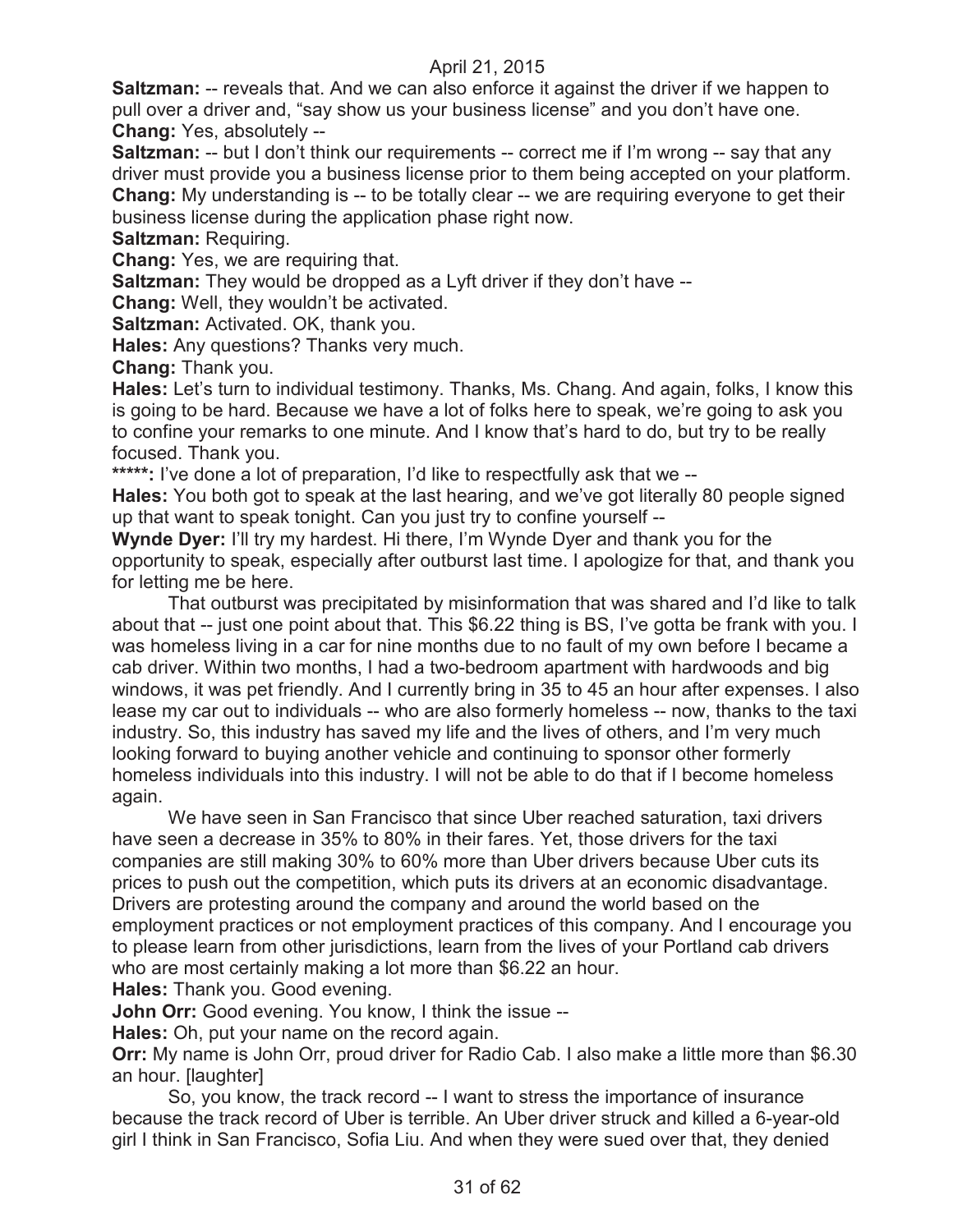**Saltzman:** -- reveals that. And we can also enforce it against the driver if we happen to pull over a driver and, "say show us your business license" and you don't have one.

**Chang:** Yes, absolutely --

**Saltzman:** -- but I don't think our requirements -- correct me if I'm wrong -- say that any driver must provide you a business license prior to them being accepted on your platform.

**Chang:** My understanding is -- to be totally clear -- we are requiring everyone to get their business license during the application phase right now.

**Saltzman:** Requiring.

**Chang:** Yes, we are requiring that.

**Saltzman:** They would be dropped as a Lyft driver if they don't have --

**Chang:** Well, they wouldn't be activated.

**Saltzman:** Activated. OK, thank you.

**Hales:** Any questions? Thanks very much.

**Chang:** Thank you.

**Hales:** Let's turn to individual testimony. Thanks, Ms. Chang. And again, folks, I know this is going to be hard. Because we have a lot of folks here to speak, we're going to ask you to confine your remarks to one minute. And I know that's hard to do, but try to be really focused. Thank you.

**\*\*\*\*\*:** I've done a lot of preparation, I'd like to respectfully ask that we --

**Hales:** You both got to speak at the last hearing, and we've got literally 80 people signed up that want to speak tonight. Can you just try to confine yourself --

**Wynde Dyer:** I'll try my hardest. Hi there, I'm Wynde Dyer and thank you for the opportunity to speak, especially after outburst last time. I apologize for that, and thank you for letting me be here.

That outburst was precipitated by misinformation that was shared and I'd like to talk about that -- just one point about that. This $6.22 thing is BS, I've gotta be frank with you. I was homeless living in a car for nine months due to no fault of my own before I became a cab driver. Within two months, I had a two-bedroom apartment with hardwoods and big windows, it was pet friendly. And I currently bring in 35 to 45 an hour after expenses. I also lease my car out to individuals -- who are also formerly homeless -- now, thanks to the taxi industry. So, this industry has saved my life and the lives of others, and I'm very much looking forward to buying another vehicle and continuing to sponsor other formerly homeless individuals into this industry. I will not be able to do that if I become homeless again.

We have seen in San Francisco that since Uber reached saturation, taxi drivers have seen a decrease in 35% to 80% in their fares. Yet, those drivers for the taxi companies are still making 30% to 60% more than Uber drivers because Uber cuts its prices to push out the competition, which puts its drivers at an economic disadvantage. Drivers are protesting around the company and around the world based on the employment practices or not employment practices of this company. And I encourage you to please learn from other jurisdictions, learn from the lives of your Portland cab drivers who are most certainly making a lot more than $6.22 an hour.

**Hales:** Thank you. Good evening.

**John Orr:** Good evening. You know, I think the issue --

**Hales:** Oh, put your name on the record again.

**Orr:** My name is John Orr, proud driver for Radio Cab. I also make a little more than $6.30 an hour. [laughter]

So, you know, the track record -- I want to stress the importance of insurance because the track record of Uber is terrible. An Uber driver struck and killed a 6-year-old girl I think in San Francisco, Sofia Liu. And when they were sued over that, they denied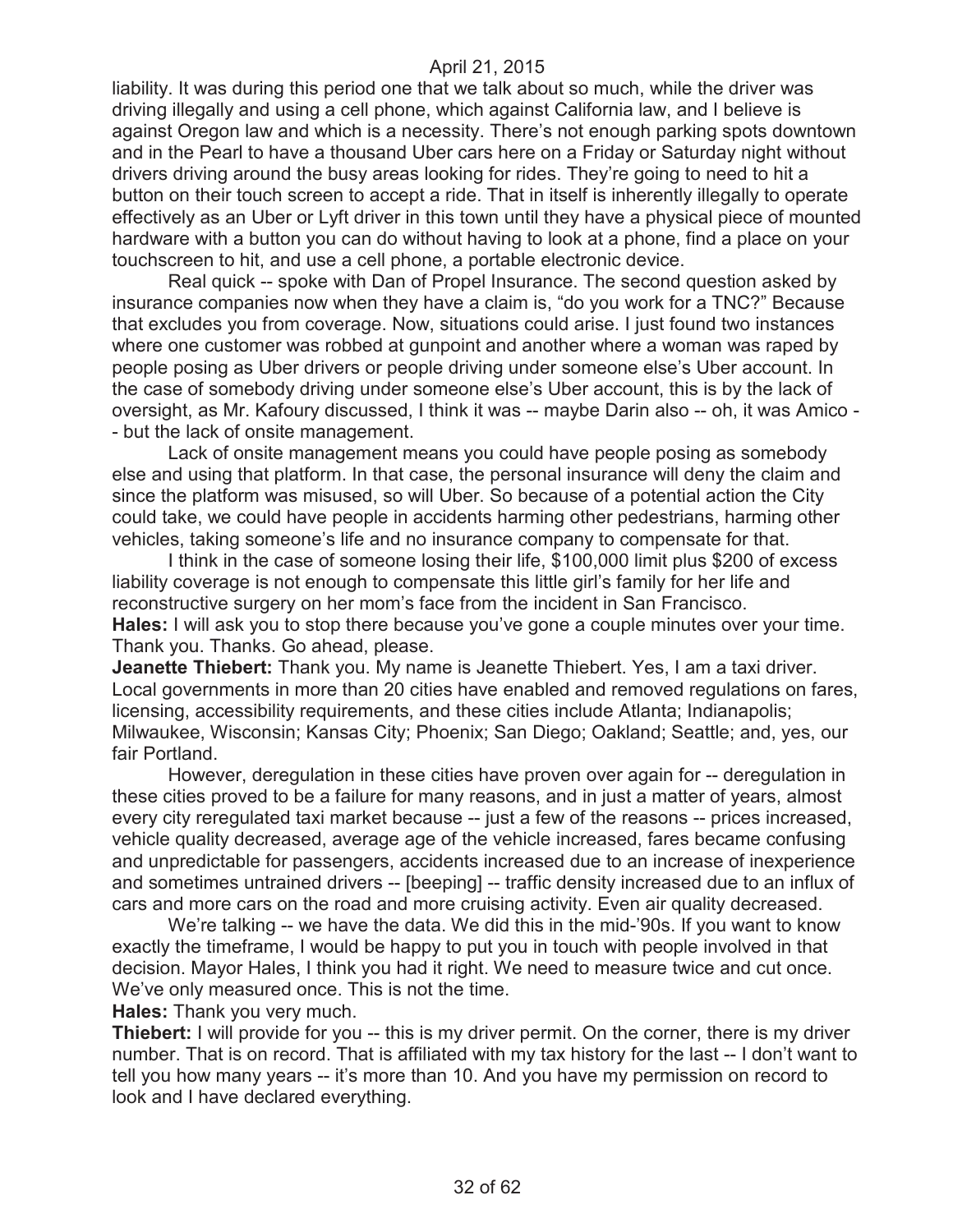liability. It was during this period one that we talk about so much, while the driver was driving illegally and using a cell phone, which against California law, and I believe is against Oregon law and which is a necessity. There's not enough parking spots downtown and in the Pearl to have a thousand Uber cars here on a Friday or Saturday night without drivers driving around the busy areas looking for rides. They're going to need to hit a button on their touch screen to accept a ride. That in itself is inherently illegally to operate effectively as an Uber or Lyft driver in this town until they have a physical piece of mounted hardware with a button you can do without having to look at a phone, find a place on your touchscreen to hit, and use a cell phone, a portable electronic device.

Real quick -- spoke with Dan of Propel Insurance. The second question asked by insurance companies now when they have a claim is, "do you work for a TNC?" Because that excludes you from coverage. Now, situations could arise. I just found two instances where one customer was robbed at gunpoint and another where a woman was raped by people posing as Uber drivers or people driving under someone else's Uber account. In the case of somebody driving under someone else's Uber account, this is by the lack of oversight, as Mr. Kafoury discussed, I think it was -- maybe Darin also -- oh, it was Amico -- but the lack of onsite management.

Lack of onsite management means you could have people posing as somebody else and using that platform. In that case, the personal insurance will deny the claim and since the platform was misused, so will Uber. So because of a potential action the City could take, we could have people in accidents harming other pedestrians, harming other vehicles, taking someone's life and no insurance company to compensate for that.

I think in the case of someone losing their life, $100,000 limit plus $200 of excess liability coverage is not enough to compensate this little girl's family for her life and reconstructive surgery on her mom's face from the incident in San Francisco.

**Hales:** I will ask you to stop there because you've gone a couple minutes over your time. Thank you. Thanks. Go ahead, please.

**Jeanette Thiebert:** Thank you. My name is Jeanette Thiebert. Yes, I am a taxi driver. Local governments in more than 20 cities have enabled and removed regulations on fares, licensing, accessibility requirements, and these cities include Atlanta; Indianapolis; Milwaukee, Wisconsin; Kansas City; Phoenix; San Diego; Oakland; Seattle; and, yes, our fair Portland.

However, deregulation in these cities have proven over again for -- deregulation in these cities proved to be a failure for many reasons, and in just a matter of years, almost every city reregulated taxi market because -- just a few of the reasons -- prices increased, vehicle quality decreased, average age of the vehicle increased, fares became confusing and unpredictable for passengers, accidents increased due to an increase of inexperience and sometimes untrained drivers -- [beeping] -- traffic density increased due to an influx of cars and more cars on the road and more cruising activity. Even air quality decreased.

We're talking -- we have the data. We did this in the mid-'90s. If you want to know exactly the timeframe, I would be happy to put you in touch with people involved in that decision. Mayor Hales, I think you had it right. We need to measure twice and cut once. We've only measured once. This is not the time.

**Hales:** Thank you very much.

**Thiebert:** I will provide for you -- this is my driver permit. On the corner, there is my driver number. That is on record. That is affiliated with my tax history for the last -- I don't want to tell you how many years -- it's more than 10. And you have my permission on record to look and I have declared everything.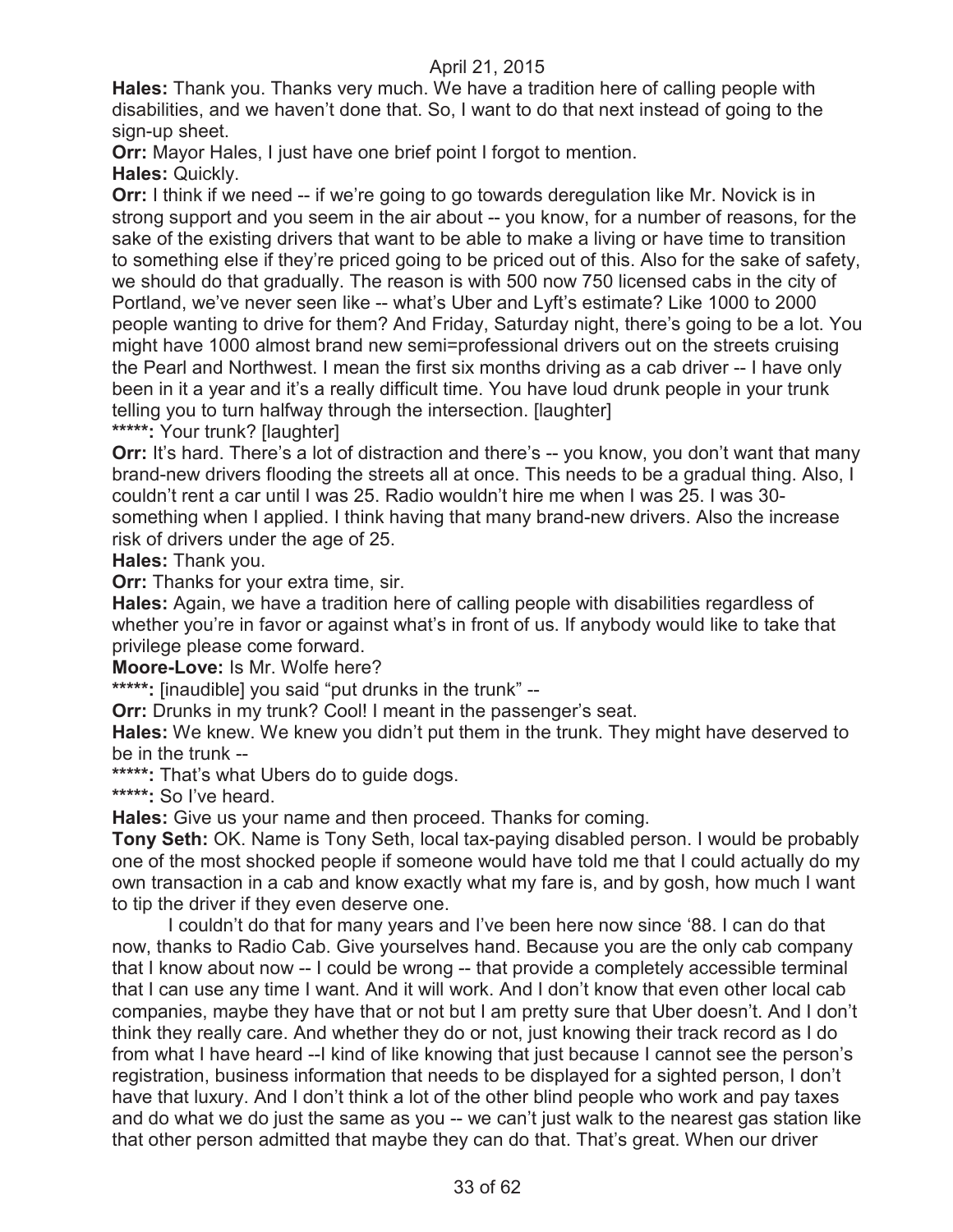**Hales:** Thank you. Thanks very much. We have a tradition here of calling people with disabilities, and we haven't done that. So, I want to do that next instead of going to the sign-up sheet.

**Orr:** Mayor Hales, I just have one brief point I forgot to mention.

**Hales:** Quickly.

**Orr:** I think if we need -- if we're going to go towards deregulation like Mr. Novick is in strong support and you seem in the air about -- you know, for a number of reasons, for the sake of the existing drivers that want to be able to make a living or have time to transition to something else if they're priced going to be priced out of this. Also for the sake of safety, we should do that gradually. The reason is with 500 now 750 licensed cabs in the city of Portland, we've never seen like -- what's Uber and Lyft's estimate? Like 1000 to 2000 people wanting to drive for them? And Friday, Saturday night, there's going to be a lot. You might have 1000 almost brand new semi=professional drivers out on the streets cruising the Pearl and Northwest. I mean the first six months driving as a cab driver -- I have only been in it a year and it's a really difficult time. You have loud drunk people in your trunk telling you to turn halfway through the intersection. [laughter]

*****: Your trunk? [laughter]

**Orr:** It's hard. There's a lot of distraction and there's -- you know, you don't want that many brand-new drivers flooding the streets all at once. This needs to be a gradual thing. Also, I couldn't rent a car until I was 25. Radio wouldn't hire me when I was 25. I was 30-something when I applied. I think having that many brand-new drivers. Also the increase risk of drivers under the age of 25.

**Hales:** Thank you.

**Orr:** Thanks for your extra time, sir.

**Hales:** Again, we have a tradition here of calling people with disabilities regardless of whether you're in favor or against what's in front of us. If anybody would like to take that privilege please come forward.

**Moore-Love:** Is Mr. Wolfe here?

*****: [inaudible] you said "put drunks in the trunk" --

**Orr:** Drunks in my trunk? Cool! I meant in the passenger's seat.

**Hales:** We knew. We knew you didn't put them in the trunk. They might have deserved to be in the trunk --

*****: That's what Ubers do to guide dogs.

*****: So I've heard.

**Hales:** Give us your name and then proceed. Thanks for coming.

**Tony Seth:** OK. Name is Tony Seth, local tax-paying disabled person. I would be probably one of the most shocked people if someone would have told me that I could actually do my own transaction in a cab and know exactly what my fare is, and by gosh, how much I want to tip the driver if they even deserve one.

I couldn't do that for many years and I've been here now since '88. I can do that now, thanks to Radio Cab. Give yourselves hand. Because you are the only cab company that I know about now -- I could be wrong -- that provide a completely accessible terminal that I can use any time I want. And it will work. And I don't know that even other local cab companies, maybe they have that or not but I am pretty sure that Uber doesn't. And I don't think they really care. And whether they do or not, just knowing their track record as I do from what I have heard --I kind of like knowing that just because I cannot see the person's registration, business information that needs to be displayed for a sighted person, I don't have that luxury. And I don't think a lot of the other blind people who work and pay taxes and do what we do just the same as you -- we can't just walk to the nearest gas station like that other person admitted that maybe they can do that. That's great. When our driver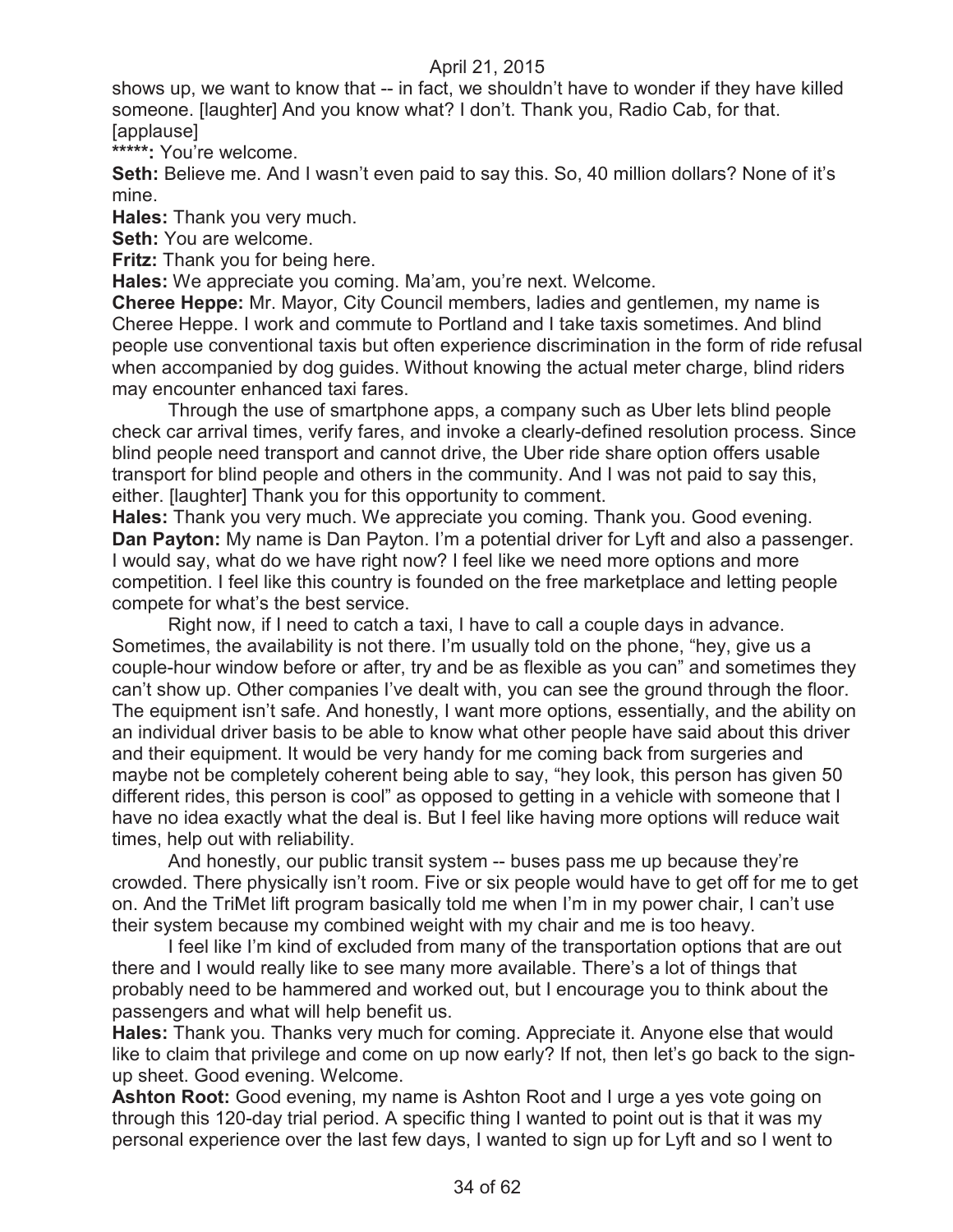shows up, we want to know that -- in fact, we shouldn't have to wonder if they have killed someone. [laughter] And you know what? I don't. Thank you, Radio Cab, for that. [applause]

**\*\*\*\*\*:** You're welcome.

**Seth:** Believe me. And I wasn't even paid to say this. So, 40 million dollars? None of it's mine.

**Hales:** Thank you very much.

**Seth:** You are welcome.

**Fritz:** Thank you for being here.

**Hales:** We appreciate you coming. Ma'am, you're next. Welcome.

**Cheree Heppe:** Mr. Mayor, City Council members, ladies and gentlemen, my name is Cheree Heppe. I work and commute to Portland and I take taxis sometimes. And blind people use conventional taxis but often experience discrimination in the form of ride refusal when accompanied by dog guides. Without knowing the actual meter charge, blind riders may encounter enhanced taxi fares.

Through the use of smartphone apps, a company such as Uber lets blind people check car arrival times, verify fares, and invoke a clearly-defined resolution process. Since blind people need transport and cannot drive, the Uber ride share option offers usable transport for blind people and others in the community. And I was not paid to say this, either. [laughter] Thank you for this opportunity to comment.

**Hales:** Thank you very much. We appreciate you coming. Thank you. Good evening.

**Dan Payton:** My name is Dan Payton. I'm a potential driver for Lyft and also a passenger. I would say, what do we have right now? I feel like we need more options and more competition. I feel like this country is founded on the free marketplace and letting people compete for what's the best service.

Right now, if I need to catch a taxi, I have to call a couple days in advance. Sometimes, the availability is not there. I'm usually told on the phone, "hey, give us a couple-hour window before or after, try and be as flexible as you can" and sometimes they can't show up. Other companies I've dealt with, you can see the ground through the floor. The equipment isn't safe. And honestly, I want more options, essentially, and the ability on an individual driver basis to be able to know what other people have said about this driver and their equipment. It would be very handy for me coming back from surgeries and maybe not be completely coherent being able to say, "hey look, this person has given 50 different rides, this person is cool" as opposed to getting in a vehicle with someone that I have no idea exactly what the deal is. But I feel like having more options will reduce wait times, help out with reliability.

And honestly, our public transit system -- buses pass me up because they're crowded. There physically isn't room. Five or six people would have to get off for me to get on. And the TriMet lift program basically told me when I'm in my power chair, I can't use their system because my combined weight with my chair and me is too heavy.

I feel like I'm kind of excluded from many of the transportation options that are out there and I would really like to see many more available. There's a lot of things that probably need to be hammered and worked out, but I encourage you to think about the passengers and what will help benefit us.

**Hales:** Thank you. Thanks very much for coming. Appreciate it. Anyone else that would like to claim that privilege and come on up now early? If not, then let's go back to the sign-up sheet. Good evening. Welcome.

**Ashton Root:** Good evening, my name is Ashton Root and I urge a yes vote going on through this 120-day trial period. A specific thing I wanted to point out is that it was my personal experience over the last few days, I wanted to sign up for Lyft and so I went to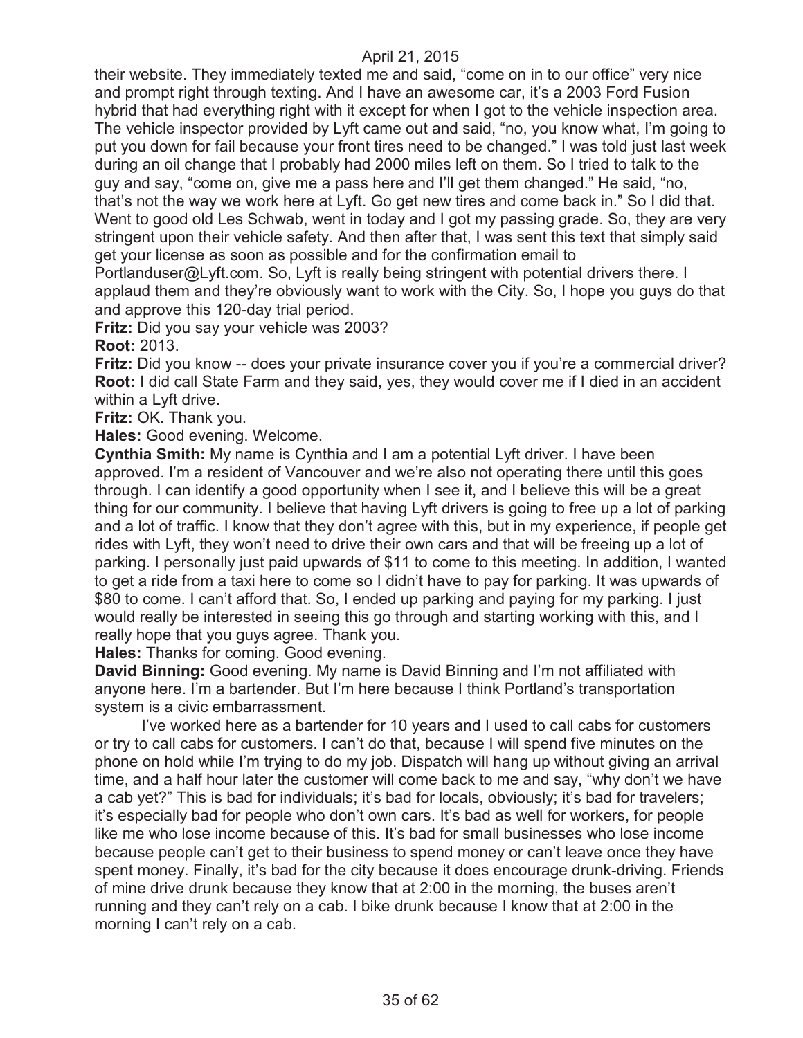their website. They immediately texted me and said, "come on in to our office" very nice and prompt right through texting. And I have an awesome car, it's a 2003 Ford Fusion hybrid that had everything right with it except for when I got to the vehicle inspection area. The vehicle inspector provided by Lyft came out and said, "no, you know what, I'm going to put you down for fail because your front tires need to be changed." I was told just last week during an oil change that I probably had 2000 miles left on them. So I tried to talk to the guy and say, "come on, give me a pass here and I'll get them changed." He said, "no, that's not the way we work here at Lyft. Go get new tires and come back in." So I did that. Went to good old Les Schwab, went in today and I got my passing grade. So, they are very stringent upon their vehicle safety. And then after that, I was sent this text that simply said get your license as soon as possible and for the confirmation email to Portlanduser@Lyft.com. So, Lyft is really being stringent with potential drivers there. I applaud them and they're obviously want to work with the City. So, I hope you guys do that and approve this 120-day trial period.

**Fritz:** Did you say your vehicle was 2003?

**Root:** 2013.

**Fritz:** Did you know -- does your private insurance cover you if you're a commercial driver?

**Root:** I did call State Farm and they said, yes, they would cover me if I died in an accident within a Lyft drive.

**Fritz:** OK. Thank you.

**Hales:** Good evening. Welcome.

**Cynthia Smith:** My name is Cynthia and I am a potential Lyft driver. I have been approved. I'm a resident of Vancouver and we're also not operating there until this goes through. I can identify a good opportunity when I see it, and I believe this will be a great thing for our community. I believe that having Lyft drivers is going to free up a lot of parking and a lot of traffic. I know that they don't agree with this, but in my experience, if people get rides with Lyft, they won't need to drive their own cars and that will be freeing up a lot of parking. I personally just paid upwards of $11 to come to this meeting. In addition, I wanted to get a ride from a taxi here to come so I didn't have to pay for parking. It was upwards of $80 to come. I can't afford that. So, I ended up parking and paying for my parking. I just would really be interested in seeing this go through and starting working with this, and I really hope that you guys agree. Thank you.

**Hales:** Thanks for coming. Good evening.

**David Binning:** Good evening. My name is David Binning and I'm not affiliated with anyone here. I'm a bartender. But I'm here because I think Portland's transportation system is a civic embarrassment.

I've worked here as a bartender for 10 years and I used to call cabs for customers or try to call cabs for customers. I can't do that, because I will spend five minutes on the phone on hold while I'm trying to do my job. Dispatch will hang up without giving an arrival time, and a half hour later the customer will come back to me and say, "why don't we have a cab yet?" This is bad for individuals; it's bad for locals, obviously; it's bad for travelers; it's especially bad for people who don't own cars. It's bad as well for workers, for people like me who lose income because of this. It's bad for small businesses who lose income because people can't get to their business to spend money or can't leave once they have spent money. Finally, it's bad for the city because it does encourage drunk-driving. Friends of mine drive drunk because they know that at 2:00 in the morning, the buses aren't running and they can't rely on a cab. I bike drunk because I know that at 2:00 in the morning I can't rely on a cab.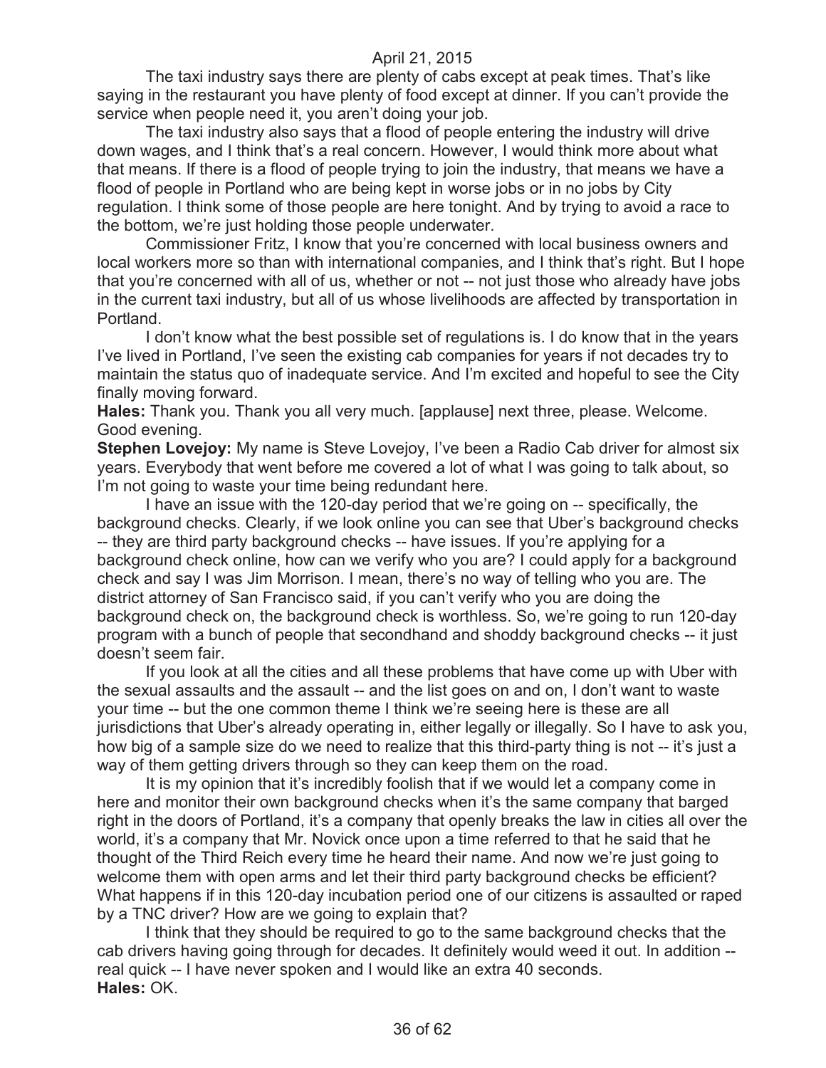The taxi industry says there are plenty of cabs except at peak times. That's like saying in the restaurant you have plenty of food except at dinner. If you can't provide the service when people need it, you aren't doing your job.

The taxi industry also says that a flood of people entering the industry will drive down wages, and I think that's a real concern. However, I would think more about what that means. If there is a flood of people trying to join the industry, that means we have a flood of people in Portland who are being kept in worse jobs or in no jobs by City regulation. I think some of those people are here tonight. And by trying to avoid a race to the bottom, we're just holding those people underwater.

Commissioner Fritz, I know that you're concerned with local business owners and local workers more so than with international companies, and I think that's right. But I hope that you're concerned with all of us, whether or not -- not just those who already have jobs in the current taxi industry, but all of us whose livelihoods are affected by transportation in Portland.

I don't know what the best possible set of regulations is. I do know that in the years I've lived in Portland, I've seen the existing cab companies for years if not decades try to maintain the status quo of inadequate service. And I'm excited and hopeful to see the City finally moving forward.

**Hales:** Thank you. Thank you all very much. [applause] next three, please. Welcome. Good evening.

**Stephen Lovejoy:** My name is Steve Lovejoy, I've been a Radio Cab driver for almost six years. Everybody that went before me covered a lot of what I was going to talk about, so I'm not going to waste your time being redundant here.

I have an issue with the 120-day period that we're going on -- specifically, the background checks. Clearly, if we look online you can see that Uber's background checks -- they are third party background checks -- have issues. If you're applying for a background check online, how can we verify who you are? I could apply for a background check and say I was Jim Morrison. I mean, there's no way of telling who you are. The district attorney of San Francisco said, if you can't verify who you are doing the background check on, the background check is worthless. So, we're going to run 120-day program with a bunch of people that secondhand and shoddy background checks -- it just doesn't seem fair.

If you look at all the cities and all these problems that have come up with Uber with the sexual assaults and the assault -- and the list goes on and on, I don't want to waste your time -- but the one common theme I think we're seeing here is these are all jurisdictions that Uber's already operating in, either legally or illegally. So I have to ask you, how big of a sample size do we need to realize that this third-party thing is not -- it's just a way of them getting drivers through so they can keep them on the road.

It is my opinion that it's incredibly foolish that if we would let a company come in here and monitor their own background checks when it's the same company that barged right in the doors of Portland, it's a company that openly breaks the law in cities all over the world, it's a company that Mr. Novick once upon a time referred to that he said that he thought of the Third Reich every time he heard their name. And now we're just going to welcome them with open arms and let their third party background checks be efficient? What happens if in this 120-day incubation period one of our citizens is assaulted or raped by a TNC driver? How are we going to explain that?

I think that they should be required to go to the same background checks that the cab drivers having going through for decades. It definitely would weed it out. In addition -- real quick -- I have never spoken and I would like an extra 40 seconds.

**Hales:** OK.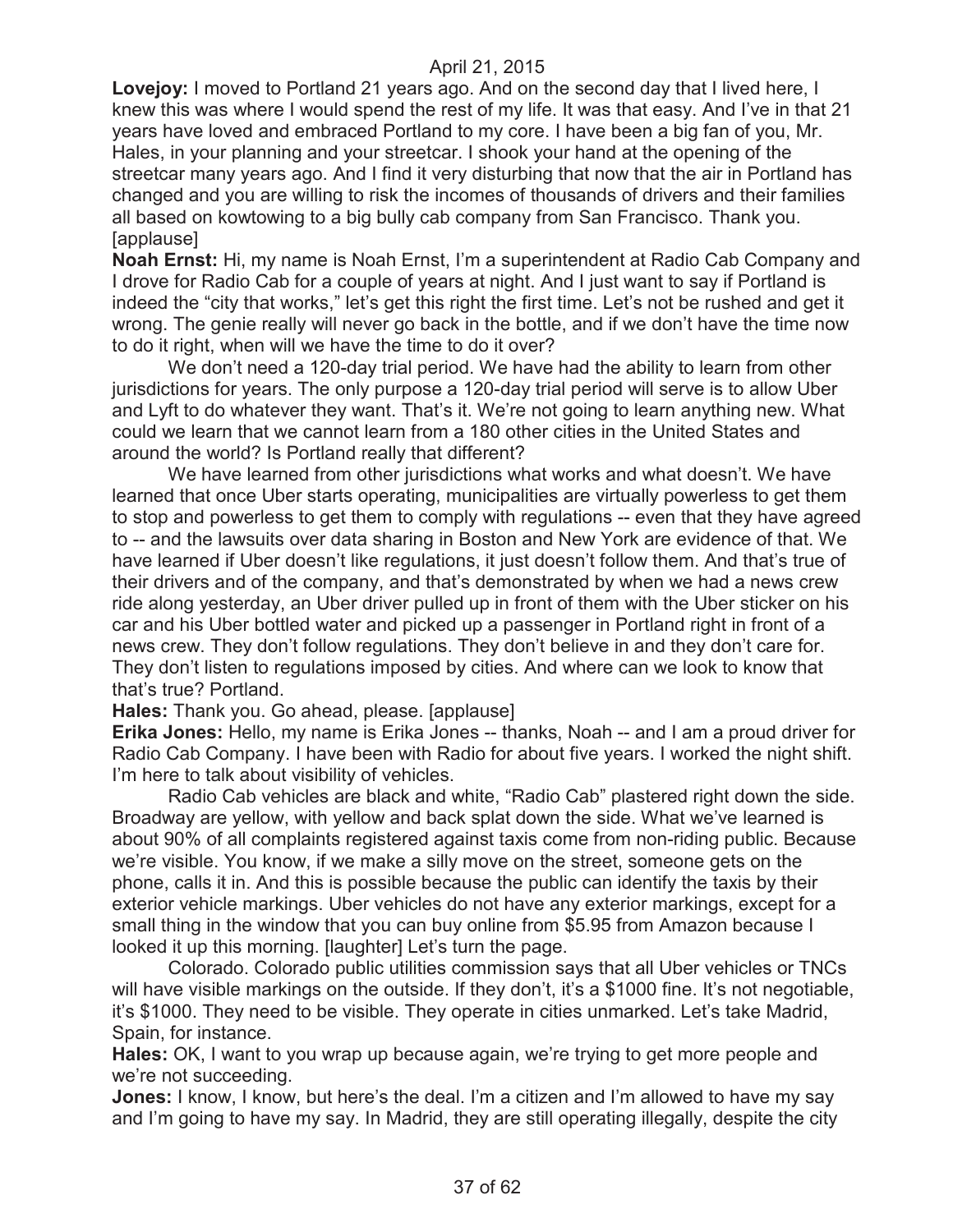**Lovejoy:** I moved to Portland 21 years ago. And on the second day that I lived here, I knew this was where I would spend the rest of my life. It was that easy. And I've in that 21 years have loved and embraced Portland to my core. I have been a big fan of you, Mr. Hales, in your planning and your streetcar. I shook your hand at the opening of the streetcar many years ago. And I find it very disturbing that now that the air in Portland has changed and you are willing to risk the incomes of thousands of drivers and their families all based on kowtowing to a big bully cab company from San Francisco. Thank you. [applause]

**Noah Ernst:** Hi, my name is Noah Ernst, I'm a superintendent at Radio Cab Company and I drove for Radio Cab for a couple of years at night. And I just want to say if Portland is indeed the "city that works," let's get this right the first time. Let's not be rushed and get it wrong. The genie really will never go back in the bottle, and if we don't have the time now to do it right, when will we have the time to do it over?

We don't need a 120-day trial period. We have had the ability to learn from other jurisdictions for years. The only purpose a 120-day trial period will serve is to allow Uber and Lyft to do whatever they want. That's it. We're not going to learn anything new. What could we learn that we cannot learn from a 180 other cities in the United States and around the world? Is Portland really that different?

We have learned from other jurisdictions what works and what doesn't. We have learned that once Uber starts operating, municipalities are virtually powerless to get them to stop and powerless to get them to comply with regulations -- even that they have agreed to -- and the lawsuits over data sharing in Boston and New York are evidence of that. We have learned if Uber doesn't like regulations, it just doesn't follow them. And that's true of their drivers and of the company, and that's demonstrated by when we had a news crew ride along yesterday, an Uber driver pulled up in front of them with the Uber sticker on his car and his Uber bottled water and picked up a passenger in Portland right in front of a news crew. They don't follow regulations. They don't believe in and they don't care for. They don't listen to regulations imposed by cities. And where can we look to know that that's true? Portland.

**Hales:** Thank you. Go ahead, please. [applause]

**Erika Jones:** Hello, my name is Erika Jones -- thanks, Noah -- and I am a proud driver for Radio Cab Company. I have been with Radio for about five years. I worked the night shift. I'm here to talk about visibility of vehicles.

Radio Cab vehicles are black and white, "Radio Cab" plastered right down the side. Broadway are yellow, with yellow and back splat down the side. What we've learned is about 90% of all complaints registered against taxis come from non-riding public. Because we're visible. You know, if we make a silly move on the street, someone gets on the phone, calls it in. And this is possible because the public can identify the taxis by their exterior vehicle markings. Uber vehicles do not have any exterior markings, except for a small thing in the window that you can buy online from $5.95 from Amazon because I looked it up this morning. [laughter] Let's turn the page.

Colorado. Colorado public utilities commission says that all Uber vehicles or TNCs will have visible markings on the outside. If they don't, it's a $1000 fine. It's not negotiable, it's $1000. They need to be visible. They operate in cities unmarked. Let's take Madrid, Spain, for instance.

**Hales:** OK, I want to you wrap up because again, we're trying to get more people and we're not succeeding.

**Jones:** I know, I know, but here's the deal. I'm a citizen and I'm allowed to have my say and I'm going to have my say. In Madrid, they are still operating illegally, despite the city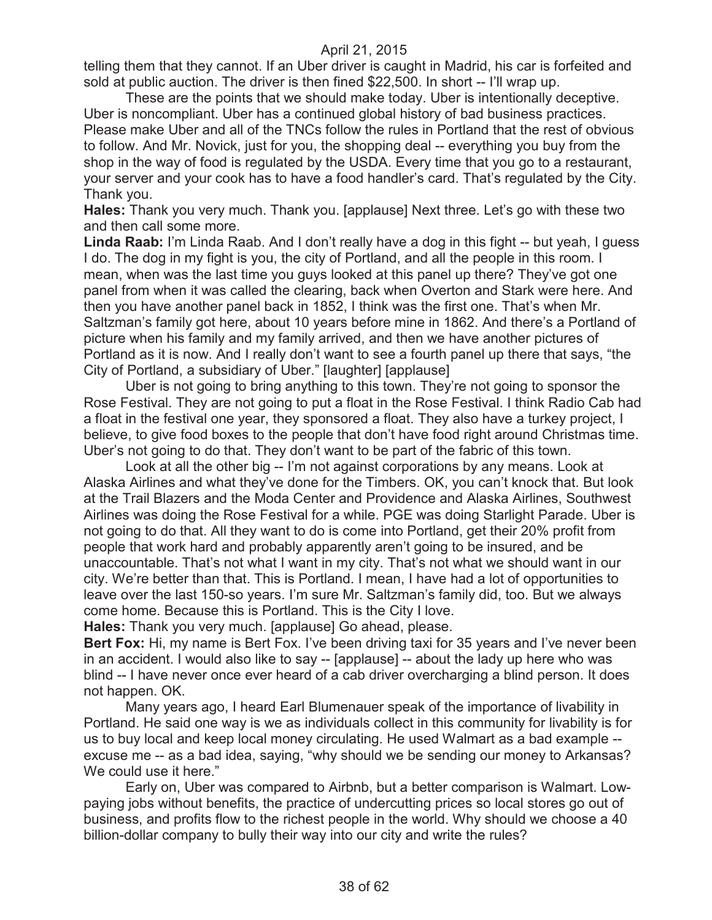telling them that they cannot. If an Uber driver is caught in Madrid, his car is forfeited and sold at public auction. The driver is then fined $22,500. In short -- I'll wrap up.

These are the points that we should make today. Uber is intentionally deceptive. Uber is noncompliant. Uber has a continued global history of bad business practices. Please make Uber and all of the TNCs follow the rules in Portland that the rest of obvious to follow. And Mr. Novick, just for you, the shopping deal -- everything you buy from the shop in the way of food is regulated by the USDA. Every time that you go to a restaurant, your server and your cook has to have a food handler's card. That's regulated by the City. Thank you.

**Hales:** Thank you very much. Thank you. [applause] Next three. Let's go with these two and then call some more.

**Linda Raab:** I'm Linda Raab. And I don't really have a dog in this fight -- but yeah, I guess I do. The dog in my fight is you, the city of Portland, and all the people in this room. I mean, when was the last time you guys looked at this panel up there? They've got one panel from when it was called the clearing, back when Overton and Stark were here. And then you have another panel back in 1852, I think was the first one. That's when Mr. Saltzman's family got here, about 10 years before mine in 1862. And there's a Portland of picture when his family and my family arrived, and then we have another pictures of Portland as it is now. And I really don't want to see a fourth panel up there that says, "the City of Portland, a subsidiary of Uber." [laughter] [applause]

Uber is not going to bring anything to this town. They're not going to sponsor the Rose Festival. They are not going to put a float in the Rose Festival. I think Radio Cab had a float in the festival one year, they sponsored a float. They also have a turkey project, I believe, to give food boxes to the people that don't have food right around Christmas time. Uber's not going to do that. They don't want to be part of the fabric of this town.

Look at all the other big -- I'm not against corporations by any means. Look at Alaska Airlines and what they've done for the Timbers. OK, you can't knock that. But look at the Trail Blazers and the Moda Center and Providence and Alaska Airlines, Southwest Airlines was doing the Rose Festival for a while. PGE was doing Starlight Parade. Uber is not going to do that. All they want to do is come into Portland, get their 20% profit from people that work hard and probably apparently aren't going to be insured, and be unaccountable. That's not what I want in my city. That's not what we should want in our city. We're better than that. This is Portland. I mean, I have had a lot of opportunities to leave over the last 150-so years. I'm sure Mr. Saltzman's family did, too. But we always come home. Because this is Portland. This is the City I love.

**Hales:** Thank you very much. [applause] Go ahead, please.

**Bert Fox:** Hi, my name is Bert Fox. I've been driving taxi for 35 years and I've never been in an accident. I would also like to say -- [applause] -- about the lady up here who was blind -- I have never once ever heard of a cab driver overcharging a blind person. It does not happen. OK.

Many years ago, I heard Earl Blumenauer speak of the importance of livability in Portland. He said one way is we as individuals collect in this community for livability is for us to buy local and keep local money circulating. He used Walmart as a bad example -- excuse me -- as a bad idea, saying, "why should we be sending our money to Arkansas? We could use it here."

Early on, Uber was compared to Airbnb, but a better comparison is Walmart. Low-paying jobs without benefits, the practice of undercutting prices so local stores go out of business, and profits flow to the richest people in the world. Why should we choose a 40 billion-dollar company to bully their way into our city and write the rules?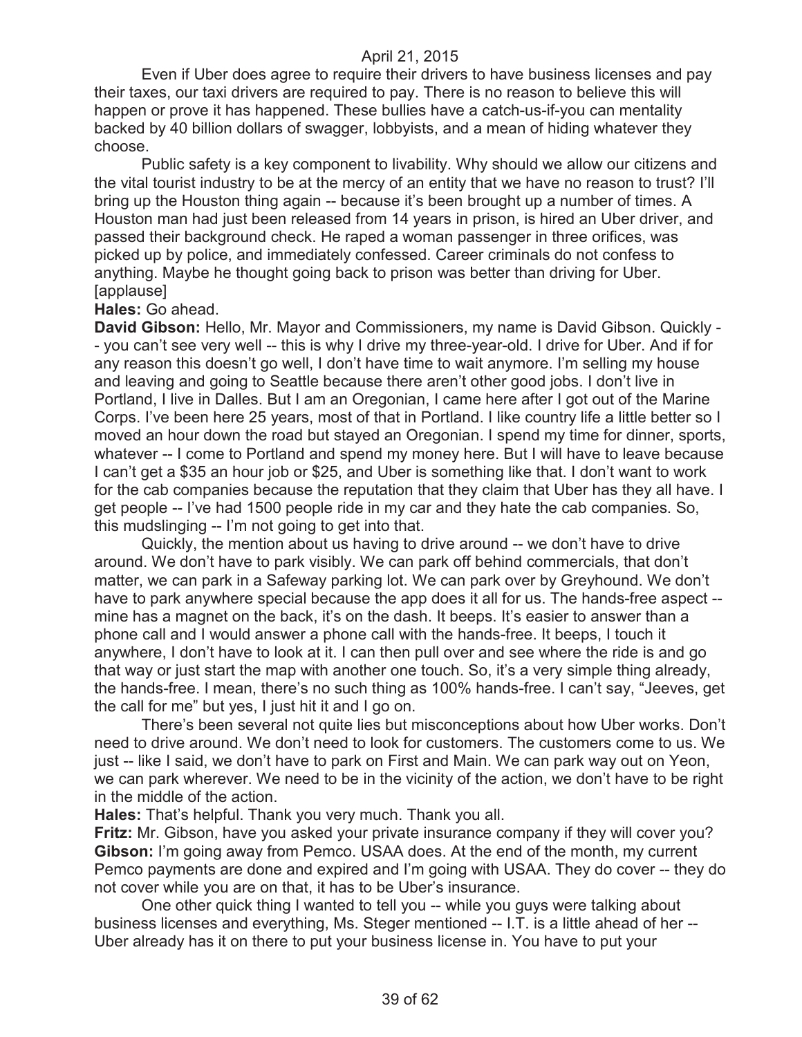Even if Uber does agree to require their drivers to have business licenses and pay their taxes, our taxi drivers are required to pay. There is no reason to believe this will happen or prove it has happened. These bullies have a catch-us-if-you can mentality backed by 40 billion dollars of swagger, lobbyists, and a mean of hiding whatever they choose.

Public safety is a key component to livability. Why should we allow our citizens and the vital tourist industry to be at the mercy of an entity that we have no reason to trust? I'll bring up the Houston thing again -- because it's been brought up a number of times. A Houston man had just been released from 14 years in prison, is hired an Uber driver, and passed their background check. He raped a woman passenger in three orifices, was picked up by police, and immediately confessed. Career criminals do not confess to anything. Maybe he thought going back to prison was better than driving for Uber. [applause]

**Hales:** Go ahead.

**David Gibson:** Hello, Mr. Mayor and Commissioners, my name is David Gibson. Quickly -- you can't see very well -- this is why I drive my three-year-old. I drive for Uber. And if for any reason this doesn't go well, I don't have time to wait anymore. I'm selling my house and leaving and going to Seattle because there aren't other good jobs. I don't live in Portland, I live in Dalles. But I am an Oregonian, I came here after I got out of the Marine Corps. I've been here 25 years, most of that in Portland. I like country life a little better so I moved an hour down the road but stayed an Oregonian. I spend my time for dinner, sports, whatever -- I come to Portland and spend my money here. But I will have to leave because I can't get a $35 an hour job or $25, and Uber is something like that. I don't want to work for the cab companies because the reputation that they claim that Uber has they all have. I get people -- I've had 1500 people ride in my car and they hate the cab companies. So, this mudslinging -- I'm not going to get into that.

Quickly, the mention about us having to drive around -- we don't have to drive around. We don't have to park visibly. We can park off behind commercials, that don't matter, we can park in a Safeway parking lot. We can park over by Greyhound. We don't have to park anywhere special because the app does it all for us. The hands-free aspect -- mine has a magnet on the back, it's on the dash. It beeps. It's easier to answer than a phone call and I would answer a phone call with the hands-free. It beeps, I touch it anywhere, I don't have to look at it. I can then pull over and see where the ride is and go that way or just start the map with another one touch. So, it's a very simple thing already, the hands-free. I mean, there's no such thing as 100% hands-free. I can't say, "Jeeves, get the call for me" but yes, I just hit it and I go on.

There's been several not quite lies but misconceptions about how Uber works. Don't need to drive around. We don't need to look for customers. The customers come to us. We just -- like I said, we don't have to park on First and Main. We can park way out on Yeon, we can park wherever. We need to be in the vicinity of the action, we don't have to be right in the middle of the action.

**Hales:** That's helpful. Thank you very much. Thank you all.

**Fritz:** Mr. Gibson, have you asked your private insurance company if they will cover you?

**Gibson:** I'm going away from Pemco. USAA does. At the end of the month, my current Pemco payments are done and expired and I'm going with USAA. They do cover -- they do not cover while you are on that, it has to be Uber's insurance.

One other quick thing I wanted to tell you -- while you guys were talking about business licenses and everything, Ms. Steger mentioned -- I.T. is a little ahead of her -- Uber already has it on there to put your business license in. You have to put your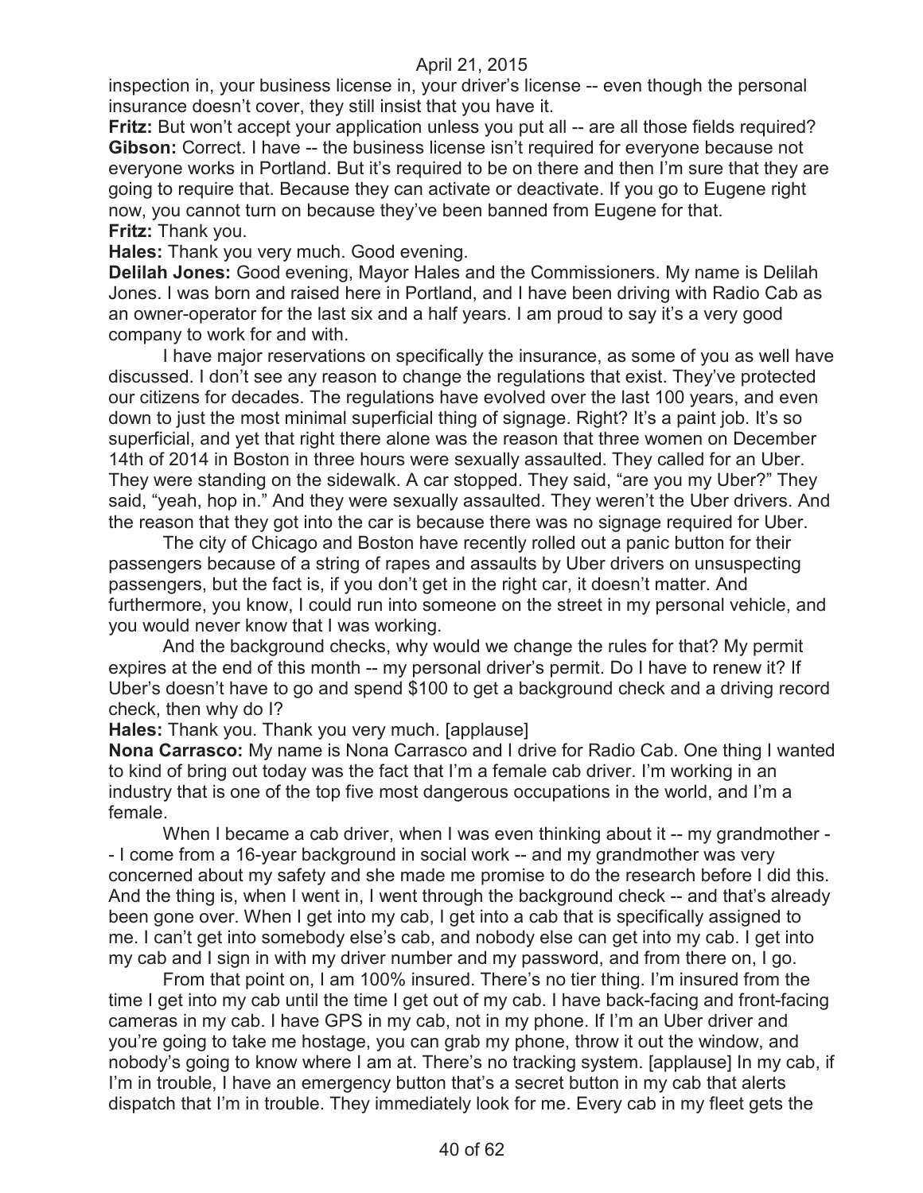inspection in, your business license in, your driver's license -- even though the personal insurance doesn't cover, they still insist that you have it.

**Fritz:** But won't accept your application unless you put all -- are all those fields required?

**Gibson:** Correct. I have -- the business license isn't required for everyone because not everyone works in Portland. But it's required to be on there and then I'm sure that they are going to require that. Because they can activate or deactivate. If you go to Eugene right now, you cannot turn on because they've been banned from Eugene for that.

**Fritz:** Thank you.

**Hales:** Thank you very much. Good evening.

**Delilah Jones:** Good evening, Mayor Hales and the Commissioners. My name is Delilah Jones. I was born and raised here in Portland, and I have been driving with Radio Cab as an owner-operator for the last six and a half years. I am proud to say it's a very good company to work for and with.

I have major reservations on specifically the insurance, as some of you as well have discussed. I don't see any reason to change the regulations that exist. They've protected our citizens for decades. The regulations have evolved over the last 100 years, and even down to just the most minimal superficial thing of signage. Right? It's a paint job. It's so superficial, and yet that right there alone was the reason that three women on December 14th of 2014 in Boston in three hours were sexually assaulted. They called for an Uber. They were standing on the sidewalk. A car stopped. They said, "are you my Uber?" They said, "yeah, hop in." And they were sexually assaulted. They weren't the Uber drivers. And the reason that they got into the car is because there was no signage required for Uber.

The city of Chicago and Boston have recently rolled out a panic button for their passengers because of a string of rapes and assaults by Uber drivers on unsuspecting passengers, but the fact is, if you don't get in the right car, it doesn't matter. And furthermore, you know, I could run into someone on the street in my personal vehicle, and you would never know that I was working.

And the background checks, why would we change the rules for that? My permit expires at the end of this month -- my personal driver's permit. Do I have to renew it? If Uber's doesn't have to go and spend $100 to get a background check and a driving record check, then why do I?

**Hales:** Thank you. Thank you very much. [applause]

**Nona Carrasco:** My name is Nona Carrasco and I drive for Radio Cab. One thing I wanted to kind of bring out today was the fact that I'm a female cab driver. I'm working in an industry that is one of the top five most dangerous occupations in the world, and I'm a female.

When I became a cab driver, when I was even thinking about it -- my grandmother -- I come from a 16-year background in social work -- and my grandmother was very concerned about my safety and she made me promise to do the research before I did this. And the thing is, when I went in, I went through the background check -- and that's already been gone over. When I get into my cab, I get into a cab that is specifically assigned to me. I can't get into somebody else's cab, and nobody else can get into my cab. I get into my cab and I sign in with my driver number and my password, and from there on, I go.

From that point on, I am 100% insured. There's no tier thing. I'm insured from the time I get into my cab until the time I get out of my cab. I have back-facing and front-facing cameras in my cab. I have GPS in my cab, not in my phone. If I'm an Uber driver and you're going to take me hostage, you can grab my phone, throw it out the window, and nobody's going to know where I am at. There's no tracking system. [applause] In my cab, if I'm in trouble, I have an emergency button that's a secret button in my cab that alerts dispatch that I'm in trouble. They immediately look for me. Every cab in my fleet gets the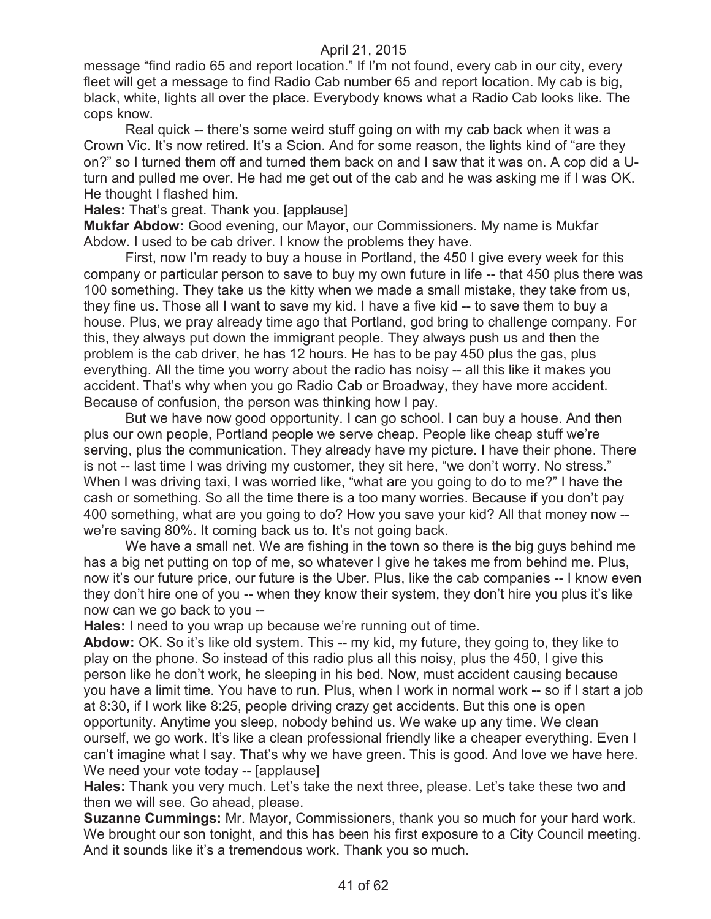message "find radio 65 and report location." If I'm not found, every cab in our city, every fleet will get a message to find Radio Cab number 65 and report location. My cab is big, black, white, lights all over the place. Everybody knows what a Radio Cab looks like. The cops know.

Real quick -- there's some weird stuff going on with my cab back when it was a Crown Vic. It's now retired. It's a Scion. And for some reason, the lights kind of "are they on?" so I turned them off and turned them back on and I saw that it was on. A cop did a U-turn and pulled me over. He had me get out of the cab and he was asking me if I was OK. He thought I flashed him.

**Hales:** That's great. Thank you. [applause]

**Mukfar Abdow:** Good evening, our Mayor, our Commissioners. My name is Mukfar Abdow. I used to be cab driver. I know the problems they have.

First, now I'm ready to buy a house in Portland, the 450 I give every week for this company or particular person to save to buy my own future in life -- that 450 plus there was 100 something. They take us the kitty when we made a small mistake, they take from us, they fine us. Those all I want to save my kid. I have a five kid -- to save them to buy a house. Plus, we pray already time ago that Portland, god bring to challenge company. For this, they always put down the immigrant people. They always push us and then the problem is the cab driver, he has 12 hours. He has to be pay 450 plus the gas, plus everything. All the time you worry about the radio has noisy -- all this like it makes you accident. That's why when you go Radio Cab or Broadway, they have more accident. Because of confusion, the person was thinking how I pay.

But we have now good opportunity. I can go school. I can buy a house. And then plus our own people, Portland people we serve cheap. People like cheap stuff we're serving, plus the communication. They already have my picture. I have their phone. There is not -- last time I was driving my customer, they sit here, "we don't worry. No stress." When I was driving taxi, I was worried like, "what are you going to do to me?" I have the cash or something. So all the time there is a too many worries. Because if you don't pay 400 something, what are you going to do? How you save your kid? All that money now -- we're saving 80%. It coming back us to. It's not going back.

We have a small net. We are fishing in the town so there is the big guys behind me has a big net putting on top of me, so whatever I give he takes me from behind me. Plus, now it's our future price, our future is the Uber. Plus, like the cab companies -- I know even they don't hire one of you -- when they know their system, they don't hire you plus it's like now can we go back to you --

**Hales:** I need to you wrap up because we're running out of time.

**Abdow:** OK. So it's like old system. This -- my kid, my future, they going to, they like to play on the phone. So instead of this radio plus all this noisy, plus the 450, I give this person like he don't work, he sleeping in his bed. Now, must accident causing because you have a limit time. You have to run. Plus, when I work in normal work -- so if I start a job at 8:30, if I work like 8:25, people driving crazy get accidents. But this one is open opportunity. Anytime you sleep, nobody behind us. We wake up any time. We clean ourself, we go work. It's like a clean professional friendly like a cheaper everything. Even I can't imagine what I say. That's why we have green. This is good. And love we have here. We need your vote today -- [applause]

**Hales:** Thank you very much. Let's take the next three, please. Let's take these two and then we will see. Go ahead, please.

**Suzanne Cummings:** Mr. Mayor, Commissioners, thank you so much for your hard work. We brought our son tonight, and this has been his first exposure to a City Council meeting. And it sounds like it's a tremendous work. Thank you so much.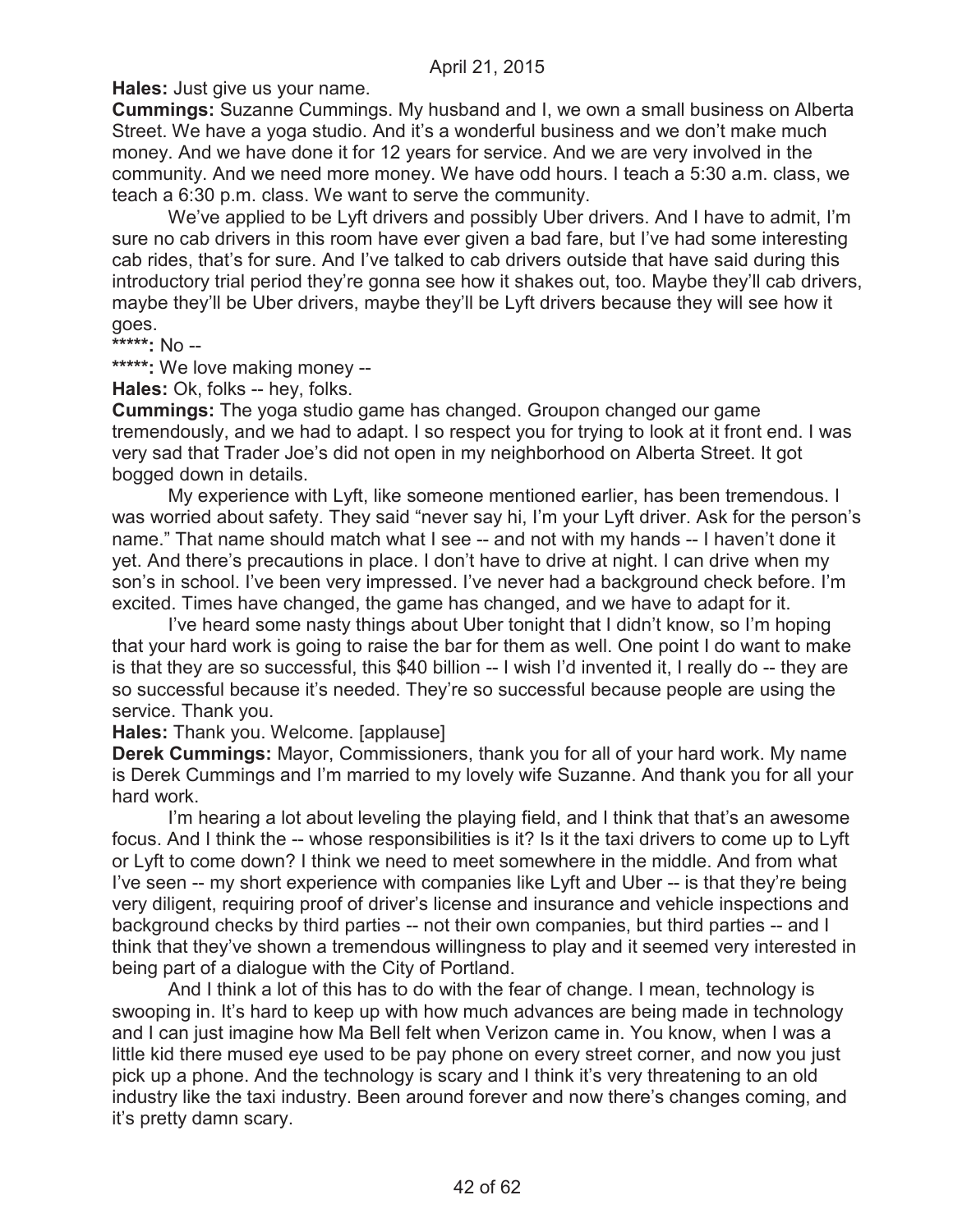**Hales:** Just give us your name.

**Cummings:** Suzanne Cummings. My husband and I, we own a small business on Alberta Street. We have a yoga studio. And it's a wonderful business and we don't make much money. And we have done it for 12 years for service. And we are very involved in the community. And we need more money. We have odd hours. I teach a 5:30 a.m. class, we teach a 6:30 p.m. class. We want to serve the community.

We've applied to be Lyft drivers and possibly Uber drivers. And I have to admit, I'm sure no cab drivers in this room have ever given a bad fare, but I've had some interesting cab rides, that's for sure. And I've talked to cab drivers outside that have said during this introductory trial period they're gonna see how it shakes out, too. Maybe they'll cab drivers, maybe they'll be Uber drivers, maybe they'll be Lyft drivers because they will see how it goes.

**\*\*\*\*\*:** No --

**\*\*\*\*\*:** We love making money --

**Hales:** Ok, folks -- hey, folks.

**Cummings:** The yoga studio game has changed. Groupon changed our game tremendously, and we had to adapt. I so respect you for trying to look at it front end. I was very sad that Trader Joe's did not open in my neighborhood on Alberta Street. It got bogged down in details.

My experience with Lyft, like someone mentioned earlier, has been tremendous. I was worried about safety. They said "never say hi, I'm your Lyft driver. Ask for the person's name." That name should match what I see -- and not with my hands -- I haven't done it yet. And there's precautions in place. I don't have to drive at night. I can drive when my son's in school. I've been very impressed. I've never had a background check before. I'm excited. Times have changed, the game has changed, and we have to adapt for it.

I've heard some nasty things about Uber tonight that I didn't know, so I'm hoping that your hard work is going to raise the bar for them as well. One point I do want to make is that they are so successful, this $40 billion -- I wish I'd invented it, I really do -- they are so successful because it's needed. They're so successful because people are using the service. Thank you.

**Hales:** Thank you. Welcome. [applause]

**Derek Cummings:** Mayor, Commissioners, thank you for all of your hard work. My name is Derek Cummings and I'm married to my lovely wife Suzanne. And thank you for all your hard work.

I'm hearing a lot about leveling the playing field, and I think that that's an awesome focus. And I think the -- whose responsibilities is it? Is it the taxi drivers to come up to Lyft or Lyft to come down? I think we need to meet somewhere in the middle. And from what I've seen -- my short experience with companies like Lyft and Uber -- is that they're being very diligent, requiring proof of driver's license and insurance and vehicle inspections and background checks by third parties -- not their own companies, but third parties -- and I think that they've shown a tremendous willingness to play and it seemed very interested in being part of a dialogue with the City of Portland.

And I think a lot of this has to do with the fear of change. I mean, technology is swooping in. It's hard to keep up with how much advances are being made in technology and I can just imagine how Ma Bell felt when Verizon came in. You know, when I was a little kid there mused eye used to be pay phone on every street corner, and now you just pick up a phone. And the technology is scary and I think it's very threatening to an old industry like the taxi industry. Been around forever and now there's changes coming, and it's pretty damn scary.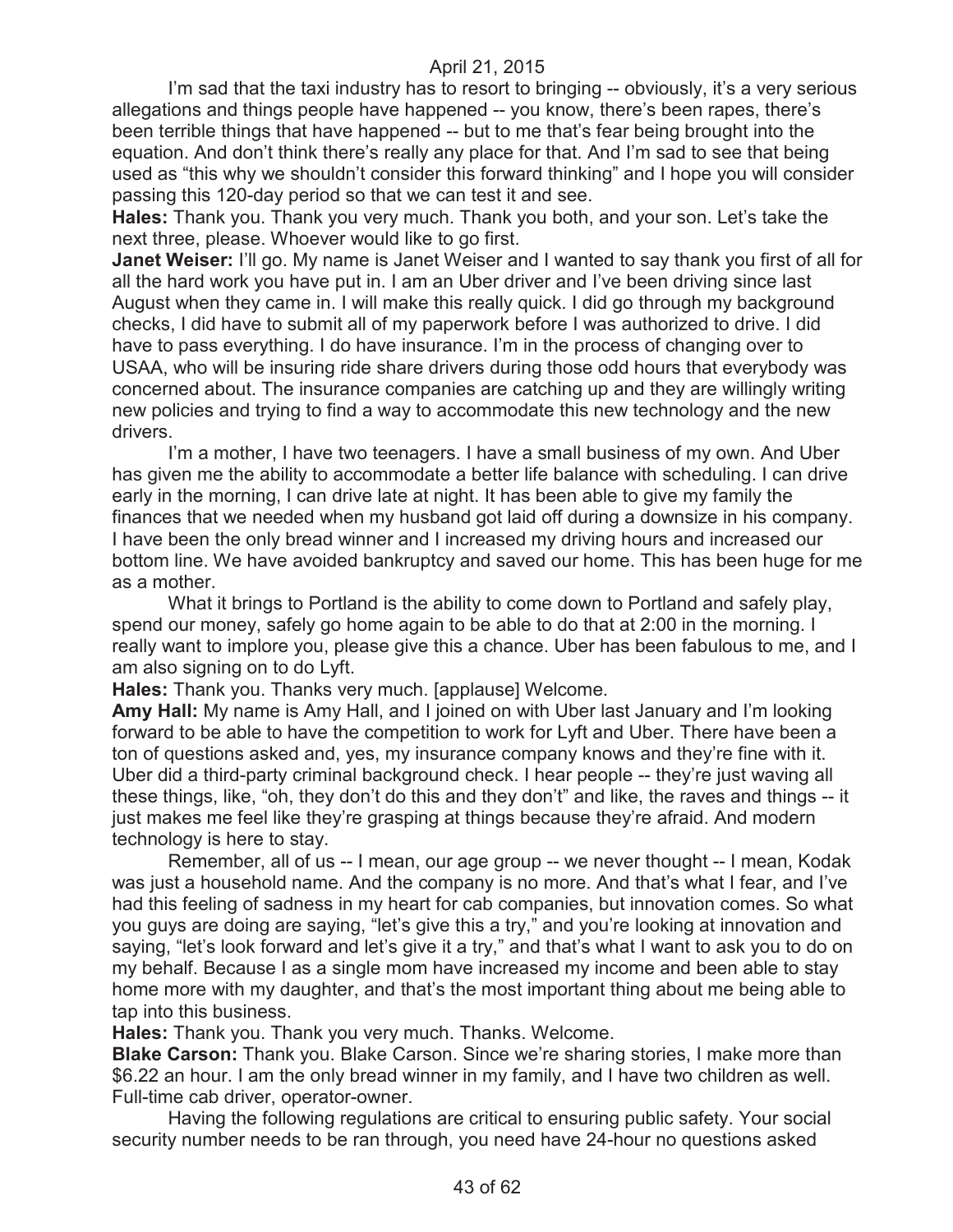I'm sad that the taxi industry has to resort to bringing -- obviously, it's a very serious allegations and things people have happened -- you know, there's been rapes, there's been terrible things that have happened -- but to me that's fear being brought into the equation. And don't think there's really any place for that. And I'm sad to see that being used as "this why we shouldn't consider this forward thinking" and I hope you will consider passing this 120-day period so that we can test it and see.

**Hales:** Thank you. Thank you very much. Thank you both, and your son. Let's take the next three, please. Whoever would like to go first.

**Janet Weiser:** I'll go. My name is Janet Weiser and I wanted to say thank you first of all for all the hard work you have put in. I am an Uber driver and I've been driving since last August when they came in. I will make this really quick. I did go through my background checks, I did have to submit all of my paperwork before I was authorized to drive. I did have to pass everything. I do have insurance. I'm in the process of changing over to USAA, who will be insuring ride share drivers during those odd hours that everybody was concerned about. The insurance companies are catching up and they are willingly writing new policies and trying to find a way to accommodate this new technology and the new drivers.

I'm a mother, I have two teenagers. I have a small business of my own. And Uber has given me the ability to accommodate a better life balance with scheduling. I can drive early in the morning, I can drive late at night. It has been able to give my family the finances that we needed when my husband got laid off during a downsize in his company. I have been the only bread winner and I increased my driving hours and increased our bottom line. We have avoided bankruptcy and saved our home. This has been huge for me as a mother.

What it brings to Portland is the ability to come down to Portland and safely play, spend our money, safely go home again to be able to do that at 2:00 in the morning. I really want to implore you, please give this a chance. Uber has been fabulous to me, and I am also signing on to do Lyft.

**Hales:** Thank you. Thanks very much. [applause] Welcome.

**Amy Hall:** My name is Amy Hall, and I joined on with Uber last January and I'm looking forward to be able to have the competition to work for Lyft and Uber. There have been a ton of questions asked and, yes, my insurance company knows and they're fine with it. Uber did a third-party criminal background check. I hear people -- they're just waving all these things, like, "oh, they don't do this and they don't" and like, the raves and things -- it just makes me feel like they're grasping at things because they're afraid. And modern technology is here to stay.

Remember, all of us -- I mean, our age group -- we never thought -- I mean, Kodak was just a household name. And the company is no more. And that's what I fear, and I've had this feeling of sadness in my heart for cab companies, but innovation comes. So what you guys are doing are saying, "let's give this a try," and you're looking at innovation and saying, "let's look forward and let's give it a try," and that's what I want to ask you to do on my behalf. Because I as a single mom have increased my income and been able to stay home more with my daughter, and that's the most important thing about me being able to tap into this business.

**Hales:** Thank you. Thank you very much. Thanks. Welcome.

**Blake Carson:** Thank you. Blake Carson. Since we're sharing stories, I make more than $6.22 an hour. I am the only bread winner in my family, and I have two children as well. Full-time cab driver, operator-owner.

Having the following regulations are critical to ensuring public safety. Your social security number needs to be ran through, you need have 24-hour no questions asked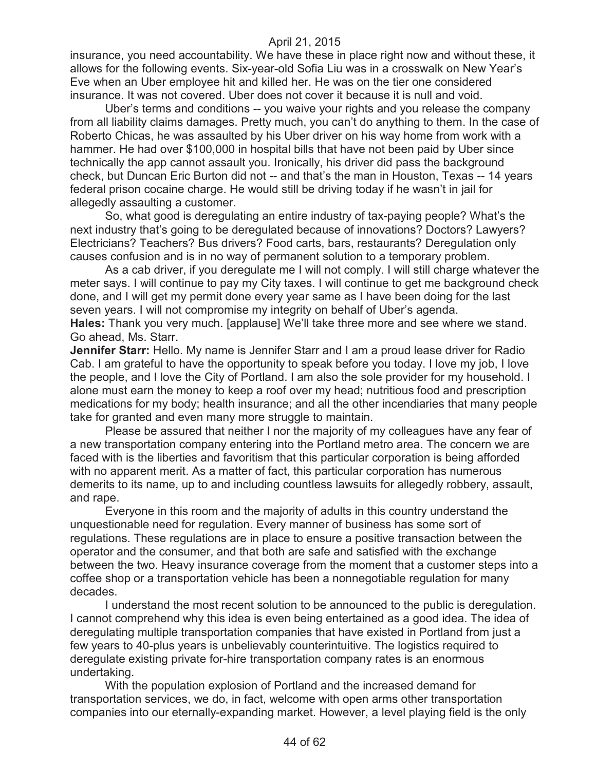insurance, you need accountability. We have these in place right now and without these, it allows for the following events. Six-year-old Sofia Liu was in a crosswalk on New Year's Eve when an Uber employee hit and killed her. He was on the tier one considered insurance. It was not covered. Uber does not cover it because it is null and void.

Uber's terms and conditions -- you waive your rights and you release the company from all liability claims damages. Pretty much, you can't do anything to them. In the case of Roberto Chicas, he was assaulted by his Uber driver on his way home from work with a hammer. He had over $100,000 in hospital bills that have not been paid by Uber since technically the app cannot assault you. Ironically, his driver did pass the background check, but Duncan Eric Burton did not -- and that's the man in Houston, Texas -- 14 years federal prison cocaine charge. He would still be driving today if he wasn't in jail for allegedly assaulting a customer.

So, what good is deregulating an entire industry of tax-paying people? What's the next industry that's going to be deregulated because of innovations? Doctors? Lawyers? Electricians? Teachers? Bus drivers? Food carts, bars, restaurants? Deregulation only causes confusion and is in no way of permanent solution to a temporary problem.

As a cab driver, if you deregulate me I will not comply. I will still charge whatever the meter says. I will continue to pay my City taxes. I will continue to get me background check done, and I will get my permit done every year same as I have been doing for the last seven years. I will not compromise my integrity on behalf of Uber's agenda.

**Hales:** Thank you very much. [applause] We'll take three more and see where we stand. Go ahead, Ms. Starr.

**Jennifer Starr:** Hello. My name is Jennifer Starr and I am a proud lease driver for Radio Cab. I am grateful to have the opportunity to speak before you today. I love my job, I love the people, and I love the City of Portland. I am also the sole provider for my household. I alone must earn the money to keep a roof over my head; nutritious food and prescription medications for my body; health insurance; and all the other incendiaries that many people take for granted and even many more struggle to maintain.

Please be assured that neither I nor the majority of my colleagues have any fear of a new transportation company entering into the Portland metro area. The concern we are faced with is the liberties and favoritism that this particular corporation is being afforded with no apparent merit. As a matter of fact, this particular corporation has numerous demerits to its name, up to and including countless lawsuits for allegedly robbery, assault, and rape.

Everyone in this room and the majority of adults in this country understand the unquestionable need for regulation. Every manner of business has some sort of regulations. These regulations are in place to ensure a positive transaction between the operator and the consumer, and that both are safe and satisfied with the exchange between the two. Heavy insurance coverage from the moment that a customer steps into a coffee shop or a transportation vehicle has been a nonnegotiable regulation for many decades.

I understand the most recent solution to be announced to the public is deregulation. I cannot comprehend why this idea is even being entertained as a good idea. The idea of deregulating multiple transportation companies that have existed in Portland from just a few years to 40-plus years is unbelievably counterintuitive. The logistics required to deregulate existing private for-hire transportation company rates is an enormous undertaking.

With the population explosion of Portland and the increased demand for transportation services, we do, in fact, welcome with open arms other transportation companies into our eternally-expanding market. However, a level playing field is the only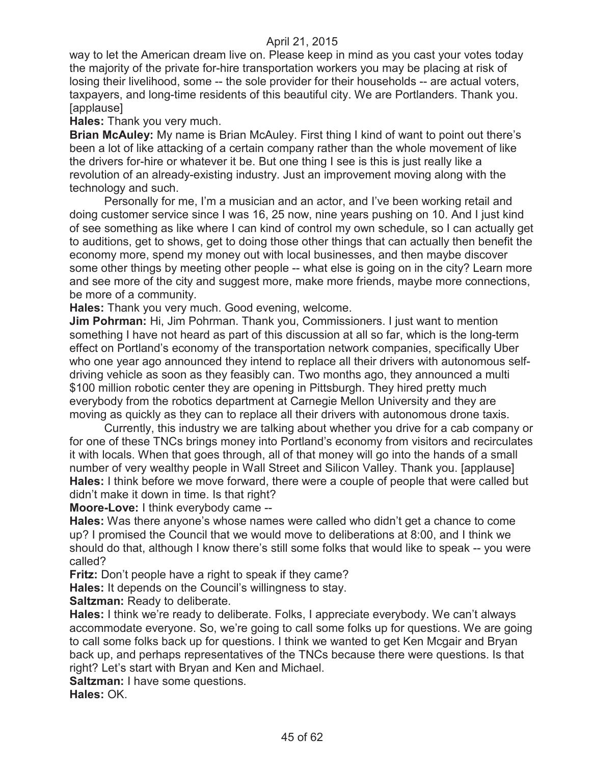way to let the American dream live on. Please keep in mind as you cast your votes today the majority of the private for-hire transportation workers you may be placing at risk of losing their livelihood, some -- the sole provider for their households -- are actual voters, taxpayers, and long-time residents of this beautiful city. We are Portlanders. Thank you. [applause]

**Hales:** Thank you very much.

**Brian McAuley:** My name is Brian McAuley. First thing I kind of want to point out there's been a lot of like attacking of a certain company rather than the whole movement of like the drivers for-hire or whatever it be. But one thing I see is this is just really like a revolution of an already-existing industry. Just an improvement moving along with the technology and such.

Personally for me, I'm a musician and an actor, and I've been working retail and doing customer service since I was 16, 25 now, nine years pushing on 10. And I just kind of see something as like where I can kind of control my own schedule, so I can actually get to auditions, get to shows, get to doing those other things that can actually then benefit the economy more, spend my money out with local businesses, and then maybe discover some other things by meeting other people -- what else is going on in the city? Learn more and see more of the city and suggest more, make more friends, maybe more connections, be more of a community.

**Hales:** Thank you very much. Good evening, welcome.

**Jim Pohrman:** Hi, Jim Pohrman. Thank you, Commissioners. I just want to mention something I have not heard as part of this discussion at all so far, which is the long-term effect on Portland's economy of the transportation network companies, specifically Uber who one year ago announced they intend to replace all their drivers with autonomous self-driving vehicle as soon as they feasibly can. Two months ago, they announced a multi $100 million robotic center they are opening in Pittsburgh. They hired pretty much everybody from the robotics department at Carnegie Mellon University and they are moving as quickly as they can to replace all their drivers with autonomous drone taxis.

Currently, this industry we are talking about whether you drive for a cab company or for one of these TNCs brings money into Portland's economy from visitors and recirculates it with locals. When that goes through, all of that money will go into the hands of a small number of very wealthy people in Wall Street and Silicon Valley. Thank you. [applause]

**Hales:** I think before we move forward, there were a couple of people that were called but didn't make it down in time. Is that right?

**Moore-Love:** I think everybody came --

**Hales:** Was there anyone's whose names were called who didn't get a chance to come up? I promised the Council that we would move to deliberations at 8:00, and I think we should do that, although I know there's still some folks that would like to speak -- you were called?

**Fritz:** Don't people have a right to speak if they came?

**Hales:** It depends on the Council's willingness to stay.

**Saltzman:** Ready to deliberate.

**Hales:** I think we're ready to deliberate. Folks, I appreciate everybody. We can't always accommodate everyone. So, we're going to call some folks up for questions. We are going to call some folks back up for questions. I think we wanted to get Ken Mcgair and Bryan back up, and perhaps representatives of the TNCs because there were questions. Is that right? Let's start with Bryan and Ken and Michael.

**Saltzman:** I have some questions.

**Hales:** OK.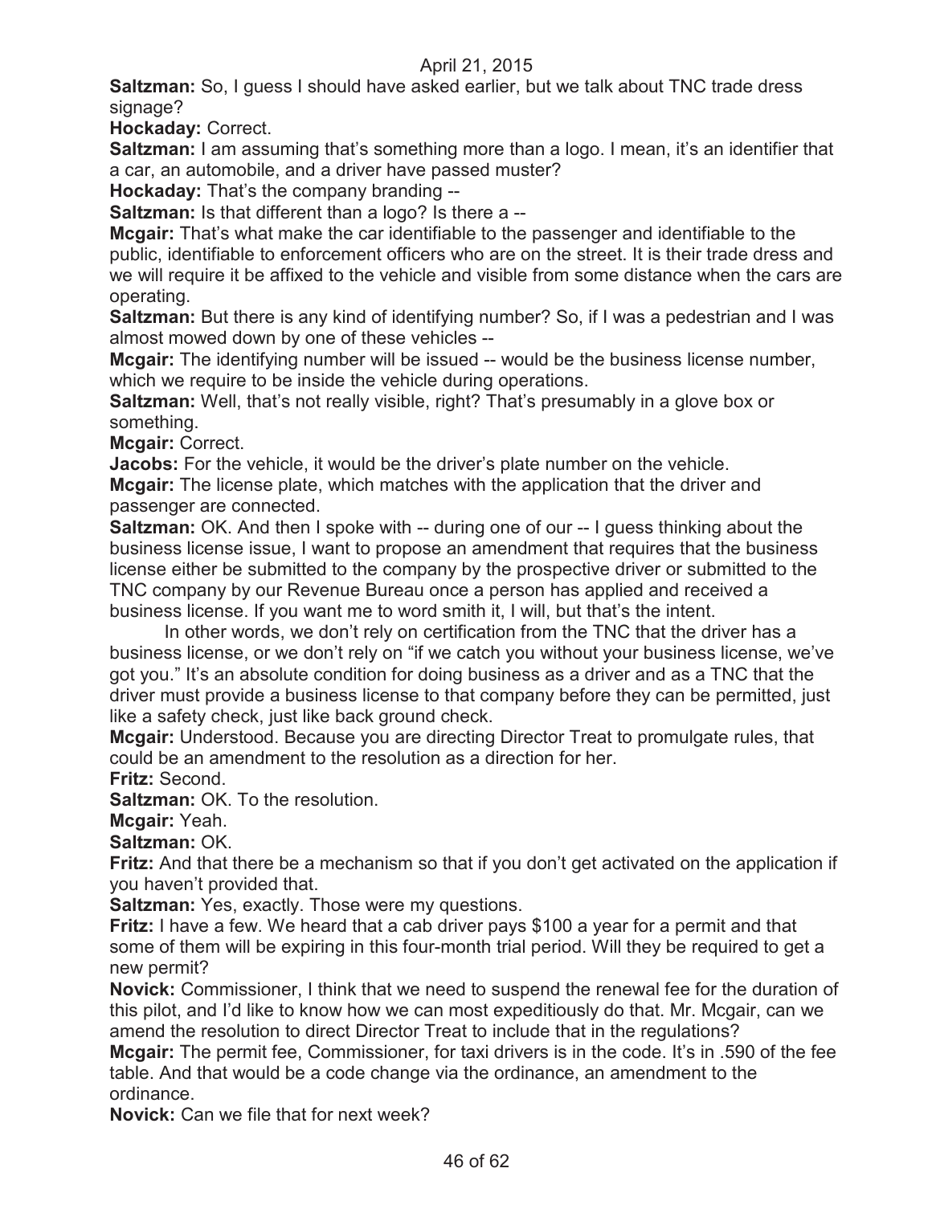**Saltzman:** So, I guess I should have asked earlier, but we talk about TNC trade dress signage?

**Hockaday:** Correct.

**Saltzman:** I am assuming that's something more than a logo. I mean, it's an identifier that a car, an automobile, and a driver have passed muster?

**Hockaday:** That's the company branding --

**Saltzman:** Is that different than a logo? Is there a --

**Mcgair:** That's what make the car identifiable to the passenger and identifiable to the public, identifiable to enforcement officers who are on the street. It is their trade dress and we will require it be affixed to the vehicle and visible from some distance when the cars are operating.

**Saltzman:** But there is any kind of identifying number? So, if I was a pedestrian and I was almost mowed down by one of these vehicles --

**Mcgair:** The identifying number will be issued -- would be the business license number, which we require to be inside the vehicle during operations.

**Saltzman:** Well, that's not really visible, right? That's presumably in a glove box or something.

**Mcgair:** Correct.

**Jacobs:** For the vehicle, it would be the driver's plate number on the vehicle.

**Mcgair:** The license plate, which matches with the application that the driver and passenger are connected.

**Saltzman:** OK. And then I spoke with -- during one of our -- I guess thinking about the business license issue, I want to propose an amendment that requires that the business license either be submitted to the company by the prospective driver or submitted to the TNC company by our Revenue Bureau once a person has applied and received a business license. If you want me to word smith it, I will, but that's the intent.

In other words, we don't rely on certification from the TNC that the driver has a business license, or we don't rely on "if we catch you without your business license, we've got you." It's an absolute condition for doing business as a driver and as a TNC that the driver must provide a business license to that company before they can be permitted, just like a safety check, just like back ground check.

**Mcgair:** Understood. Because you are directing Director Treat to promulgate rules, that could be an amendment to the resolution as a direction for her.

**Fritz:** Second.

**Saltzman:** OK. To the resolution.

**Mcgair:** Yeah.

**Saltzman:** OK.

**Fritz:** And that there be a mechanism so that if you don't get activated on the application if you haven't provided that.

**Saltzman:** Yes, exactly. Those were my questions.

**Fritz:** I have a few. We heard that a cab driver pays $100 a year for a permit and that some of them will be expiring in this four-month trial period. Will they be required to get a new permit?

**Novick:** Commissioner, I think that we need to suspend the renewal fee for the duration of this pilot, and I'd like to know how we can most expeditiously do that. Mr. Mcgair, can we amend the resolution to direct Director Treat to include that in the regulations?

**Mcgair:** The permit fee, Commissioner, for taxi drivers is in the code. It's in .590 of the fee table. And that would be a code change via the ordinance, an amendment to the ordinance.

**Novick:** Can we file that for next week?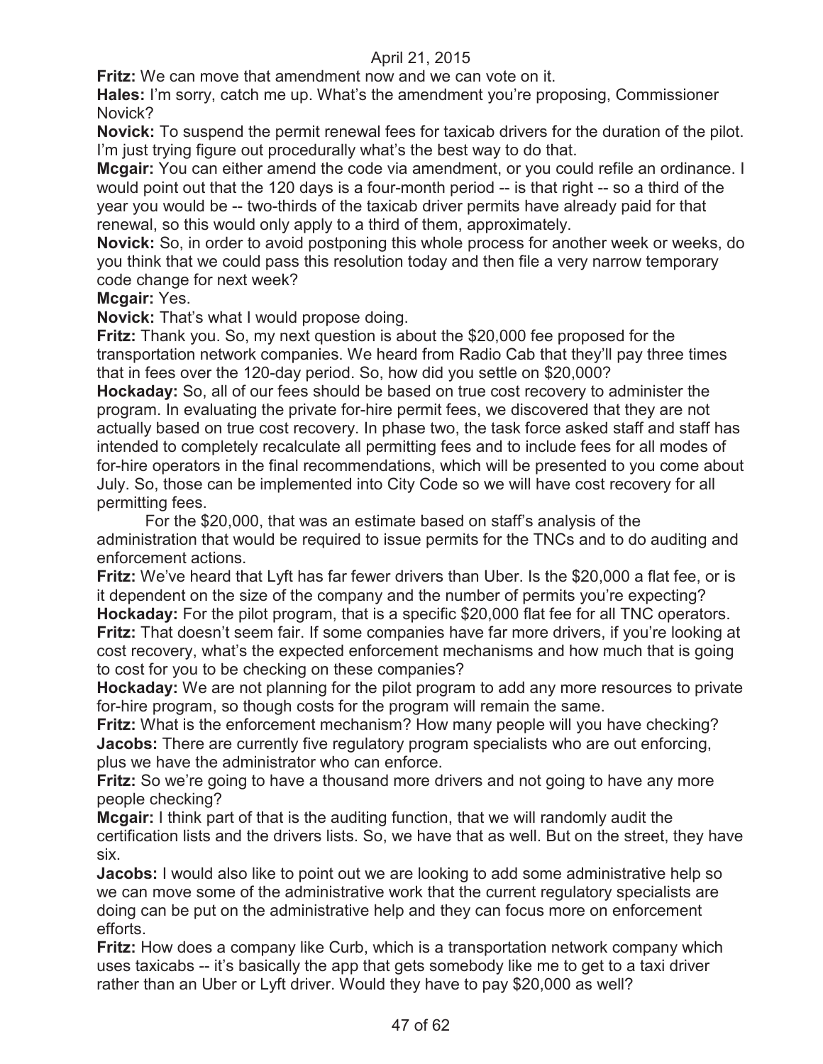**Fritz:** We can move that amendment now and we can vote on it.

**Hales:** I'm sorry, catch me up. What's the amendment you're proposing, Commissioner Novick?

**Novick:** To suspend the permit renewal fees for taxicab drivers for the duration of the pilot. I'm just trying figure out procedurally what's the best way to do that.

**Mcgair:** You can either amend the code via amendment, or you could refile an ordinance. I would point out that the 120 days is a four-month period -- is that right -- so a third of the year you would be -- two-thirds of the taxicab driver permits have already paid for that renewal, so this would only apply to a third of them, approximately.

**Novick:** So, in order to avoid postponing this whole process for another week or weeks, do you think that we could pass this resolution today and then file a very narrow temporary code change for next week?

**Mcgair:** Yes.

**Novick:** That's what I would propose doing.

**Fritz:** Thank you. So, my next question is about the $20,000 fee proposed for the transportation network companies. We heard from Radio Cab that they'll pay three times that in fees over the 120-day period. So, how did you settle on $20,000?

**Hockaday:** So, all of our fees should be based on true cost recovery to administer the program. In evaluating the private for-hire permit fees, we discovered that they are not actually based on true cost recovery. In phase two, the task force asked staff and staff has intended to completely recalculate all permitting fees and to include fees for all modes of for-hire operators in the final recommendations, which will be presented to you come about July. So, those can be implemented into City Code so we will have cost recovery for all permitting fees.

For the $20,000, that was an estimate based on staff's analysis of the administration that would be required to issue permits for the TNCs and to do auditing and enforcement actions.

**Fritz:** We've heard that Lyft has far fewer drivers than Uber. Is the $20,000 a flat fee, or is it dependent on the size of the company and the number of permits you're expecting?

**Hockaday:** For the pilot program, that is a specific $20,000 flat fee for all TNC operators.

**Fritz:** That doesn't seem fair. If some companies have far more drivers, if you're looking at cost recovery, what's the expected enforcement mechanisms and how much that is going to cost for you to be checking on these companies?

**Hockaday:** We are not planning for the pilot program to add any more resources to private for-hire program, so though costs for the program will remain the same.

**Fritz:** What is the enforcement mechanism? How many people will you have checking?

**Jacobs:** There are currently five regulatory program specialists who are out enforcing, plus we have the administrator who can enforce.

**Fritz:** So we're going to have a thousand more drivers and not going to have any more people checking?

**Mcgair:** I think part of that is the auditing function, that we will randomly audit the certification lists and the drivers lists. So, we have that as well. But on the street, they have six.

**Jacobs:** I would also like to point out we are looking to add some administrative help so we can move some of the administrative work that the current regulatory specialists are doing can be put on the administrative help and they can focus more on enforcement efforts.

**Fritz:** How does a company like Curb, which is a transportation network company which uses taxicabs -- it's basically the app that gets somebody like me to get to a taxi driver rather than an Uber or Lyft driver. Would they have to pay $20,000 as well?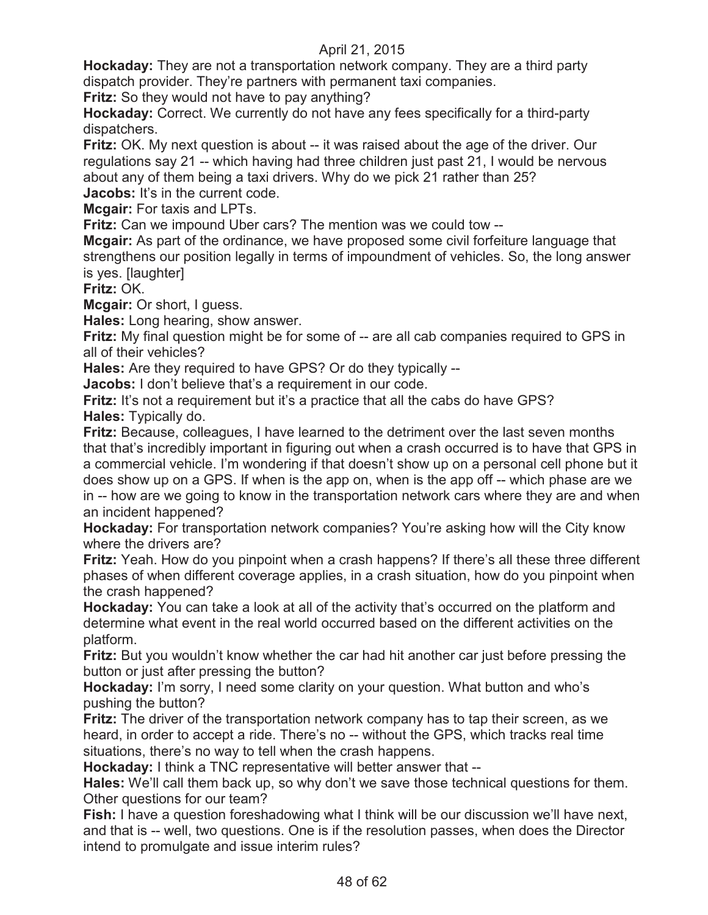**Hockaday:** They are not a transportation network company. They are a third party dispatch provider. They're partners with permanent taxi companies.

**Fritz:** So they would not have to pay anything?

**Hockaday:** Correct. We currently do not have any fees specifically for a third-party dispatchers.

**Fritz:** OK. My next question is about -- it was raised about the age of the driver. Our regulations say 21 -- which having had three children just past 21, I would be nervous about any of them being a taxi drivers. Why do we pick 21 rather than 25?

**Jacobs:** It's in the current code.

**Mcgair:** For taxis and LPTs.

**Fritz:** Can we impound Uber cars? The mention was we could tow --

**Mcgair:** As part of the ordinance, we have proposed some civil forfeiture language that strengthens our position legally in terms of impoundment of vehicles. So, the long answer is yes. [laughter]

**Fritz:** OK.

**Mcgair:** Or short, I guess.

**Hales:** Long hearing, show answer.

**Fritz:** My final question might be for some of -- are all cab companies required to GPS in all of their vehicles?

**Hales:** Are they required to have GPS? Or do they typically --

**Jacobs:** I don't believe that's a requirement in our code.

**Fritz:** It's not a requirement but it's a practice that all the cabs do have GPS?

**Hales:** Typically do.

**Fritz:** Because, colleagues, I have learned to the detriment over the last seven months that that's incredibly important in figuring out when a crash occurred is to have that GPS in a commercial vehicle. I'm wondering if that doesn't show up on a personal cell phone but it does show up on a GPS. If when is the app on, when is the app off -- which phase are we in -- how are we going to know in the transportation network cars where they are and when an incident happened?

**Hockaday:** For transportation network companies? You're asking how will the City know where the drivers are?

**Fritz:** Yeah. How do you pinpoint when a crash happens? If there's all these three different phases of when different coverage applies, in a crash situation, how do you pinpoint when the crash happened?

**Hockaday:** You can take a look at all of the activity that's occurred on the platform and determine what event in the real world occurred based on the different activities on the platform.

**Fritz:** But you wouldn't know whether the car had hit another car just before pressing the button or just after pressing the button?

**Hockaday:** I'm sorry, I need some clarity on your question. What button and who's pushing the button?

**Fritz:** The driver of the transportation network company has to tap their screen, as we heard, in order to accept a ride. There's no -- without the GPS, which tracks real time situations, there's no way to tell when the crash happens.

**Hockaday:** I think a TNC representative will better answer that --

**Hales:** We'll call them back up, so why don't we save those technical questions for them. Other questions for our team?

**Fish:** I have a question foreshadowing what I think will be our discussion we'll have next, and that is -- well, two questions. One is if the resolution passes, when does the Director intend to promulgate and issue interim rules?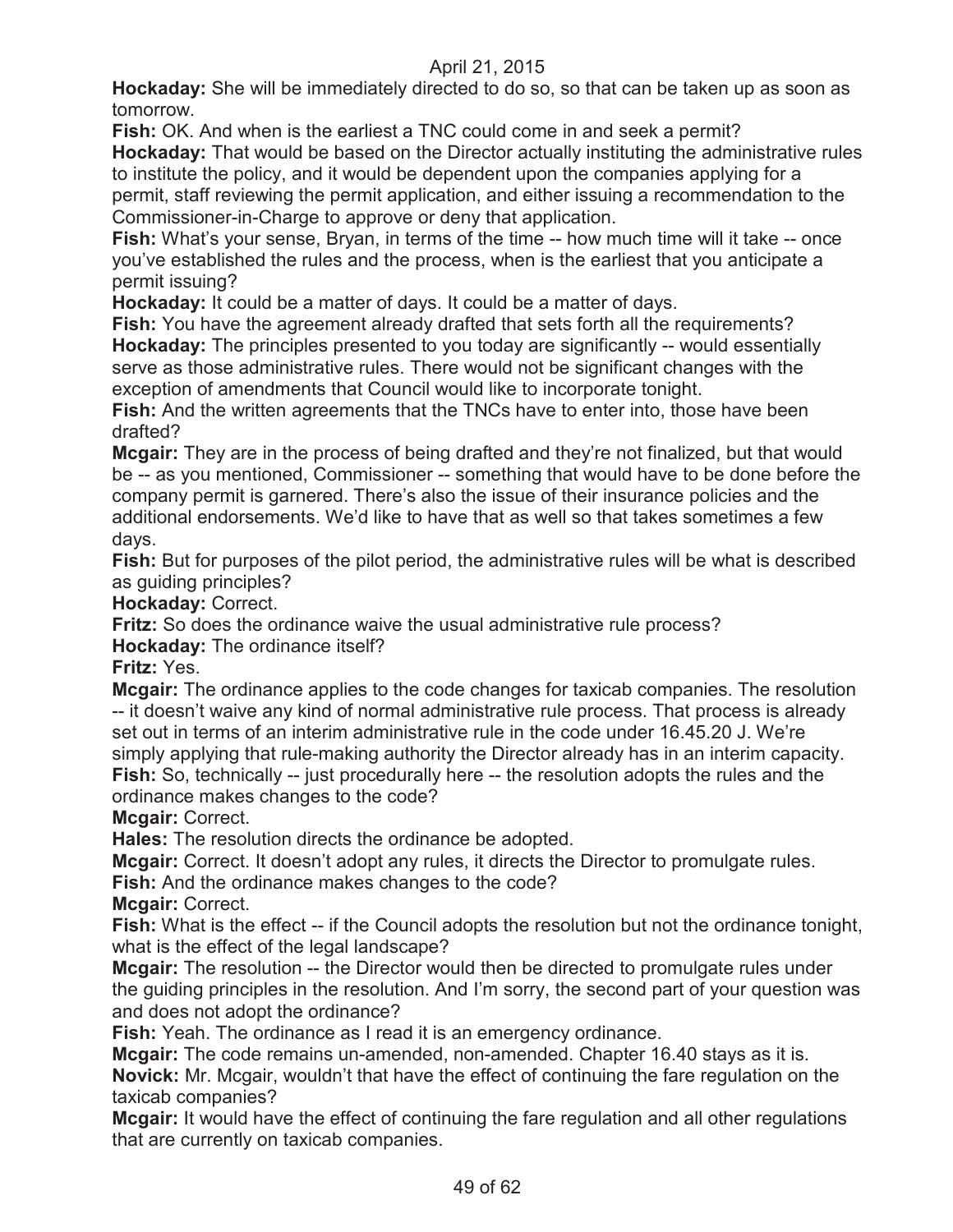**Hockaday:** She will be immediately directed to do so, so that can be taken up as soon as tomorrow.

**Fish:** OK. And when is the earliest a TNC could come in and seek a permit?

**Hockaday:** That would be based on the Director actually instituting the administrative rules to institute the policy, and it would be dependent upon the companies applying for a permit, staff reviewing the permit application, and either issuing a recommendation to the Commissioner-in-Charge to approve or deny that application.

**Fish:** What's your sense, Bryan, in terms of the time -- how much time will it take -- once you've established the rules and the process, when is the earliest that you anticipate a permit issuing?

**Hockaday:** It could be a matter of days. It could be a matter of days.

**Fish:** You have the agreement already drafted that sets forth all the requirements?

**Hockaday:** The principles presented to you today are significantly -- would essentially serve as those administrative rules. There would not be significant changes with the exception of amendments that Council would like to incorporate tonight.

**Fish:** And the written agreements that the TNCs have to enter into, those have been drafted?

**Mcgair:** They are in the process of being drafted and they're not finalized, but that would be -- as you mentioned, Commissioner -- something that would have to be done before the company permit is garnered. There's also the issue of their insurance policies and the additional endorsements. We'd like to have that as well so that takes sometimes a few days.

**Fish:** But for purposes of the pilot period, the administrative rules will be what is described as guiding principles?

**Hockaday:** Correct.

**Fritz:** So does the ordinance waive the usual administrative rule process?

**Hockaday:** The ordinance itself?

**Fritz:** Yes.

**Mcgair:** The ordinance applies to the code changes for taxicab companies. The resolution -- it doesn't waive any kind of normal administrative rule process. That process is already set out in terms of an interim administrative rule in the code under 16.45.20 J. We're simply applying that rule-making authority the Director already has in an interim capacity.

**Fish:** So, technically -- just procedurally here -- the resolution adopts the rules and the ordinance makes changes to the code?

**Mcgair:** Correct.

**Hales:** The resolution directs the ordinance be adopted.

**Mcgair:** Correct. It doesn't adopt any rules, it directs the Director to promulgate rules.

**Fish:** And the ordinance makes changes to the code?

**Mcgair:** Correct.

**Fish:** What is the effect -- if the Council adopts the resolution but not the ordinance tonight, what is the effect of the legal landscape?

**Mcgair:** The resolution -- the Director would then be directed to promulgate rules under the guiding principles in the resolution. And I'm sorry, the second part of your question was and does not adopt the ordinance?

**Fish:** Yeah. The ordinance as I read it is an emergency ordinance.

**Mcgair:** The code remains un-amended, non-amended. Chapter 16.40 stays as it is.

**Novick:** Mr. Mcgair, wouldn't that have the effect of continuing the fare regulation on the taxicab companies?

**Mcgair:** It would have the effect of continuing the fare regulation and all other regulations that are currently on taxicab companies.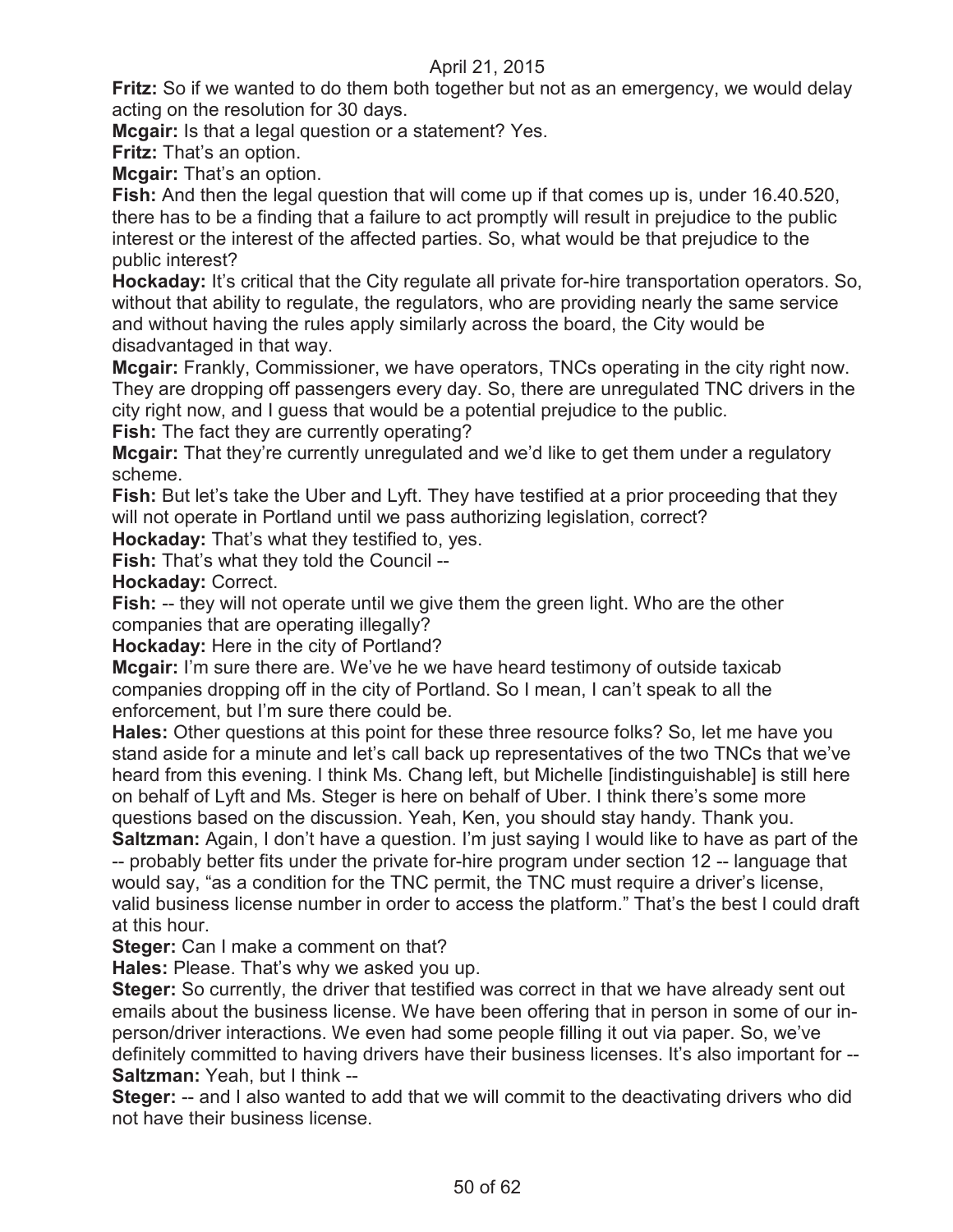**Fritz:** So if we wanted to do them both together but not as an emergency, we would delay acting on the resolution for 30 days.

**Mcgair:** Is that a legal question or a statement? Yes.

**Fritz:** That's an option.

**Mcgair:** That's an option.

**Fish:** And then the legal question that will come up if that comes up is, under 16.40.520, there has to be a finding that a failure to act promptly will result in prejudice to the public interest or the interest of the affected parties. So, what would be that prejudice to the public interest?

**Hockaday:** It's critical that the City regulate all private for-hire transportation operators. So, without that ability to regulate, the regulators, who are providing nearly the same service and without having the rules apply similarly across the board, the City would be disadvantaged in that way.

**Mcgair:** Frankly, Commissioner, we have operators, TNCs operating in the city right now. They are dropping off passengers every day. So, there are unregulated TNC drivers in the city right now, and I guess that would be a potential prejudice to the public.

**Fish:** The fact they are currently operating?

**Mcgair:** That they're currently unregulated and we'd like to get them under a regulatory scheme.

**Fish:** But let's take the Uber and Lyft. They have testified at a prior proceeding that they will not operate in Portland until we pass authorizing legislation, correct?

**Hockaday:** That's what they testified to, yes.

**Fish:** That's what they told the Council --

**Hockaday:** Correct.

**Fish:** -- they will not operate until we give them the green light. Who are the other companies that are operating illegally?

**Hockaday:** Here in the city of Portland?

**Mcgair:** I'm sure there are. We've he we have heard testimony of outside taxicab companies dropping off in the city of Portland. So I mean, I can't speak to all the enforcement, but I'm sure there could be.

**Hales:** Other questions at this point for these three resource folks? So, let me have you stand aside for a minute and let's call back up representatives of the two TNCs that we've heard from this evening. I think Ms. Chang left, but Michelle [indistinguishable] is still here on behalf of Lyft and Ms. Steger is here on behalf of Uber. I think there's some more questions based on the discussion. Yeah, Ken, you should stay handy. Thank you.

**Saltzman:** Again, I don't have a question. I'm just saying I would like to have as part of the -- probably better fits under the private for-hire program under section 12 -- language that would say, "as a condition for the TNC permit, the TNC must require a driver's license, valid business license number in order to access the platform." That's the best I could draft at this hour.

**Steger:** Can I make a comment on that?

**Hales:** Please. That's why we asked you up.

**Steger:** So currently, the driver that testified was correct in that we have already sent out emails about the business license. We have been offering that in person in some of our in-person/driver interactions. We even had some people filling it out via paper. So, we've definitely committed to having drivers have their business licenses. It's also important for --

**Saltzman:** Yeah, but I think --

**Steger:** -- and I also wanted to add that we will commit to the deactivating drivers who did not have their business license.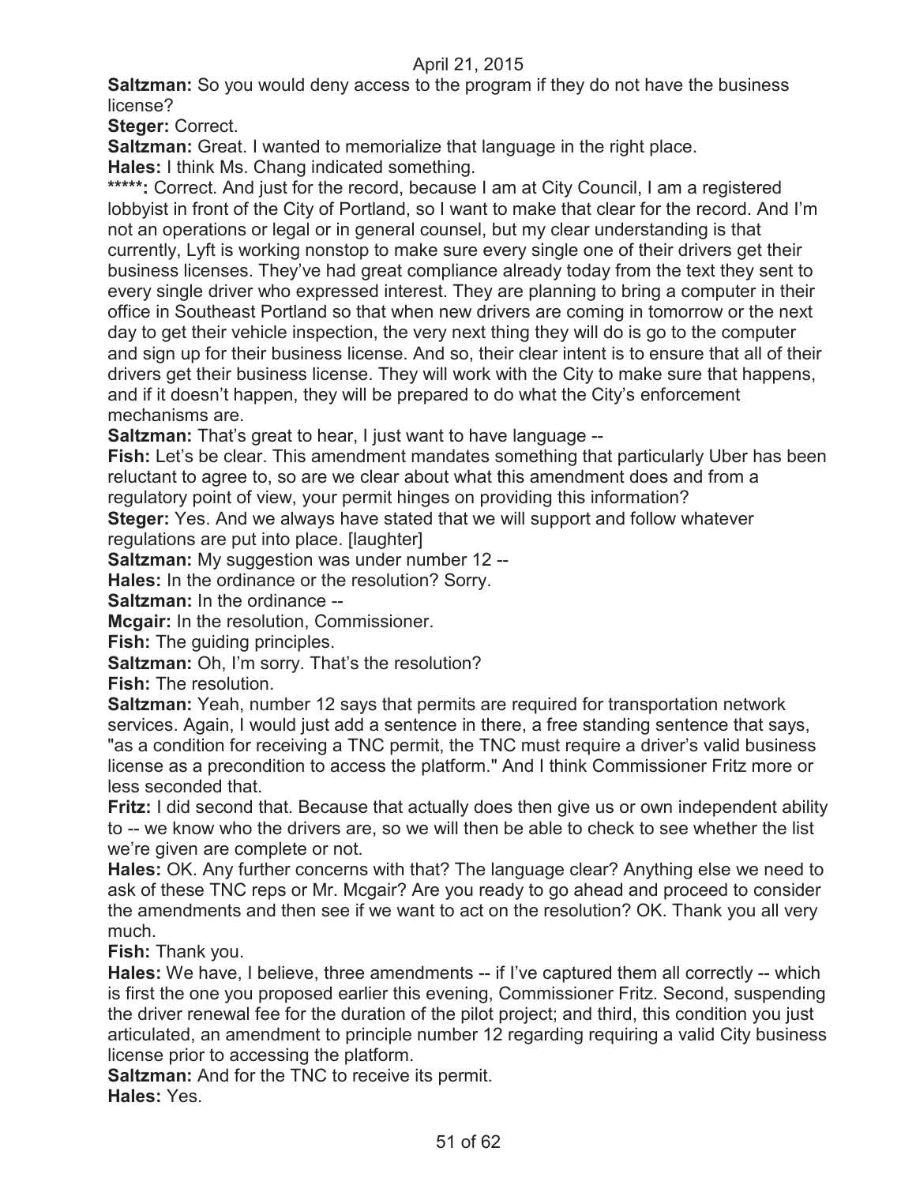**Saltzman:** So you would deny access to the program if they do not have the business license?

**Steger:** Correct.

**Saltzman:** Great. I wanted to memorialize that language in the right place.

**Hales:** I think Ms. Chang indicated something.

*****: Correct. And just for the record, because I am at City Council, I am a registered lobbyist in front of the City of Portland, so I want to make that clear for the record. And I'm not an operations or legal or in general counsel, but my clear understanding is that currently, Lyft is working nonstop to make sure every single one of their drivers get their business licenses. They've had great compliance already today from the text they sent to every single driver who expressed interest. They are planning to bring a computer in their office in Southeast Portland so that when new drivers are coming in tomorrow or the next day to get their vehicle inspection, the very next thing they will do is go to the computer and sign up for their business license. And so, their clear intent is to ensure that all of their drivers get their business license. They will work with the City to make sure that happens, and if it doesn't happen, they will be prepared to do what the City's enforcement mechanisms are.

**Saltzman:** That's great to hear, I just want to have language --

**Fish:** Let's be clear. This amendment mandates something that particularly Uber has been reluctant to agree to, so are we clear about what this amendment does and from a regulatory point of view, your permit hinges on providing this information?

**Steger:** Yes. And we always have stated that we will support and follow whatever regulations are put into place. [laughter]

**Saltzman:** My suggestion was under number 12 --

**Hales:** In the ordinance or the resolution? Sorry.

**Saltzman:** In the ordinance --

**Mcgair:** In the resolution, Commissioner.

**Fish:** The guiding principles.

**Saltzman:** Oh, I'm sorry. That's the resolution?

**Fish:** The resolution.

**Saltzman:** Yeah, number 12 says that permits are required for transportation network services. Again, I would just add a sentence in there, a free standing sentence that says, "as a condition for receiving a TNC permit, the TNC must require a driver's valid business license as a precondition to access the platform." And I think Commissioner Fritz more or less seconded that.

**Fritz:** I did second that. Because that actually does then give us or own independent ability to -- we know who the drivers are, so we will then be able to check to see whether the list we're given are complete or not.

**Hales:** OK. Any further concerns with that? The language clear? Anything else we need to ask of these TNC reps or Mr. Mcgair? Are you ready to go ahead and proceed to consider the amendments and then see if we want to act on the resolution? OK. Thank you all very much.

**Fish:** Thank you.

**Hales:** We have, I believe, three amendments -- if I've captured them all correctly -- which is first the one you proposed earlier this evening, Commissioner Fritz. Second, suspending the driver renewal fee for the duration of the pilot project; and third, this condition you just articulated, an amendment to principle number 12 regarding requiring a valid City business license prior to accessing the platform.

**Saltzman:** And for the TNC to receive its permit.

**Hales:** Yes.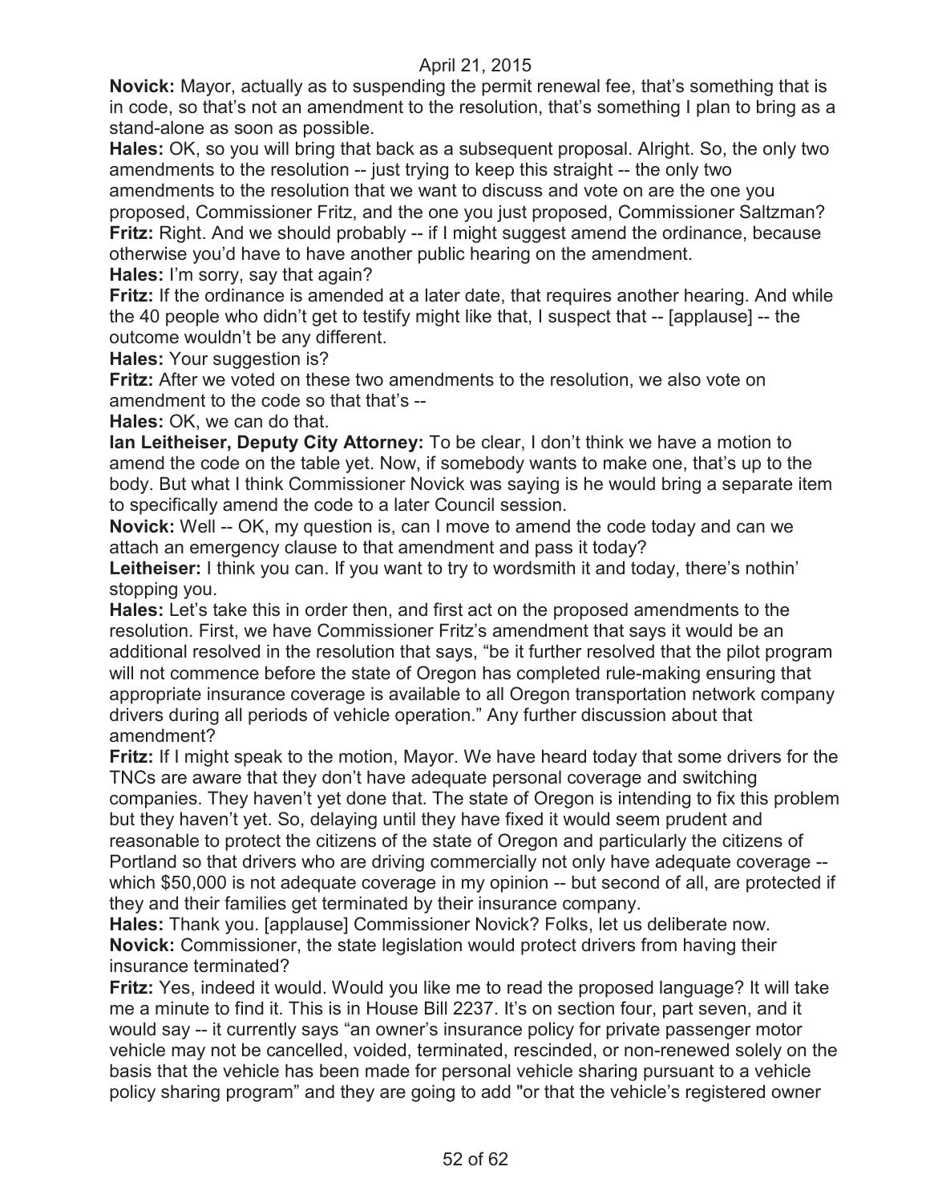**Novick:** Mayor, actually as to suspending the permit renewal fee, that's something that is in code, so that's not an amendment to the resolution, that's something I plan to bring as a stand-alone as soon as possible.

**Hales:** OK, so you will bring that back as a subsequent proposal. Alright. So, the only two amendments to the resolution -- just trying to keep this straight -- the only two amendments to the resolution that we want to discuss and vote on are the one you proposed, Commissioner Fritz, and the one you just proposed, Commissioner Saltzman?

**Fritz:** Right. And we should probably -- if I might suggest amend the ordinance, because otherwise you'd have to have another public hearing on the amendment.

**Hales:** I'm sorry, say that again?

**Fritz:** If the ordinance is amended at a later date, that requires another hearing. And while the 40 people who didn't get to testify might like that, I suspect that -- [applause] -- the outcome wouldn't be any different.

**Hales:** Your suggestion is?

**Fritz:** After we voted on these two amendments to the resolution, we also vote on amendment to the code so that that's --

**Hales:** OK, we can do that.

**Ian Leitheiser, Deputy City Attorney:** To be clear, I don't think we have a motion to amend the code on the table yet. Now, if somebody wants to make one, that's up to the body. But what I think Commissioner Novick was saying is he would bring a separate item to specifically amend the code to a later Council session.

**Novick:** Well -- OK, my question is, can I move to amend the code today and can we attach an emergency clause to that amendment and pass it today?

**Leitheiser:** I think you can. If you want to try to wordsmith it and today, there's nothin' stopping you.

**Hales:** Let's take this in order then, and first act on the proposed amendments to the resolution. First, we have Commissioner Fritz's amendment that says it would be an additional resolved in the resolution that says, "be it further resolved that the pilot program will not commence before the state of Oregon has completed rule-making ensuring that appropriate insurance coverage is available to all Oregon transportation network company drivers during all periods of vehicle operation." Any further discussion about that amendment?

**Fritz:** If I might speak to the motion, Mayor. We have heard today that some drivers for the TNCs are aware that they don't have adequate personal coverage and switching companies. They haven't yet done that. The state of Oregon is intending to fix this problem but they haven't yet. So, delaying until they have fixed it would seem prudent and reasonable to protect the citizens of the state of Oregon and particularly the citizens of Portland so that drivers who are driving commercially not only have adequate coverage -- which $50,000 is not adequate coverage in my opinion -- but second of all, are protected if they and their families get terminated by their insurance company.

**Hales:** Thank you. [applause] Commissioner Novick? Folks, let us deliberate now.

**Novick:** Commissioner, the state legislation would protect drivers from having their insurance terminated?

**Fritz:** Yes, indeed it would. Would you like me to read the proposed language? It will take me a minute to find it. This is in House Bill 2237. It's on section four, part seven, and it would say -- it currently says "an owner's insurance policy for private passenger motor vehicle may not be cancelled, voided, terminated, rescinded, or non-renewed solely on the basis that the vehicle has been made for personal vehicle sharing pursuant to a vehicle policy sharing program" and they are going to add "or that the vehicle's registered owner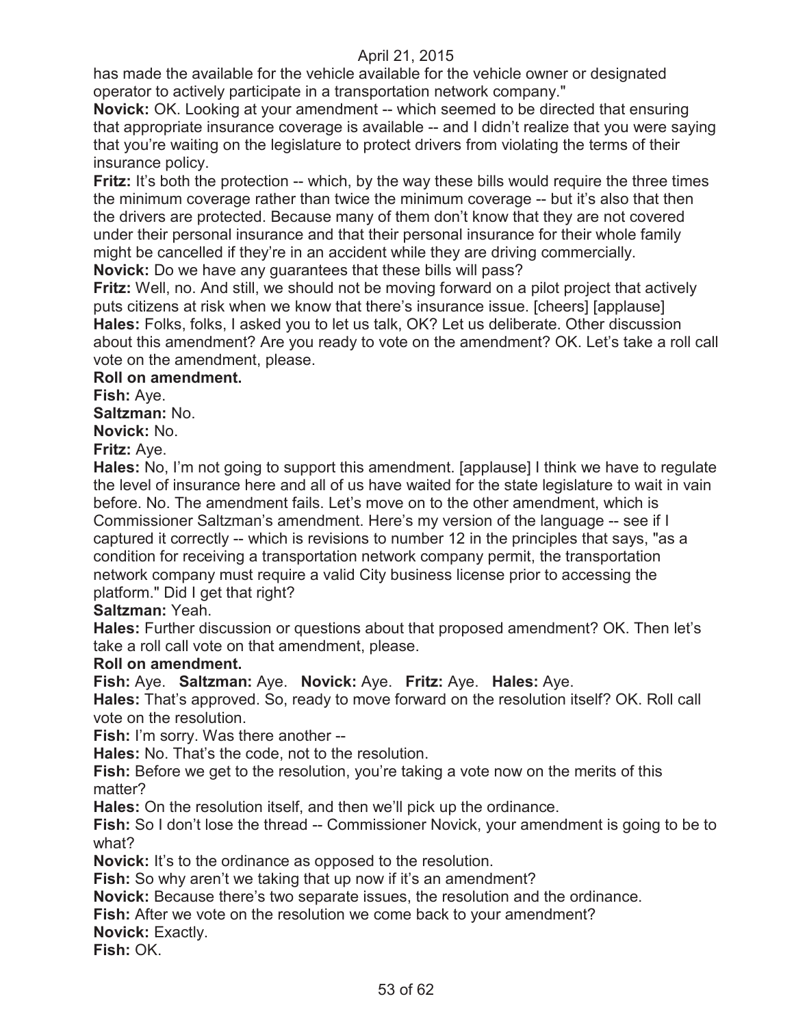has made the available for the vehicle available for the vehicle owner or designated operator to actively participate in a transportation network company."

**Novick:** OK. Looking at your amendment -- which seemed to be directed that ensuring that appropriate insurance coverage is available -- and I didn't realize that you were saying that you're waiting on the legislature to protect drivers from violating the terms of their insurance policy.

**Fritz:** It's both the protection -- which, by the way these bills would require the three times the minimum coverage rather than twice the minimum coverage -- but it's also that then the drivers are protected. Because many of them don't know that they are not covered under their personal insurance and that their personal insurance for their whole family might be cancelled if they're in an accident while they are driving commercially.

**Novick:** Do we have any guarantees that these bills will pass?

**Fritz:** Well, no. And still, we should not be moving forward on a pilot project that actively puts citizens at risk when we know that there's insurance issue. [cheers] [applause]

**Hales:** Folks, folks, I asked you to let us talk, OK? Let us deliberate. Other discussion about this amendment? Are you ready to vote on the amendment? OK. Let's take a roll call vote on the amendment, please.

**Roll on amendment.**

**Fish:** Aye.

**Saltzman:** No.

**Novick:** No.

**Fritz:** Aye.

**Hales:** No, I'm not going to support this amendment. [applause] I think we have to regulate the level of insurance here and all of us have waited for the state legislature to wait in vain before. No. The amendment fails. Let's move on to the other amendment, which is Commissioner Saltzman's amendment. Here's my version of the language -- see if I captured it correctly -- which is revisions to number 12 in the principles that says, "as a condition for receiving a transportation network company permit, the transportation network company must require a valid City business license prior to accessing the platform." Did I get that right?

**Saltzman:** Yeah.

**Hales:** Further discussion or questions about that proposed amendment? OK. Then let's take a roll call vote on that amendment, please.

**Roll on amendment.**

**Fish:** Aye. **Saltzman:** Aye. **Novick:** Aye. **Fritz:** Aye. **Hales:** Aye.

**Hales:** That's approved. So, ready to move forward on the resolution itself? OK. Roll call vote on the resolution.

**Fish:** I'm sorry. Was there another --

**Hales:** No. That's the code, not to the resolution.

**Fish:** Before we get to the resolution, you're taking a vote now on the merits of this matter?

**Hales:** On the resolution itself, and then we'll pick up the ordinance.

**Fish:** So I don't lose the thread -- Commissioner Novick, your amendment is going to be to what?

**Novick:** It's to the ordinance as opposed to the resolution.

**Fish:** So why aren't we taking that up now if it's an amendment?

**Novick:** Because there's two separate issues, the resolution and the ordinance.

**Fish:** After we vote on the resolution we come back to your amendment?

**Novick:** Exactly.

**Fish:** OK.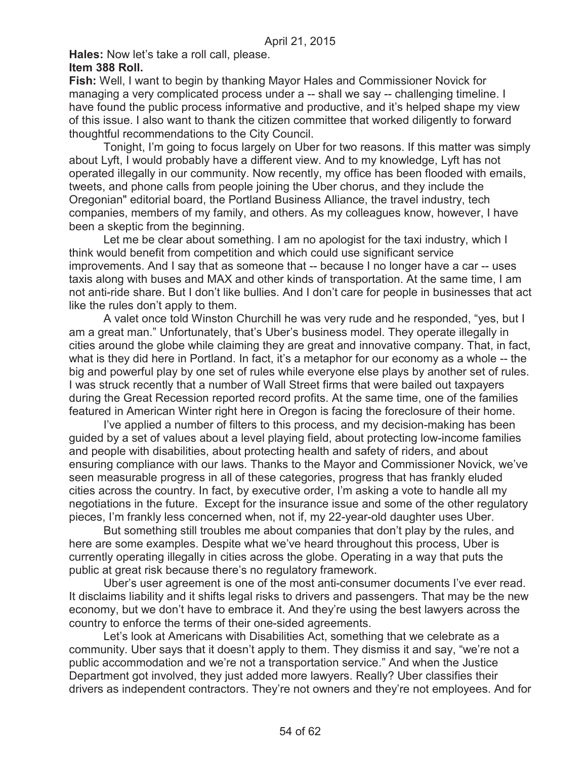**Hales:** Now let's take a roll call, please.

**Item 388 Roll.**

**Fish:** Well, I want to begin by thanking Mayor Hales and Commissioner Novick for managing a very complicated process under a -- shall we say -- challenging timeline. I have found the public process informative and productive, and it's helped shape my view of this issue. I also want to thank the citizen committee that worked diligently to forward thoughtful recommendations to the City Council.

Tonight, I'm going to focus largely on Uber for two reasons. If this matter was simply about Lyft, I would probably have a different view. And to my knowledge, Lyft has not operated illegally in our community. Now recently, my office has been flooded with emails, tweets, and phone calls from people joining the Uber chorus, and they include the Oregonian" editorial board, the Portland Business Alliance, the travel industry, tech companies, members of my family, and others. As my colleagues know, however, I have been a skeptic from the beginning.

Let me be clear about something. I am no apologist for the taxi industry, which I think would benefit from competition and which could use significant service improvements. And I say that as someone that -- because I no longer have a car -- uses taxis along with buses and MAX and other kinds of transportation. At the same time, I am not anti-ride share. But I don't like bullies. And I don't care for people in businesses that act like the rules don't apply to them.

A valet once told Winston Churchill he was very rude and he responded, "yes, but I am a great man." Unfortunately, that's Uber's business model. They operate illegally in cities around the globe while claiming they are great and innovative company. That, in fact, what is they did here in Portland. In fact, it's a metaphor for our economy as a whole -- the big and powerful play by one set of rules while everyone else plays by another set of rules. I was struck recently that a number of Wall Street firms that were bailed out taxpayers during the Great Recession reported record profits. At the same time, one of the families featured in American Winter right here in Oregon is facing the foreclosure of their home.

I've applied a number of filters to this process, and my decision-making has been guided by a set of values about a level playing field, about protecting low-income families and people with disabilities, about protecting health and safety of riders, and about ensuring compliance with our laws. Thanks to the Mayor and Commissioner Novick, we've seen measurable progress in all of these categories, progress that has frankly eluded cities across the country. In fact, by executive order, I'm asking a vote to handle all my negotiations in the future. Except for the insurance issue and some of the other regulatory pieces, I'm frankly less concerned when, not if, my 22-year-old daughter uses Uber.

But something still troubles me about companies that don't play by the rules, and here are some examples. Despite what we've heard throughout this process, Uber is currently operating illegally in cities across the globe. Operating in a way that puts the public at great risk because there's no regulatory framework.

Uber's user agreement is one of the most anti-consumer documents I've ever read. It disclaims liability and it shifts legal risks to drivers and passengers. That may be the new economy, but we don't have to embrace it. And they're using the best lawyers across the country to enforce the terms of their one-sided agreements.

Let's look at Americans with Disabilities Act, something that we celebrate as a community. Uber says that it doesn't apply to them. They dismiss it and say, "we're not a public accommodation and we're not a transportation service." And when the Justice Department got involved, they just added more lawyers. Really? Uber classifies their drivers as independent contractors. They're not owners and they're not employees. And for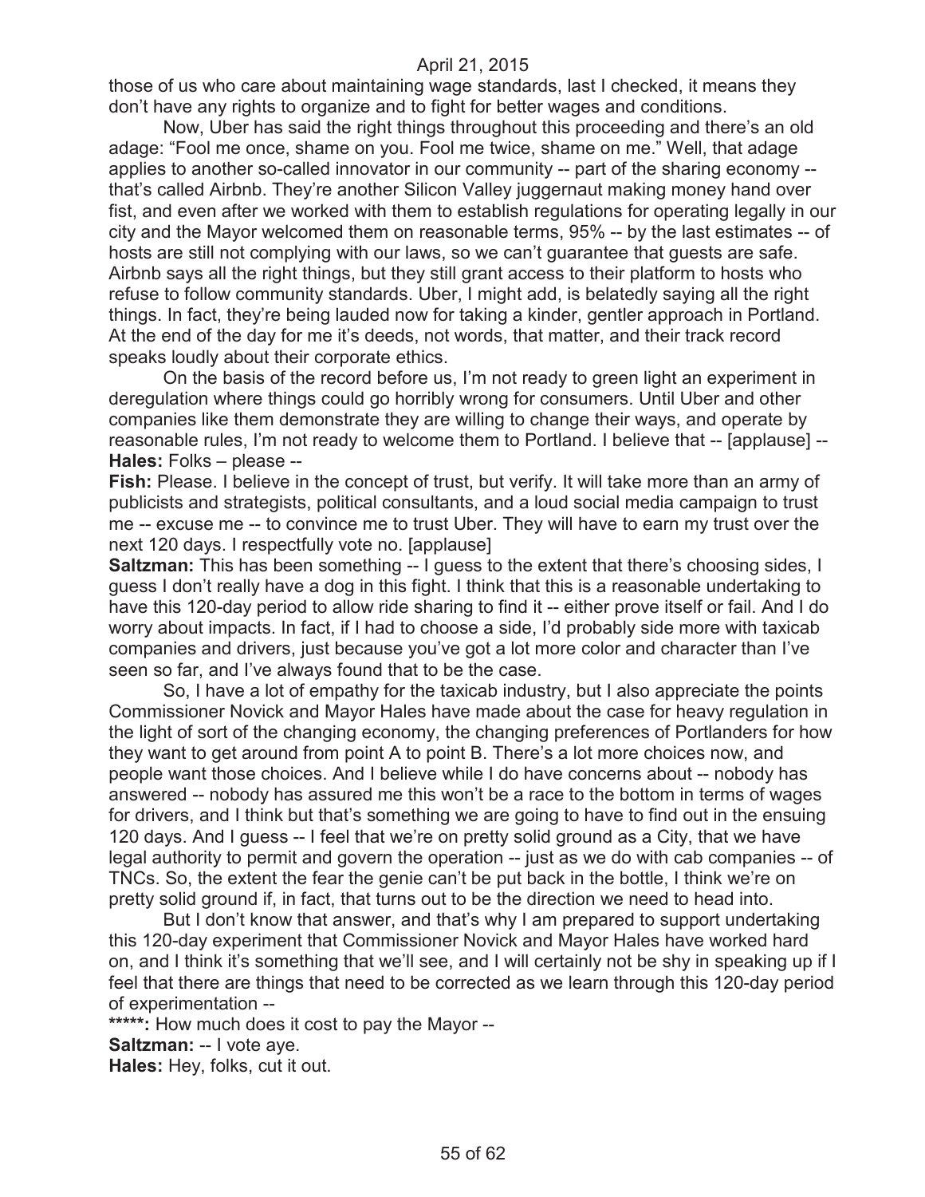those of us who care about maintaining wage standards, last I checked, it means they don't have any rights to organize and to fight for better wages and conditions.

Now, Uber has said the right things throughout this proceeding and there's an old adage: "Fool me once, shame on you. Fool me twice, shame on me." Well, that adage applies to another so-called innovator in our community -- part of the sharing economy -- that's called Airbnb. They're another Silicon Valley juggernaut making money hand over fist, and even after we worked with them to establish regulations for operating legally in our city and the Mayor welcomed them on reasonable terms, 95% -- by the last estimates -- of hosts are still not complying with our laws, so we can't guarantee that guests are safe. Airbnb says all the right things, but they still grant access to their platform to hosts who refuse to follow community standards. Uber, I might add, is belatedly saying all the right things. In fact, they're being lauded now for taking a kinder, gentler approach in Portland. At the end of the day for me it's deeds, not words, that matter, and their track record speaks loudly about their corporate ethics.

On the basis of the record before us, I'm not ready to green light an experiment in deregulation where things could go horribly wrong for consumers. Until Uber and other companies like them demonstrate they are willing to change their ways, and operate by reasonable rules, I'm not ready to welcome them to Portland. I believe that -- [applause] --

**Hales:** Folks – please --

**Fish:** Please. I believe in the concept of trust, but verify. It will take more than an army of publicists and strategists, political consultants, and a loud social media campaign to trust me -- excuse me -- to convince me to trust Uber. They will have to earn my trust over the next 120 days. I respectfully vote no. [applause]

**Saltzman:** This has been something -- I guess to the extent that there's choosing sides, I guess I don't really have a dog in this fight. I think that this is a reasonable undertaking to have this 120-day period to allow ride sharing to find it -- either prove itself or fail. And I do worry about impacts. In fact, if I had to choose a side, I'd probably side more with taxicab companies and drivers, just because you've got a lot more color and character than I've seen so far, and I've always found that to be the case.

So, I have a lot of empathy for the taxicab industry, but I also appreciate the points Commissioner Novick and Mayor Hales have made about the case for heavy regulation in the light of sort of the changing economy, the changing preferences of Portlanders for how they want to get around from point A to point B. There's a lot more choices now, and people want those choices. And I believe while I do have concerns about -- nobody has answered -- nobody has assured me this won't be a race to the bottom in terms of wages for drivers, and I think but that's something we are going to have to find out in the ensuing 120 days. And I guess -- I feel that we're on pretty solid ground as a City, that we have legal authority to permit and govern the operation -- just as we do with cab companies -- of TNCs. So, the extent the fear the genie can't be put back in the bottle, I think we're on pretty solid ground if, in fact, that turns out to be the direction we need to head into.

But I don't know that answer, and that's why I am prepared to support undertaking this 120-day experiment that Commissioner Novick and Mayor Hales have worked hard on, and I think it's something that we'll see, and I will certainly not be shy in speaking up if I feel that there are things that need to be corrected as we learn through this 120-day period of experimentation --

**\*\*\*\*\*:** How much does it cost to pay the Mayor --

**Saltzman:** -- I vote aye.

**Hales:** Hey, folks, cut it out.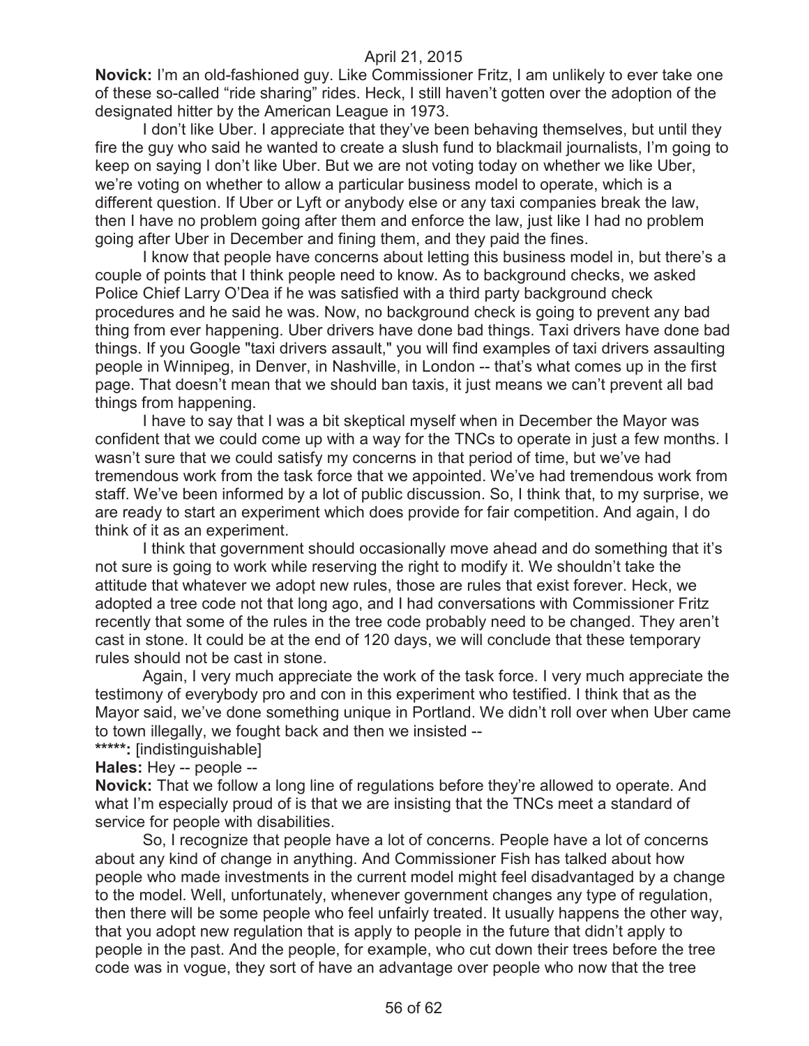**Novick:** I'm an old-fashioned guy. Like Commissioner Fritz, I am unlikely to ever take one of these so-called "ride sharing" rides. Heck, I still haven't gotten over the adoption of the designated hitter by the American League in 1973.

I don't like Uber. I appreciate that they've been behaving themselves, but until they fire the guy who said he wanted to create a slush fund to blackmail journalists, I'm going to keep on saying I don't like Uber. But we are not voting today on whether we like Uber, we're voting on whether to allow a particular business model to operate, which is a different question. If Uber or Lyft or anybody else or any taxi companies break the law, then I have no problem going after them and enforce the law, just like I had no problem going after Uber in December and fining them, and they paid the fines.

I know that people have concerns about letting this business model in, but there's a couple of points that I think people need to know. As to background checks, we asked Police Chief Larry O'Dea if he was satisfied with a third party background check procedures and he said he was. Now, no background check is going to prevent any bad thing from ever happening. Uber drivers have done bad things. Taxi drivers have done bad things. If you Google "taxi drivers assault," you will find examples of taxi drivers assaulting people in Winnipeg, in Denver, in Nashville, in London -- that's what comes up in the first page. That doesn't mean that we should ban taxis, it just means we can't prevent all bad things from happening.

I have to say that I was a bit skeptical myself when in December the Mayor was confident that we could come up with a way for the TNCs to operate in just a few months. I wasn't sure that we could satisfy my concerns in that period of time, but we've had tremendous work from the task force that we appointed. We've had tremendous work from staff. We've been informed by a lot of public discussion. So, I think that, to my surprise, we are ready to start an experiment which does provide for fair competition. And again, I do think of it as an experiment.

I think that government should occasionally move ahead and do something that it's not sure is going to work while reserving the right to modify it. We shouldn't take the attitude that whatever we adopt new rules, those are rules that exist forever. Heck, we adopted a tree code not that long ago, and I had conversations with Commissioner Fritz recently that some of the rules in the tree code probably need to be changed. They aren't cast in stone. It could be at the end of 120 days, we will conclude that these temporary rules should not be cast in stone.

Again, I very much appreciate the work of the task force. I very much appreciate the testimony of everybody pro and con in this experiment who testified. I think that as the Mayor said, we've done something unique in Portland. We didn't roll over when Uber came to town illegally, we fought back and then we insisted --

**\*\*\*\*\*:** [indistinguishable]

**Hales:** Hey -- people --

**Novick:** That we follow a long line of regulations before they're allowed to operate. And what I'm especially proud of is that we are insisting that the TNCs meet a standard of service for people with disabilities.

So, I recognize that people have a lot of concerns. People have a lot of concerns about any kind of change in anything. And Commissioner Fish has talked about how people who made investments in the current model might feel disadvantaged by a change to the model. Well, unfortunately, whenever government changes any type of regulation, then there will be some people who feel unfairly treated. It usually happens the other way, that you adopt new regulation that is apply to people in the future that didn't apply to people in the past. And the people, for example, who cut down their trees before the tree code was in vogue, they sort of have an advantage over people who now that the tree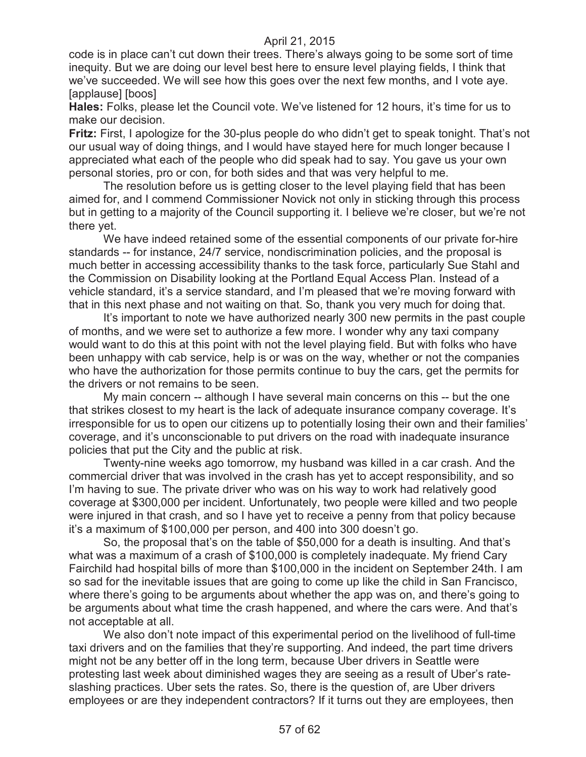code is in place can't cut down their trees. There's always going to be some sort of time inequity. But we are doing our level best here to ensure level playing fields, I think that we've succeeded. We will see how this goes over the next few months, and I vote aye. [applause] [boos]

**Hales:** Folks, please let the Council vote. We've listened for 12 hours, it's time for us to make our decision.

**Fritz:** First, I apologize for the 30-plus people do who didn't get to speak tonight. That's not our usual way of doing things, and I would have stayed here for much longer because I appreciated what each of the people who did speak had to say. You gave us your own personal stories, pro or con, for both sides and that was very helpful to me.

The resolution before us is getting closer to the level playing field that has been aimed for, and I commend Commissioner Novick not only in sticking through this process but in getting to a majority of the Council supporting it. I believe we're closer, but we're not there yet.

We have indeed retained some of the essential components of our private for-hire standards -- for instance, 24/7 service, nondiscrimination policies, and the proposal is much better in accessing accessibility thanks to the task force, particularly Sue Stahl and the Commission on Disability looking at the Portland Equal Access Plan. Instead of a vehicle standard, it's a service standard, and I'm pleased that we're moving forward with that in this next phase and not waiting on that. So, thank you very much for doing that.

It's important to note we have authorized nearly 300 new permits in the past couple of months, and we were set to authorize a few more. I wonder why any taxi company would want to do this at this point with not the level playing field. But with folks who have been unhappy with cab service, help is or was on the way, whether or not the companies who have the authorization for those permits continue to buy the cars, get the permits for the drivers or not remains to be seen.

My main concern -- although I have several main concerns on this -- but the one that strikes closest to my heart is the lack of adequate insurance company coverage. It's irresponsible for us to open our citizens up to potentially losing their own and their families' coverage, and it's unconscionable to put drivers on the road with inadequate insurance policies that put the City and the public at risk.

Twenty-nine weeks ago tomorrow, my husband was killed in a car crash. And the commercial driver that was involved in the crash has yet to accept responsibility, and so I'm having to sue. The private driver who was on his way to work had relatively good coverage at $300,000 per incident. Unfortunately, two people were killed and two people were injured in that crash, and so I have yet to receive a penny from that policy because it's a maximum of $100,000 per person, and 400 into 300 doesn't go.

So, the proposal that's on the table of $50,000 for a death is insulting. And that's what was a maximum of a crash of $100,000 is completely inadequate. My friend Cary Fairchild had hospital bills of more than $100,000 in the incident on September 24th. I am so sad for the inevitable issues that are going to come up like the child in San Francisco, where there's going to be arguments about whether the app was on, and there's going to be arguments about what time the crash happened, and where the cars were. And that's not acceptable at all.

We also don't note impact of this experimental period on the livelihood of full-time taxi drivers and on the families that they're supporting. And indeed, the part time drivers might not be any better off in the long term, because Uber drivers in Seattle were protesting last week about diminished wages they are seeing as a result of Uber's rate-slashing practices. Uber sets the rates. So, there is the question of, are Uber drivers employees or are they independent contractors? If it turns out they are employees, then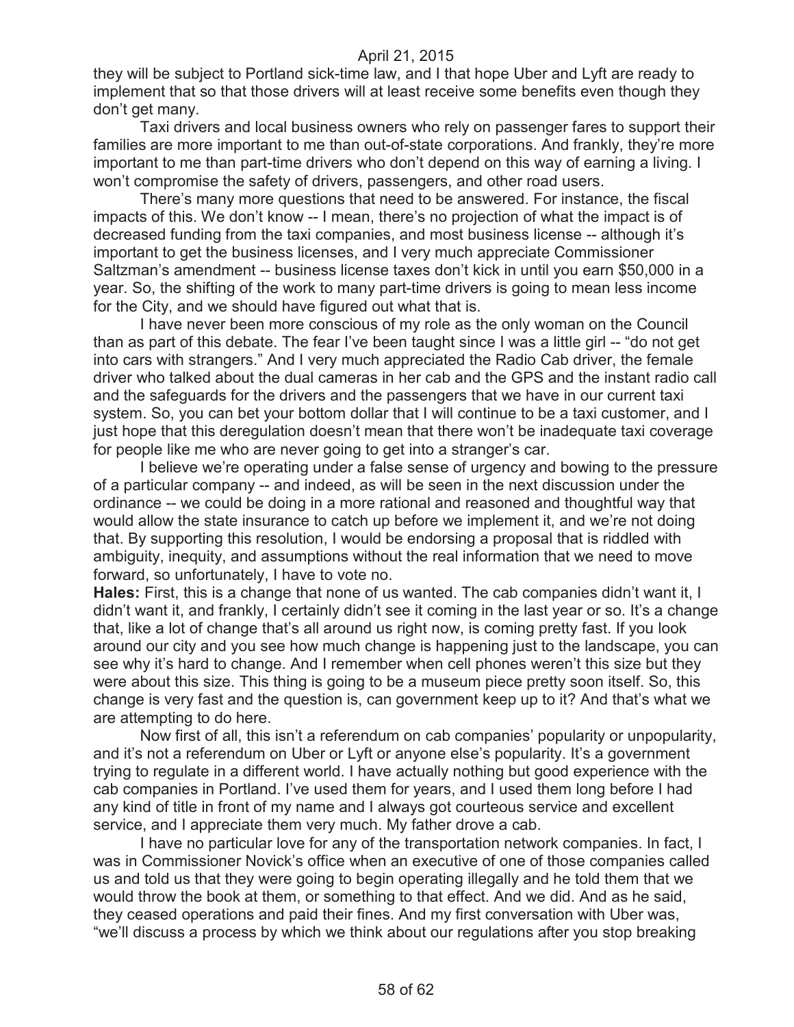they will be subject to Portland sick-time law, and I that hope Uber and Lyft are ready to implement that so that those drivers will at least receive some benefits even though they don't get many.

Taxi drivers and local business owners who rely on passenger fares to support their families are more important to me than out-of-state corporations. And frankly, they're more important to me than part-time drivers who don't depend on this way of earning a living. I won't compromise the safety of drivers, passengers, and other road users.

There's many more questions that need to be answered. For instance, the fiscal impacts of this. We don't know -- I mean, there's no projection of what the impact is of decreased funding from the taxi companies, and most business license -- although it's important to get the business licenses, and I very much appreciate Commissioner Saltzman's amendment -- business license taxes don't kick in until you earn $50,000 in a year. So, the shifting of the work to many part-time drivers is going to mean less income for the City, and we should have figured out what that is.

I have never been more conscious of my role as the only woman on the Council than as part of this debate. The fear I've been taught since I was a little girl -- "do not get into cars with strangers." And I very much appreciated the Radio Cab driver, the female driver who talked about the dual cameras in her cab and the GPS and the instant radio call and the safeguards for the drivers and the passengers that we have in our current taxi system. So, you can bet your bottom dollar that I will continue to be a taxi customer, and I just hope that this deregulation doesn't mean that there won't be inadequate taxi coverage for people like me who are never going to get into a stranger's car.

I believe we're operating under a false sense of urgency and bowing to the pressure of a particular company -- and indeed, as will be seen in the next discussion under the ordinance -- we could be doing in a more rational and reasoned and thoughtful way that would allow the state insurance to catch up before we implement it, and we're not doing that. By supporting this resolution, I would be endorsing a proposal that is riddled with ambiguity, inequity, and assumptions without the real information that we need to move forward, so unfortunately, I have to vote no.

**Hales:** First, this is a change that none of us wanted. The cab companies didn't want it, I didn't want it, and frankly, I certainly didn't see it coming in the last year or so. It's a change that, like a lot of change that's all around us right now, is coming pretty fast. If you look around our city and you see how much change is happening just to the landscape, you can see why it's hard to change. And I remember when cell phones weren't this size but they were about this size. This thing is going to be a museum piece pretty soon itself. So, this change is very fast and the question is, can government keep up to it? And that's what we are attempting to do here.

Now first of all, this isn't a referendum on cab companies' popularity or unpopularity, and it's not a referendum on Uber or Lyft or anyone else's popularity. It's a government trying to regulate in a different world. I have actually nothing but good experience with the cab companies in Portland. I've used them for years, and I used them long before I had any kind of title in front of my name and I always got courteous service and excellent service, and I appreciate them very much. My father drove a cab.

I have no particular love for any of the transportation network companies. In fact, I was in Commissioner Novick's office when an executive of one of those companies called us and told us that they were going to begin operating illegally and he told them that we would throw the book at them, or something to that effect. And we did. And as he said, they ceased operations and paid their fines. And my first conversation with Uber was, "we'll discuss a process by which we think about our regulations after you stop breaking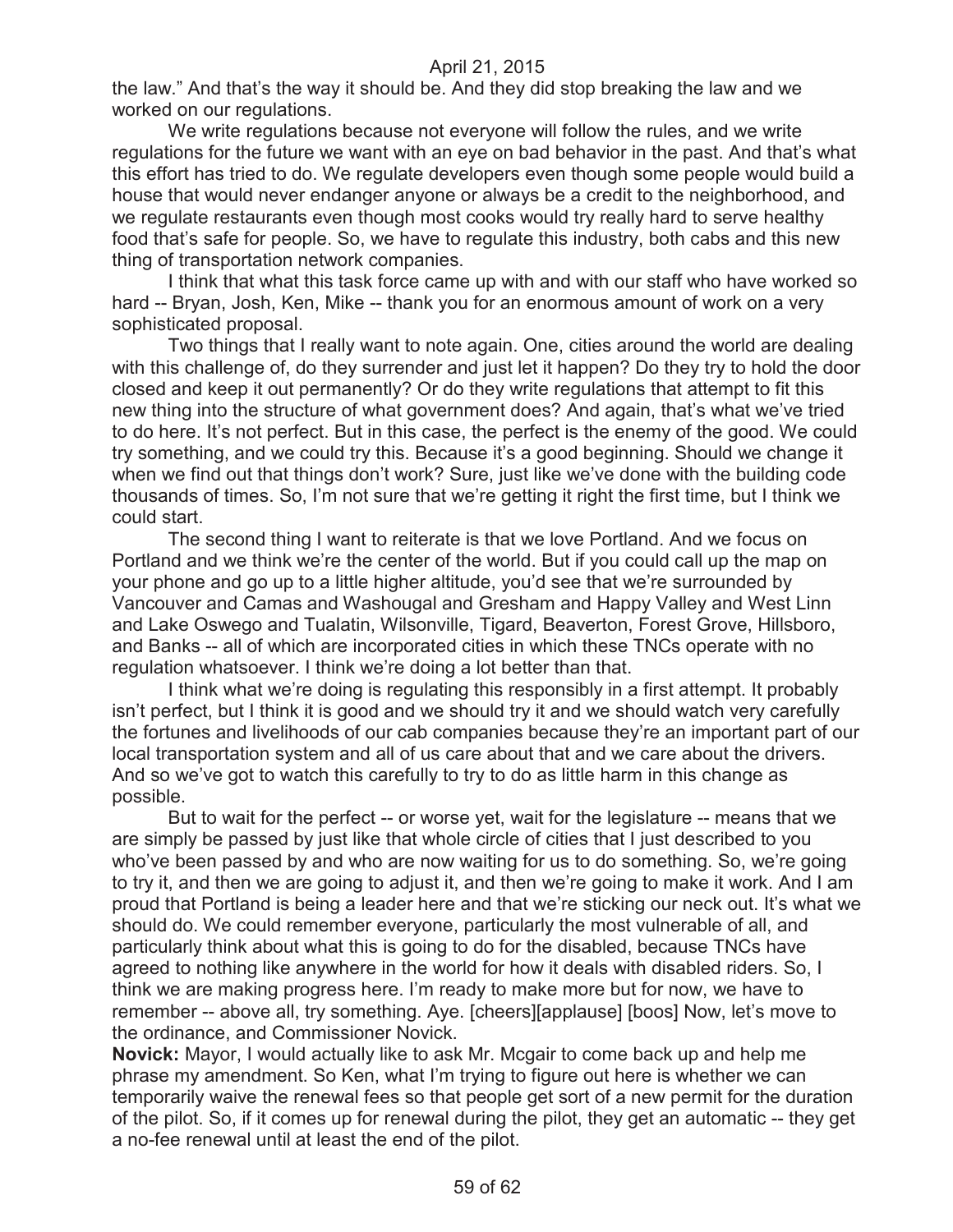the law." And that's the way it should be. And they did stop breaking the law and we worked on our regulations.

We write regulations because not everyone will follow the rules, and we write regulations for the future we want with an eye on bad behavior in the past. And that's what this effort has tried to do. We regulate developers even though some people would build a house that would never endanger anyone or always be a credit to the neighborhood, and we regulate restaurants even though most cooks would try really hard to serve healthy food that's safe for people. So, we have to regulate this industry, both cabs and this new thing of transportation network companies.

I think that what this task force came up with and with our staff who have worked so hard -- Bryan, Josh, Ken, Mike -- thank you for an enormous amount of work on a very sophisticated proposal.

Two things that I really want to note again. One, cities around the world are dealing with this challenge of, do they surrender and just let it happen? Do they try to hold the door closed and keep it out permanently? Or do they write regulations that attempt to fit this new thing into the structure of what government does? And again, that's what we've tried to do here. It's not perfect. But in this case, the perfect is the enemy of the good. We could try something, and we could try this. Because it's a good beginning. Should we change it when we find out that things don't work? Sure, just like we've done with the building code thousands of times. So, I'm not sure that we're getting it right the first time, but I think we could start.

The second thing I want to reiterate is that we love Portland. And we focus on Portland and we think we're the center of the world. But if you could call up the map on your phone and go up to a little higher altitude, you'd see that we're surrounded by Vancouver and Camas and Washougal and Gresham and Happy Valley and West Linn and Lake Oswego and Tualatin, Wilsonville, Tigard, Beaverton, Forest Grove, Hillsboro, and Banks -- all of which are incorporated cities in which these TNCs operate with no regulation whatsoever. I think we're doing a lot better than that.

I think what we're doing is regulating this responsibly in a first attempt. It probably isn't perfect, but I think it is good and we should try it and we should watch very carefully the fortunes and livelihoods of our cab companies because they're an important part of our local transportation system and all of us care about that and we care about the drivers. And so we've got to watch this carefully to try to do as little harm in this change as possible.

But to wait for the perfect -- or worse yet, wait for the legislature -- means that we are simply be passed by just like that whole circle of cities that I just described to you who've been passed by and who are now waiting for us to do something. So, we're going to try it, and then we are going to adjust it, and then we're going to make it work. And I am proud that Portland is being a leader here and that we're sticking our neck out. It's what we should do. We could remember everyone, particularly the most vulnerable of all, and particularly think about what this is going to do for the disabled, because TNCs have agreed to nothing like anywhere in the world for how it deals with disabled riders. So, I think we are making progress here. I'm ready to make more but for now, we have to remember -- above all, try something. Aye. [cheers][applause] [boos] Now, let's move to the ordinance, and Commissioner Novick.

**Novick:** Mayor, I would actually like to ask Mr. Mcgair to come back up and help me phrase my amendment. So Ken, what I'm trying to figure out here is whether we can temporarily waive the renewal fees so that people get sort of a new permit for the duration of the pilot. So, if it comes up for renewal during the pilot, they get an automatic -- they get a no-fee renewal until at least the end of the pilot.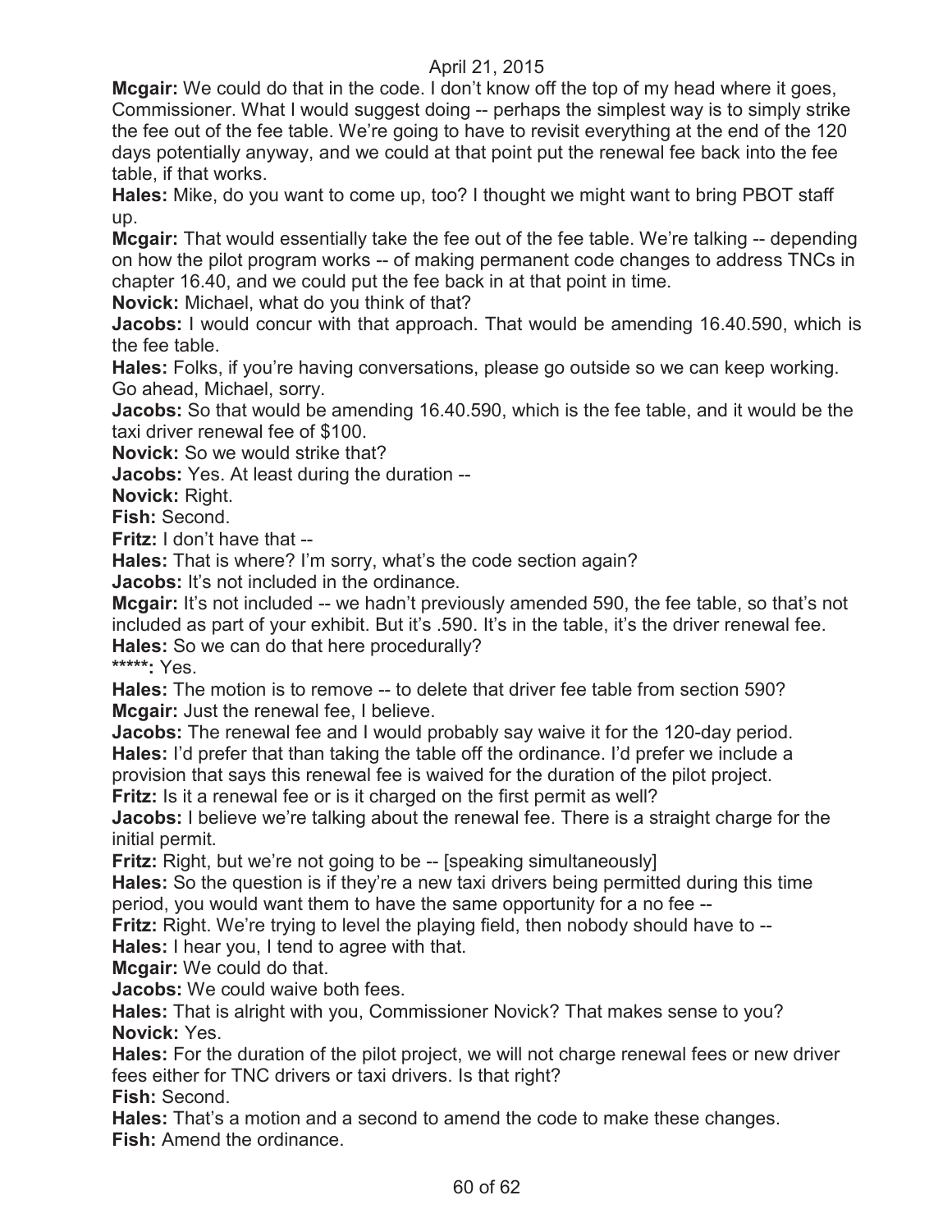**Mcgair:** We could do that in the code. I don't know off the top of my head where it goes, Commissioner. What I would suggest doing -- perhaps the simplest way is to simply strike the fee out of the fee table. We're going to have to revisit everything at the end of the 120 days potentially anyway, and we could at that point put the renewal fee back into the fee table, if that works.

**Hales:** Mike, do you want to come up, too? I thought we might want to bring PBOT staff up.

**Mcgair:** That would essentially take the fee out of the fee table. We're talking -- depending on how the pilot program works -- of making permanent code changes to address TNCs in chapter 16.40, and we could put the fee back in at that point in time.

**Novick:** Michael, what do you think of that?

**Jacobs:** I would concur with that approach. That would be amending 16.40.590, which is the fee table.

**Hales:** Folks, if you're having conversations, please go outside so we can keep working. Go ahead, Michael, sorry.

**Jacobs:** So that would be amending 16.40.590, which is the fee table, and it would be the taxi driver renewal fee of $100.

**Novick:** So we would strike that?

**Jacobs:** Yes. At least during the duration --

**Novick:** Right.

**Fish:** Second.

**Fritz:** I don't have that --

**Hales:** That is where? I'm sorry, what's the code section again?

**Jacobs:** It's not included in the ordinance.

**Mcgair:** It's not included -- we hadn't previously amended 590, the fee table, so that's not included as part of your exhibit. But it's .590. It's in the table, it's the driver renewal fee.

**Hales:** So we can do that here procedurally?

*****: Yes.

**Hales:** The motion is to remove -- to delete that driver fee table from section 590?

**Mcgair:** Just the renewal fee, I believe.

**Jacobs:** The renewal fee and I would probably say waive it for the 120-day period.

**Hales:** I'd prefer that than taking the table off the ordinance. I'd prefer we include a provision that says this renewal fee is waived for the duration of the pilot project.

**Fritz:** Is it a renewal fee or is it charged on the first permit as well?

**Jacobs:** I believe we're talking about the renewal fee. There is a straight charge for the initial permit.

**Fritz:** Right, but we're not going to be -- [speaking simultaneously]

**Hales:** So the question is if they're a new taxi drivers being permitted during this time period, you would want them to have the same opportunity for a no fee --

**Fritz:** Right. We're trying to level the playing field, then nobody should have to --

**Hales:** I hear you, I tend to agree with that.

**Mcgair:** We could do that.

**Jacobs:** We could waive both fees.

**Hales:** That is alright with you, Commissioner Novick? That makes sense to you?

**Novick:** Yes.

**Hales:** For the duration of the pilot project, we will not charge renewal fees or new driver fees either for TNC drivers or taxi drivers. Is that right?

**Fish:** Second.

**Hales:** That's a motion and a second to amend the code to make these changes.

**Fish:** Amend the ordinance.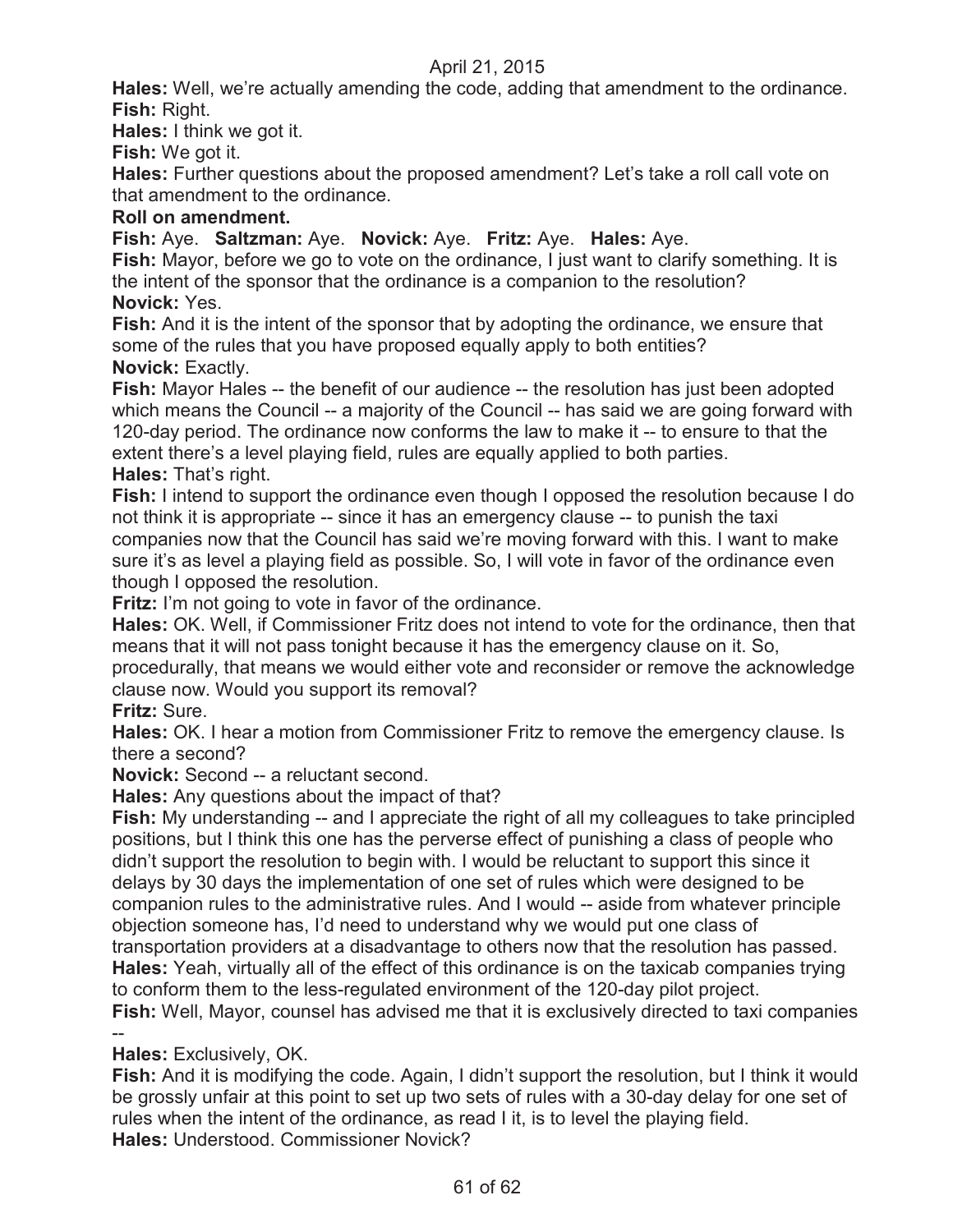**Hales:** Well, we're actually amending the code, adding that amendment to the ordinance.
**Fish:** Right.
**Hales:** I think we got it.
**Fish:** We got it.
**Hales:** Further questions about the proposed amendment? Let's take a roll call vote on that amendment to the ordinance.
**Roll on amendment.**
**Fish:** Aye. **Saltzman:** Aye. **Novick:** Aye. **Fritz:** Aye. **Hales:** Aye.
**Fish:** Mayor, before we go to vote on the ordinance, I just want to clarify something. It is the intent of the sponsor that the ordinance is a companion to the resolution?
**Novick:** Yes.
**Fish:** And it is the intent of the sponsor that by adopting the ordinance, we ensure that some of the rules that you have proposed equally apply to both entities?
**Novick:** Exactly.
**Fish:** Mayor Hales -- the benefit of our audience -- the resolution has just been adopted which means the Council -- a majority of the Council -- has said we are going forward with 120-day period. The ordinance now conforms the law to make it -- to ensure to that the extent there's a level playing field, rules are equally applied to both parties.
**Hales:** That's right.
**Fish:** I intend to support the ordinance even though I opposed the resolution because I do not think it is appropriate -- since it has an emergency clause -- to punish the taxi companies now that the Council has said we're moving forward with this. I want to make sure it's as level a playing field as possible. So, I will vote in favor of the ordinance even though I opposed the resolution.
**Fritz:** I'm not going to vote in favor of the ordinance.
**Hales:** OK. Well, if Commissioner Fritz does not intend to vote for the ordinance, then that means that it will not pass tonight because it has the emergency clause on it. So, procedurally, that means we would either vote and reconsider or remove the acknowledge clause now. Would you support its removal?
**Fritz:** Sure.
**Hales:** OK. I hear a motion from Commissioner Fritz to remove the emergency clause. Is there a second?
**Novick:** Second -- a reluctant second.
**Hales:** Any questions about the impact of that?
**Fish:** My understanding -- and I appreciate the right of all my colleagues to take principled positions, but I think this one has the perverse effect of punishing a class of people who didn't support the resolution to begin with. I would be reluctant to support this since it delays by 30 days the implementation of one set of rules which were designed to be companion rules to the administrative rules. And I would -- aside from whatever principle objection someone has, I'd need to understand why we would put one class of transportation providers at a disadvantage to others now that the resolution has passed.
**Hales:** Yeah, virtually all of the effect of this ordinance is on the taxicab companies trying to conform them to the less-regulated environment of the 120-day pilot project.
**Fish:** Well, Mayor, counsel has advised me that it is exclusively directed to taxi companies --
**Hales:** Exclusively, OK.
**Fish:** And it is modifying the code. Again, I didn't support the resolution, but I think it would be grossly unfair at this point to set up two sets of rules with a 30-day delay for one set of rules when the intent of the ordinance, as read I it, is to level the playing field.
**Hales:** Understood. Commissioner Novick?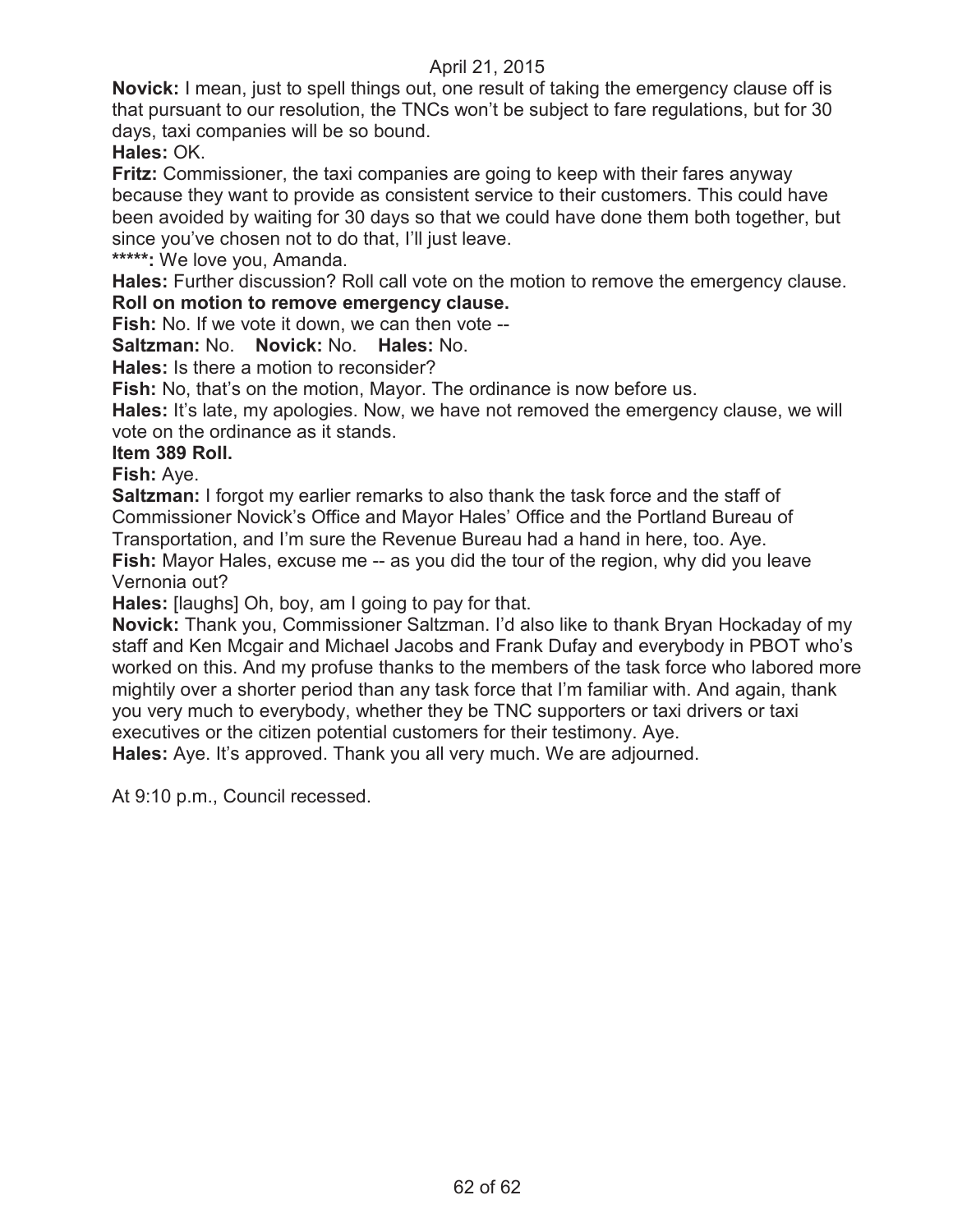**Novick:** I mean, just to spell things out, one result of taking the emergency clause off is that pursuant to our resolution, the TNCs won't be subject to fare regulations, but for 30 days, taxi companies will be so bound.

**Hales:** OK.

**Fritz:** Commissioner, the taxi companies are going to keep with their fares anyway because they want to provide as consistent service to their customers. This could have been avoided by waiting for 30 days so that we could have done them both together, but since you've chosen not to do that, I'll just leave.

**\*\*\*\*\*:** We love you, Amanda.

**Hales:** Further discussion? Roll call vote on the motion to remove the emergency clause.

**Roll on motion to remove emergency clause.**

**Fish:** No. If we vote it down, we can then vote --

**Saltzman:** No. **Novick:** No. **Hales:** No.

**Hales:** Is there a motion to reconsider?

**Fish:** No, that's on the motion, Mayor. The ordinance is now before us.

**Hales:** It's late, my apologies. Now, we have not removed the emergency clause, we will vote on the ordinance as it stands.

**Item 389 Roll.**

**Fish:** Aye.

**Saltzman:** I forgot my earlier remarks to also thank the task force and the staff of Commissioner Novick's Office and Mayor Hales' Office and the Portland Bureau of Transportation, and I'm sure the Revenue Bureau had a hand in here, too. Aye.

**Fish:** Mayor Hales, excuse me -- as you did the tour of the region, why did you leave Vernonia out?

**Hales:** [laughs] Oh, boy, am I going to pay for that.

**Novick:** Thank you, Commissioner Saltzman. I'd also like to thank Bryan Hockaday of my staff and Ken Mcgair and Michael Jacobs and Frank Dufay and everybody in PBOT who's worked on this. And my profuse thanks to the members of the task force who labored more mightily over a shorter period than any task force that I'm familiar with. And again, thank you very much to everybody, whether they be TNC supporters or taxi drivers or taxi executives or the citizen potential customers for their testimony. Aye.

**Hales:** Aye. It's approved. Thank you all very much. We are adjourned.

At 9:10 p.m., Council recessed.